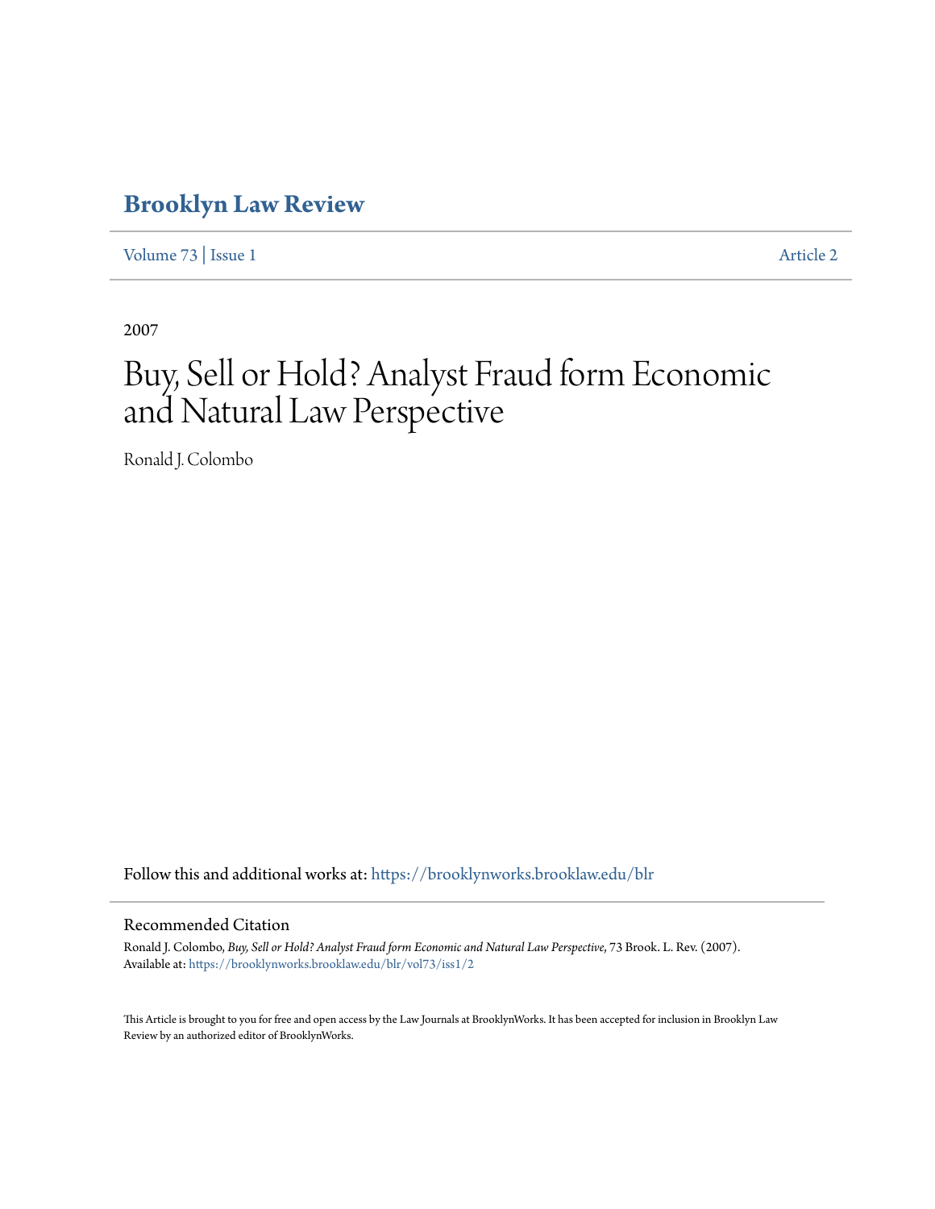# Brooklyn Law Review

Volume 73 | Issue 1 Article 2

2007

# Buy, Sell or Hold? Analyst Fraud form Economic and Natural Law Perspective

Ronald J. Colombo

Follow this and additional works at: https://brooklynworks.brooklaw.edu/blr

## Recommended Citation

Ronald J. Colombo, *Buy, Sell or Hold? Analyst Fraud form Economic and Natural Law Perspective*, 73 Brook. L. Rev. (2007).
Available at: https://brooklynworks.brooklaw.edu/blr/vol73/iss1/2

This Article is brought to you for free and open access by the Law Journals at BrooklynWorks. It has been accepted for inclusion in Brooklyn Law Review by an authorized editor of BrooklynWorks.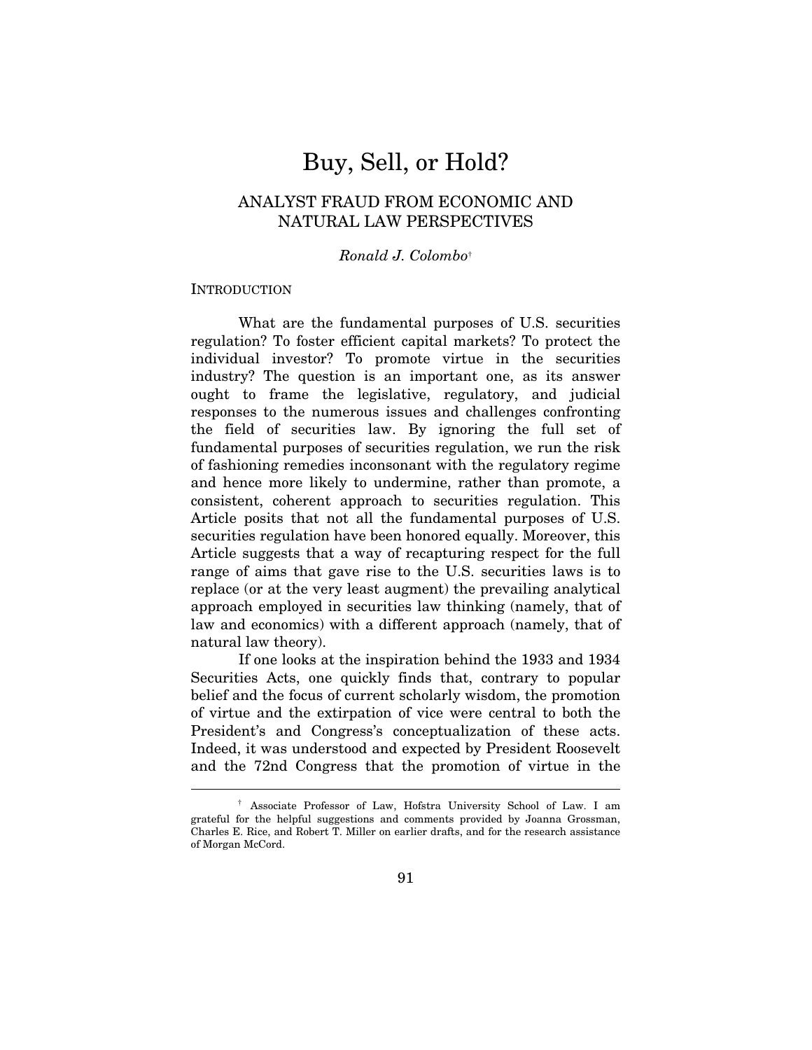# Buy, Sell, or Hold?

## ANALYST FRAUD FROM ECONOMIC AND NATURAL LAW PERSPECTIVES

*Ronald J. Colombo*[†]

### INTRODUCTION

What are the fundamental purposes of U.S. securities regulation? To foster efficient capital markets? To protect the individual investor? To promote virtue in the securities industry? The question is an important one, as its answer ought to frame the legislative, regulatory, and judicial responses to the numerous issues and challenges confronting the field of securities law. By ignoring the full set of fundamental purposes of securities regulation, we run the risk of fashioning remedies inconsonant with the regulatory regime and hence more likely to undermine, rather than promote, a consistent, coherent approach to securities regulation. This Article posits that not all the fundamental purposes of U.S. securities regulation have been honored equally. Moreover, this Article suggests that a way of recapturing respect for the full range of aims that gave rise to the U.S. securities laws is to replace (or at the very least augment) the prevailing analytical approach employed in securities law thinking (namely, that of law and economics) with a different approach (namely, that of natural law theory).

If one looks at the inspiration behind the 1933 and 1934 Securities Acts, one quickly finds that, contrary to popular belief and the focus of current scholarly wisdom, the promotion of virtue and the extirpation of vice were central to both the President's and Congress's conceptualization of these acts. Indeed, it was understood and expected by President Roosevelt and the 72nd Congress that the promotion of virtue in the

---

[†] Associate Professor of Law, Hofstra University School of Law. I am grateful for the helpful suggestions and comments provided by Joanna Grossman, Charles E. Rice, and Robert T. Miller on earlier drafts, and for the research assistance of Morgan McCord.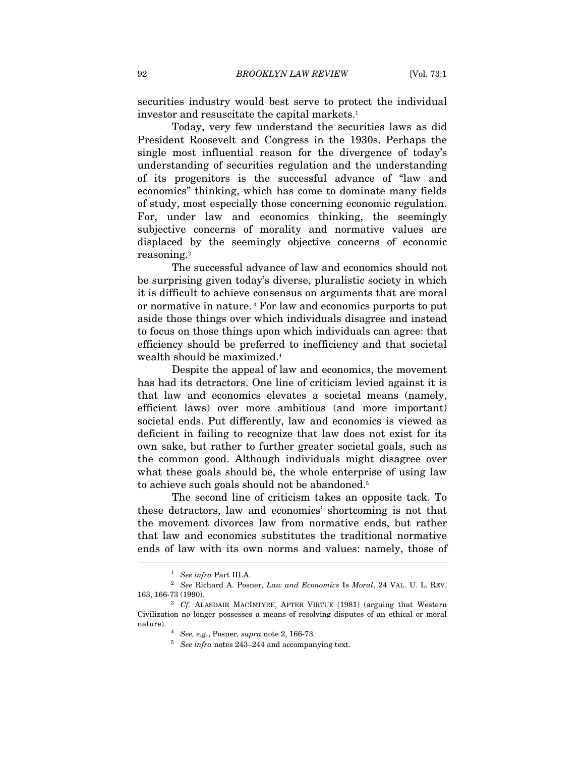securities industry would best serve to protect the individual investor and resuscitate the capital markets.[1]

Today, very few understand the securities laws as did President Roosevelt and Congress in the 1930s. Perhaps the single most influential reason for the divergence of today's understanding of securities regulation and the understanding of its progenitors is the successful advance of "law and economics" thinking, which has come to dominate many fields of study, most especially those concerning economic regulation. For, under law and economics thinking, the seemingly subjective concerns of morality and normative values are displaced by the seemingly objective concerns of economic reasoning.[2]

The successful advance of law and economics should not be surprising given today's diverse, pluralistic society in which it is difficult to achieve consensus on arguments that are moral or normative in nature.[3] For law and economics purports to put aside those things over which individuals disagree and instead to focus on those things upon which individuals can agree: that efficiency should be preferred to inefficiency and that societal wealth should be maximized.[4]

Despite the appeal of law and economics, the movement has had its detractors. One line of criticism levied against it is that law and economics elevates a societal means (namely, efficient laws) over more ambitious (and more important) societal ends. Put differently, law and economics is viewed as deficient in failing to recognize that law does not exist for its own sake, but rather to further greater societal goals, such as the common good. Although individuals might disagree over what these goals should be, the whole enterprise of using law to achieve such goals should not be abandoned.[5]

The second line of criticism takes an opposite tack. To these detractors, law and economics' shortcoming is not that the movement divorces law from normative ends, but rather that law and economics substitutes the traditional normative ends of law with its own norms and values: namely, those of

---

[1] *See infra* Part III.A.

[2] *See* Richard A. Posner, *Law and Economics* Is *Moral*, 24 VAL. U. L. REV. 163, 166-73 (1990).

[3] *Cf.* ALASDAIR MACINTYRE, AFTER VIRTUE (1981) (arguing that Western Civilization no longer possesses a means of resolving disputes of an ethical or moral nature).

[4] *See, e.g.*, Posner, *supra* note 2, 166-73.

[5] *See infra* notes 243–244 and accompanying text.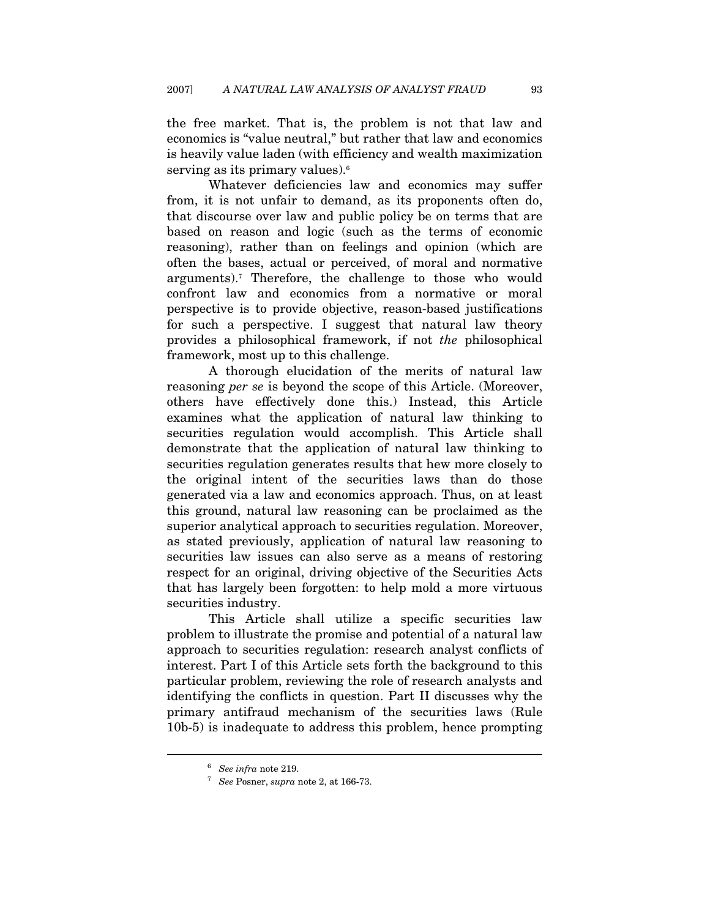the free market. That is, the problem is not that law and economics is "value neutral," but rather that law and economics is heavily value laden (with efficiency and wealth maximization serving as its primary values).[6]

Whatever deficiencies law and economics may suffer from, it is not unfair to demand, as its proponents often do, that discourse over law and public policy be on terms that are based on reason and logic (such as the terms of economic reasoning), rather than on feelings and opinion (which are often the bases, actual or perceived, of moral and normative arguments).[7] Therefore, the challenge to those who would confront law and economics from a normative or moral perspective is to provide objective, reason-based justifications for such a perspective. I suggest that natural law theory provides a philosophical framework, if not *the* philosophical framework, most up to this challenge.

A thorough elucidation of the merits of natural law reasoning *per se* is beyond the scope of this Article. (Moreover, others have effectively done this.) Instead, this Article examines what the application of natural law thinking to securities regulation would accomplish. This Article shall demonstrate that the application of natural law thinking to securities regulation generates results that hew more closely to the original intent of the securities laws than do those generated via a law and economics approach. Thus, on at least this ground, natural law reasoning can be proclaimed as the superior analytical approach to securities regulation. Moreover, as stated previously, application of natural law reasoning to securities law issues can also serve as a means of restoring respect for an original, driving objective of the Securities Acts that has largely been forgotten: to help mold a more virtuous securities industry.

This Article shall utilize a specific securities law problem to illustrate the promise and potential of a natural law approach to securities regulation: research analyst conflicts of interest. Part I of this Article sets forth the background to this particular problem, reviewing the role of research analysts and identifying the conflicts in question. Part II discusses why the primary antifraud mechanism of the securities laws (Rule 10b-5) is inadequate to address this problem, hence prompting

---

[6] *See infra* note 219.

[7] *See* Posner, *supra* note 2, at 166-73.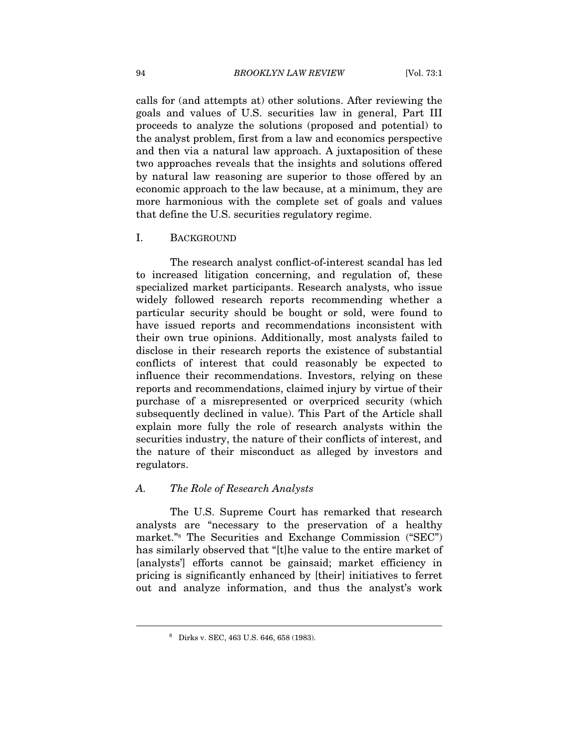calls for (and attempts at) other solutions. After reviewing the goals and values of U.S. securities law in general, Part III proceeds to analyze the solutions (proposed and potential) to the analyst problem, first from a law and economics perspective and then via a natural law approach. A juxtaposition of these two approaches reveals that the insights and solutions offered by natural law reasoning are superior to those offered by an economic approach to the law because, at a minimum, they are more harmonious with the complete set of goals and values that define the U.S. securities regulatory regime.

## I. BACKGROUND

The research analyst conflict-of-interest scandal has led to increased litigation concerning, and regulation of, these specialized market participants. Research analysts, who issue widely followed research reports recommending whether a particular security should be bought or sold, were found to have issued reports and recommendations inconsistent with their own true opinions. Additionally, most analysts failed to disclose in their research reports the existence of substantial conflicts of interest that could reasonably be expected to influence their recommendations. Investors, relying on these reports and recommendations, claimed injury by virtue of their purchase of a misrepresented or overpriced security (which subsequently declined in value). This Part of the Article shall explain more fully the role of research analysts within the securities industry, the nature of their conflicts of interest, and the nature of their misconduct as alleged by investors and regulators.

### A. *The Role of Research Analysts*

The U.S. Supreme Court has remarked that research analysts are "necessary to the preservation of a healthy market."[8] The Securities and Exchange Commission ("SEC") has similarly observed that "[t]he value to the entire market of [analysts'] efforts cannot be gainsaid; market efficiency in pricing is significantly enhanced by [their] initiatives to ferret out and analyze information, and thus the analyst's work

---

[8] Dirks v. SEC, 463 U.S. 646, 658 (1983).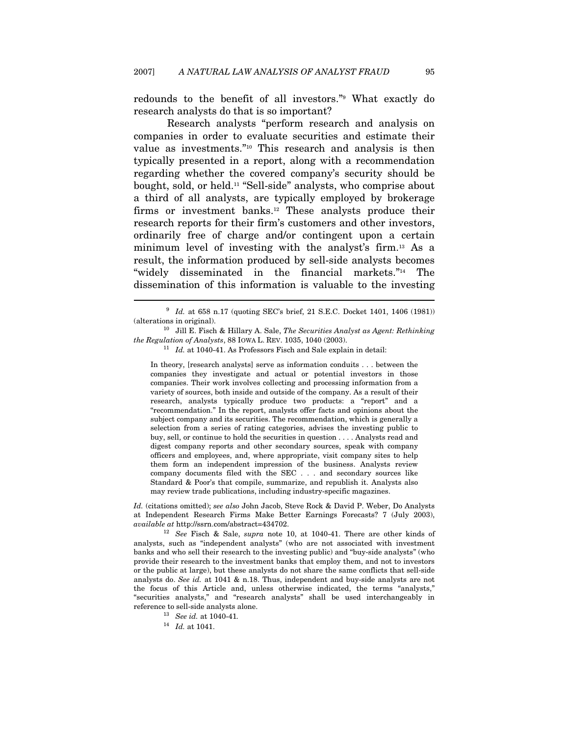redounds to the benefit of all investors."[9] What exactly do research analysts do that is so important?

Research analysts "perform research and analysis on companies in order to evaluate securities and estimate their value as investments."[10] This research and analysis is then typically presented in a report, along with a recommendation regarding whether the covered company's security should be bought, sold, or held.[11] "Sell-side" analysts, who comprise about a third of all analysts, are typically employed by brokerage firms or investment banks.[12] These analysts produce their research reports for their firm's customers and other investors, ordinarily free of charge and/or contingent upon a certain minimum level of investing with the analyst's firm.[13] As a result, the information produced by sell-side analysts becomes "widely disseminated in the financial markets."[14] The dissemination of this information is valuable to the investing

---

[9] *Id.* at 658 n.17 (quoting SEC's brief, 21 S.E.C. Docket 1401, 1406 (1981)) (alterations in original).

[10] Jill E. Fisch & Hillary A. Sale, *The Securities Analyst as Agent: Rethinking the Regulation of Analysts*, 88 IOWA L. REV. 1035, 1040 (2003).

[11] *Id.* at 1040-41. As Professors Fisch and Sale explain in detail:

> In theory, [research analysts] serve as information conduits . . . between the companies they investigate and actual or potential investors in those companies. Their work involves collecting and processing information from a variety of sources, both inside and outside of the company. As a result of their research, analysts typically produce two products: a "report" and a "recommendation." In the report, analysts offer facts and opinions about the subject company and its securities. The recommendation, which is generally a selection from a series of rating categories, advises the investing public to buy, sell, or continue to hold the securities in question . . . . Analysts read and digest company reports and other secondary sources, speak with company officers and employees, and, where appropriate, visit company sites to help them form an independent impression of the business. Analysts review company documents filed with the SEC . . . and secondary sources like Standard & Poor's that compile, summarize, and republish it. Analysts also may review trade publications, including industry-specific magazines.

*Id.* (citations omitted); *see also* John Jacob, Steve Rock & David P. Weber, Do Analysts at Independent Research Firms Make Better Earnings Forecasts? 7 (July 2003), *available at* http://ssrn.com/abstract=434702.

[12] *See* Fisch & Sale, *supra* note 10, at 1040-41. There are other kinds of analysts, such as "independent analysts" (who are not associated with investment banks and who sell their research to the investing public) and "buy-side analysts" (who provide their research to the investment banks that employ them, and not to investors or the public at large), but these analysts do not share the same conflicts that sell-side analysts do. *See id.* at 1041 & n.18. Thus, independent and buy-side analysts are not the focus of this Article and, unless otherwise indicated, the terms "analysts," "securities analysts," and "research analysts" shall be used interchangeably in reference to sell-side analysts alone.

[13] *See id.* at 1040-41.

[14] *Id.* at 1041.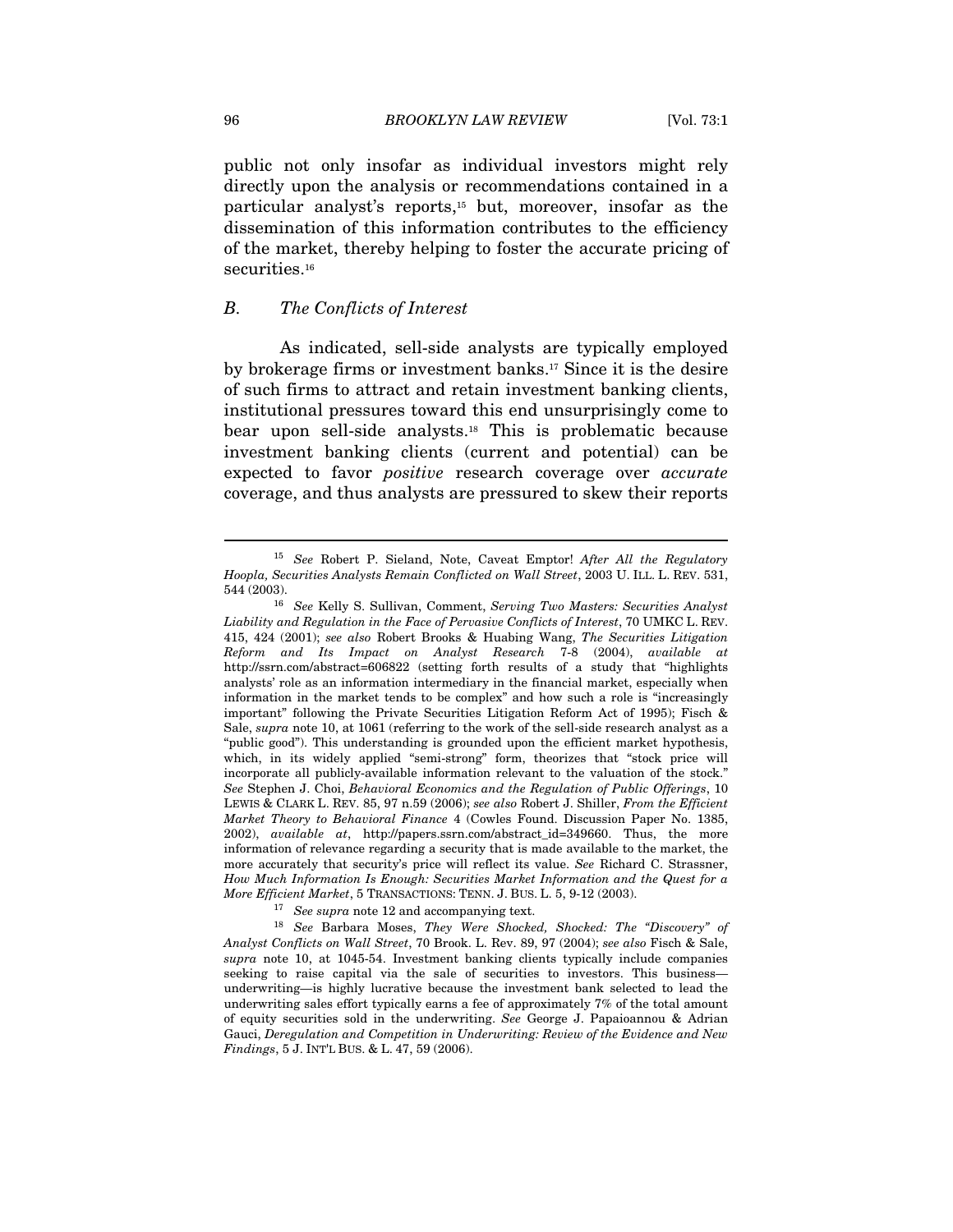public not only insofar as individual investors might rely directly upon the analysis or recommendations contained in a particular analyst's reports,[15] but, moreover, insofar as the dissemination of this information contributes to the efficiency of the market, thereby helping to foster the accurate pricing of securities.[16]

### *B. The Conflicts of Interest*

As indicated, sell-side analysts are typically employed by brokerage firms or investment banks.[17] Since it is the desire of such firms to attract and retain investment banking clients, institutional pressures toward this end unsurprisingly come to bear upon sell-side analysts.[18] This is problematic because investment banking clients (current and potential) can be expected to favor *positive* research coverage over *accurate* coverage, and thus analysts are pressured to skew their reports

---

[15] *See* Robert P. Sieland, Note, Caveat Emptor! *After All the Regulatory Hoopla, Securities Analysts Remain Conflicted on Wall Street*, 2003 U. ILL. L. REV. 531, 544 (2003).

[16] *See* Kelly S. Sullivan, Comment, *Serving Two Masters: Securities Analyst Liability and Regulation in the Face of Pervasive Conflicts of Interest*, 70 UMKC L. REV. 415, 424 (2001); *see also* Robert Brooks & Huabing Wang, *The Securities Litigation Reform and Its Impact on Analyst Research* 7-8 (2004), *available at* http://ssrn.com/abstract=606822 (setting forth results of a study that "highlights analysts' role as an information intermediary in the financial market, especially when information in the market tends to be complex" and how such a role is "increasingly important" following the Private Securities Litigation Reform Act of 1995); Fisch & Sale, *supra* note 10, at 1061 (referring to the work of the sell-side research analyst as a "public good"). This understanding is grounded upon the efficient market hypothesis, which, in its widely applied "semi-strong" form, theorizes that "stock price will incorporate all publicly-available information relevant to the valuation of the stock." *See* Stephen J. Choi, *Behavioral Economics and the Regulation of Public Offerings*, 10 LEWIS & CLARK L. REV. 85, 97 n.59 (2006); *see also* Robert J. Shiller, *From the Efficient Market Theory to Behavioral Finance* 4 (Cowles Found. Discussion Paper No. 1385, 2002), *available at*, http://papers.ssrn.com/abstract_id=349660. Thus, the more information of relevance regarding a security that is made available to the market, the more accurately that security's price will reflect its value. *See* Richard C. Strassner, *How Much Information Is Enough: Securities Market Information and the Quest for a More Efficient Market*, 5 TRANSACTIONS: TENN. J. BUS. L. 5, 9-12 (2003).

[17] *See supra* note 12 and accompanying text.

[18] *See* Barbara Moses, *They Were Shocked, Shocked: The "Discovery" of Analyst Conflicts on Wall Street*, 70 Brook. L. Rev. 89, 97 (2004); *see also* Fisch & Sale, *supra* note 10, at 1045-54. Investment banking clients typically include companies seeking to raise capital via the sale of securities to investors. This business—underwriting—is highly lucrative because the investment bank selected to lead the underwriting sales effort typically earns a fee of approximately 7% of the total amount of equity securities sold in the underwriting. *See* George J. Papaioannou & Adrian Gauci, *Deregulation and Competition in Underwriting: Review of the Evidence and New Findings*, 5 J. INT'L BUS. & L. 47, 59 (2006).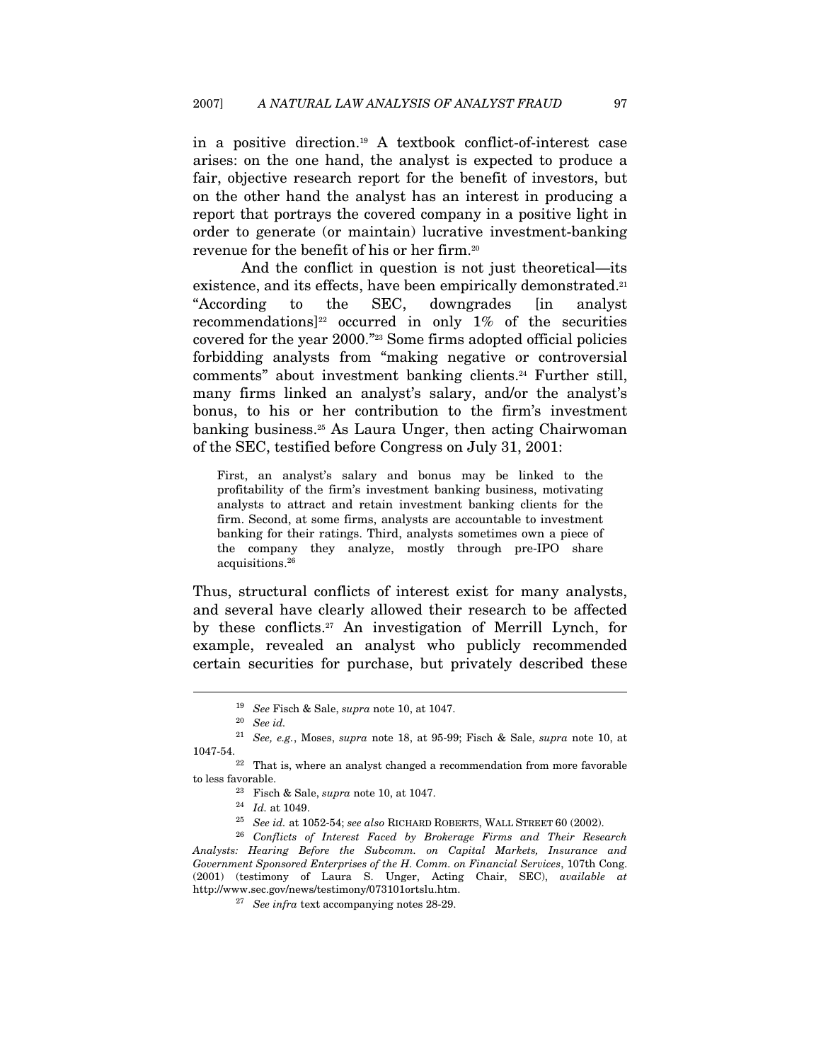in a positive direction.[19] A textbook conflict-of-interest case arises: on the one hand, the analyst is expected to produce a fair, objective research report for the benefit of investors, but on the other hand the analyst has an interest in producing a report that portrays the covered company in a positive light in order to generate (or maintain) lucrative investment-banking revenue for the benefit of his or her firm.[20]

And the conflict in question is not just theoretical—its existence, and its effects, have been empirically demonstrated.[21] "According to the SEC, downgrades [in analyst recommendations][22] occurred in only 1% of the securities covered for the year 2000."[23] Some firms adopted official policies forbidding analysts from "making negative or controversial comments" about investment banking clients.[24] Further still, many firms linked an analyst's salary, and/or the analyst's bonus, to his or her contribution to the firm's investment banking business.[25] As Laura Unger, then acting Chairwoman of the SEC, testified before Congress on July 31, 2001:

> First, an analyst's salary and bonus may be linked to the profitability of the firm's investment banking business, motivating analysts to attract and retain investment banking clients for the firm. Second, at some firms, analysts are accountable to investment banking for their ratings. Third, analysts sometimes own a piece of the company they analyze, mostly through pre-IPO share acquisitions.[26]

Thus, structural conflicts of interest exist for many analysts, and several have clearly allowed their research to be affected by these conflicts.[27] An investigation of Merrill Lynch, for example, revealed an analyst who publicly recommended certain securities for purchase, but privately described these

---

[19] *See* Fisch & Sale, *supra* note 10, at 1047.

[20] *See id.*

[21] *See, e.g.*, Moses, *supra* note 18, at 95-99; Fisch & Sale, *supra* note 10, at 1047-54.

[22] That is, where an analyst changed a recommendation from more favorable to less favorable.

[23] Fisch & Sale, *supra* note 10, at 1047.

[24] *Id.* at 1049.

[25] *See id.* at 1052-54; *see also* RICHARD ROBERTS, WALL STREET 60 (2002).

[26] *Conflicts of Interest Faced by Brokerage Firms and Their Research Analysts: Hearing Before the Subcomm. on Capital Markets, Insurance and Government Sponsored Enterprises of the H. Comm. on Financial Services*, 107th Cong. (2001) (testimony of Laura S. Unger, Acting Chair, SEC), *available at* http://www.sec.gov/news/testimony/073101ortslu.htm.

[27] *See infra* text accompanying notes 28-29.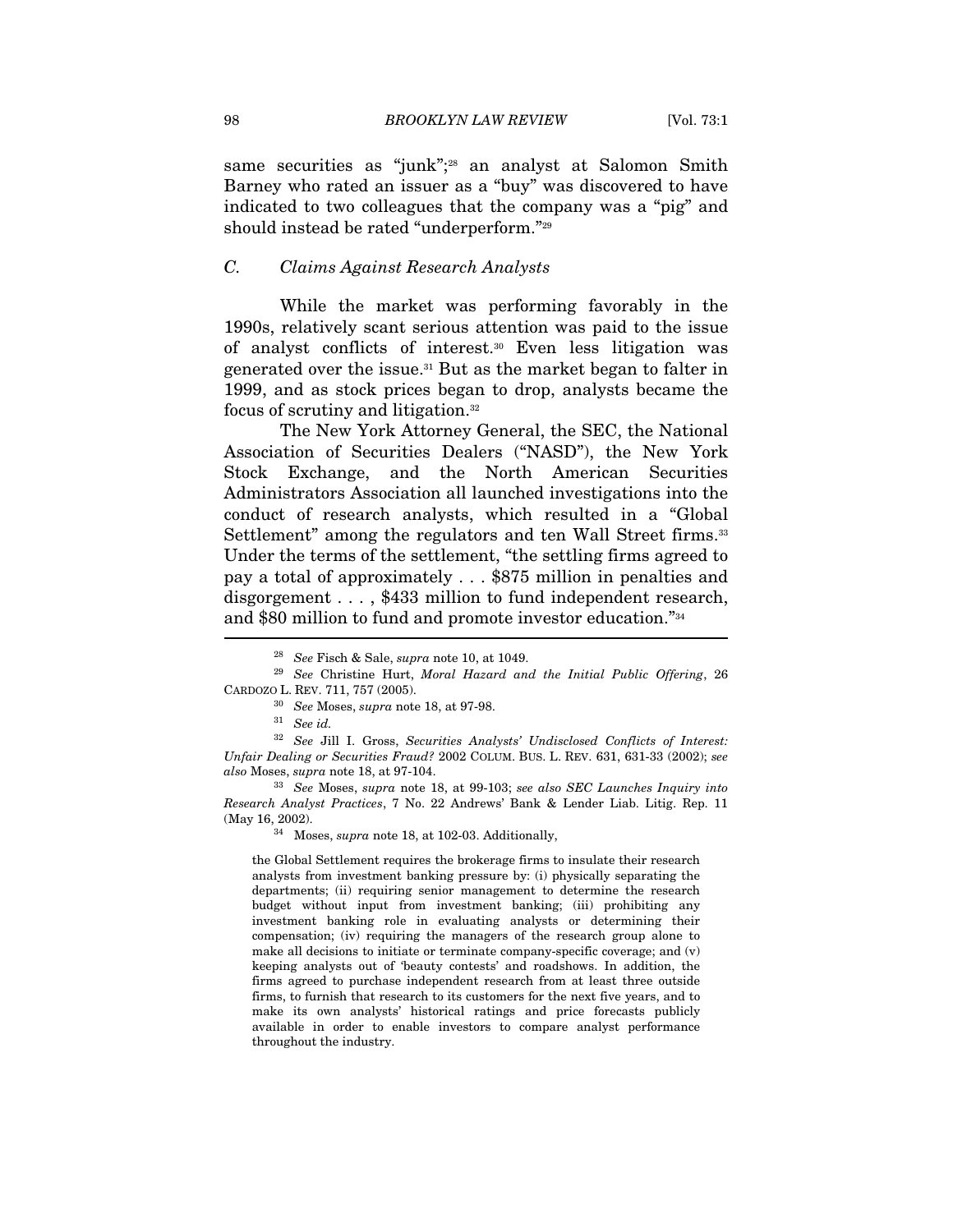same securities as "junk";[28] an analyst at Salomon Smith Barney who rated an issuer as a "buy" was discovered to have indicated to two colleagues that the company was a "pig" and should instead be rated "underperform."[29]

### C. *Claims Against Research Analysts*

While the market was performing favorably in the 1990s, relatively scant serious attention was paid to the issue of analyst conflicts of interest.[30] Even less litigation was generated over the issue.[31] But as the market began to falter in 1999, and as stock prices began to drop, analysts became the focus of scrutiny and litigation.[32]

The New York Attorney General, the SEC, the National Association of Securities Dealers ("NASD"), the New York Stock Exchange, and the North American Securities Administrators Association all launched investigations into the conduct of research analysts, which resulted in a "Global Settlement" among the regulators and ten Wall Street firms.[33] Under the terms of the settlement, "the settling firms agreed to pay a total of approximately . . . $875 million in penalties and disgorgement . . . , $433 million to fund independent research, and $80 million to fund and promote investor education."[34]

---

[28] *See* Fisch & Sale, *supra* note 10, at 1049.

[29] *See* Christine Hurt, *Moral Hazard and the Initial Public Offering*, 26 CARDOZO L. REV. 711, 757 (2005).

[30] *See* Moses, *supra* note 18, at 97-98.

[31] *See id.*

[32] *See* Jill I. Gross, *Securities Analysts' Undisclosed Conflicts of Interest: Unfair Dealing or Securities Fraud?* 2002 COLUM. BUS. L. REV. 631, 631-33 (2002); *see also* Moses, *supra* note 18, at 97-104.

[33] *See* Moses, *supra* note 18, at 99-103; *see also SEC Launches Inquiry into Research Analyst Practices*, 7 No. 22 Andrews' Bank & Lender Liab. Litig. Rep. 11 (May 16, 2002).

[34] Moses, *supra* note 18, at 102-03. Additionally,

> the Global Settlement requires the brokerage firms to insulate their research analysts from investment banking pressure by: (i) physically separating the departments; (ii) requiring senior management to determine the research budget without input from investment banking; (iii) prohibiting any investment banking role in evaluating analysts or determining their compensation; (iv) requiring the managers of the research group alone to make all decisions to initiate or terminate company-specific coverage; and (v) keeping analysts out of 'beauty contests' and roadshows. In addition, the firms agreed to purchase independent research from at least three outside firms, to furnish that research to its customers for the next five years, and to make its own analysts' historical ratings and price forecasts publicly available in order to enable investors to compare analyst performance throughout the industry.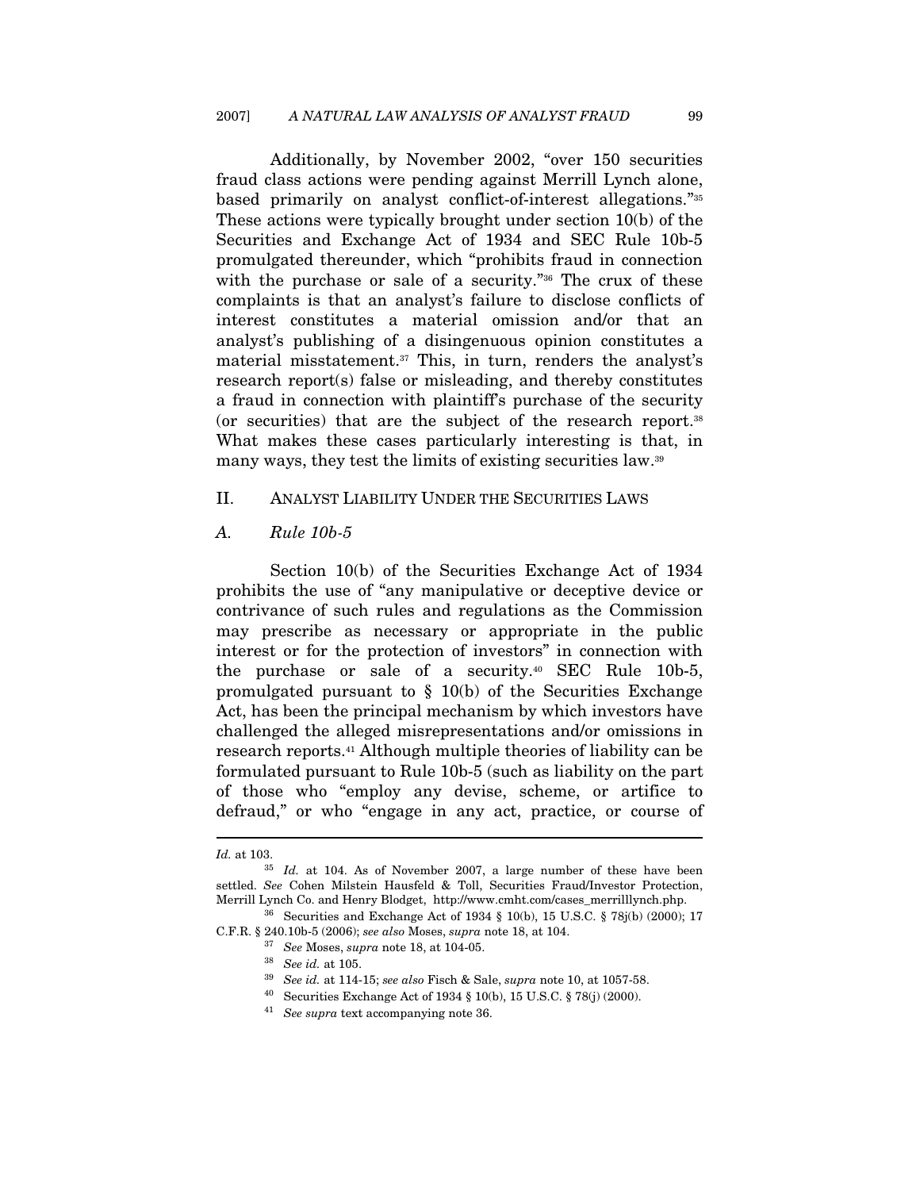Additionally, by November 2002, "over 150 securities fraud class actions were pending against Merrill Lynch alone, based primarily on analyst conflict-of-interest allegations."[35] These actions were typically brought under section 10(b) of the Securities and Exchange Act of 1934 and SEC Rule 10b-5 promulgated thereunder, which "prohibits fraud in connection with the purchase or sale of a security."[36] The crux of these complaints is that an analyst's failure to disclose conflicts of interest constitutes a material omission and/or that an analyst's publishing of a disingenuous opinion constitutes a material misstatement.[37] This, in turn, renders the analyst's research report(s) false or misleading, and thereby constitutes a fraud in connection with plaintiff's purchase of the security (or securities) that are the subject of the research report.[38] What makes these cases particularly interesting is that, in many ways, they test the limits of existing securities law.[39]

## II. ANALYST LIABILITY UNDER THE SECURITIES LAWS

### *A. Rule 10b-5*

Section 10(b) of the Securities Exchange Act of 1934 prohibits the use of "any manipulative or deceptive device or contrivance of such rules and regulations as the Commission may prescribe as necessary or appropriate in the public interest or for the protection of investors" in connection with the purchase or sale of a security.[40] SEC Rule 10b-5, promulgated pursuant to § 10(b) of the Securities Exchange Act, has been the principal mechanism by which investors have challenged the alleged misrepresentations and/or omissions in research reports.[41] Although multiple theories of liability can be formulated pursuant to Rule 10b-5 (such as liability on the part of those who "employ any devise, scheme, or artifice to defraud," or who "engage in any act, practice, or course of

---

*Id.* at 103.

[35] *Id.* at 104. As of November 2007, a large number of these have been settled. *See* Cohen Milstein Hausfeld & Toll, Securities Fraud/Investor Protection, Merrill Lynch Co. and Henry Blodget, http://www.cmht.com/cases_merrilllynch.php.

[36] Securities and Exchange Act of 1934 § 10(b), 15 U.S.C. § 78j(b) (2000); 17 C.F.R. § 240.10b-5 (2006); *see also* Moses, *supra* note 18, at 104.

[37] *See* Moses, *supra* note 18, at 104-05.

[38] *See id.* at 105.

[39] *See id.* at 114-15; *see also* Fisch & Sale, *supra* note 10, at 1057-58.

[40] Securities Exchange Act of 1934 § 10(b), 15 U.S.C. § 78(j) (2000).

[41] *See supra* text accompanying note 36.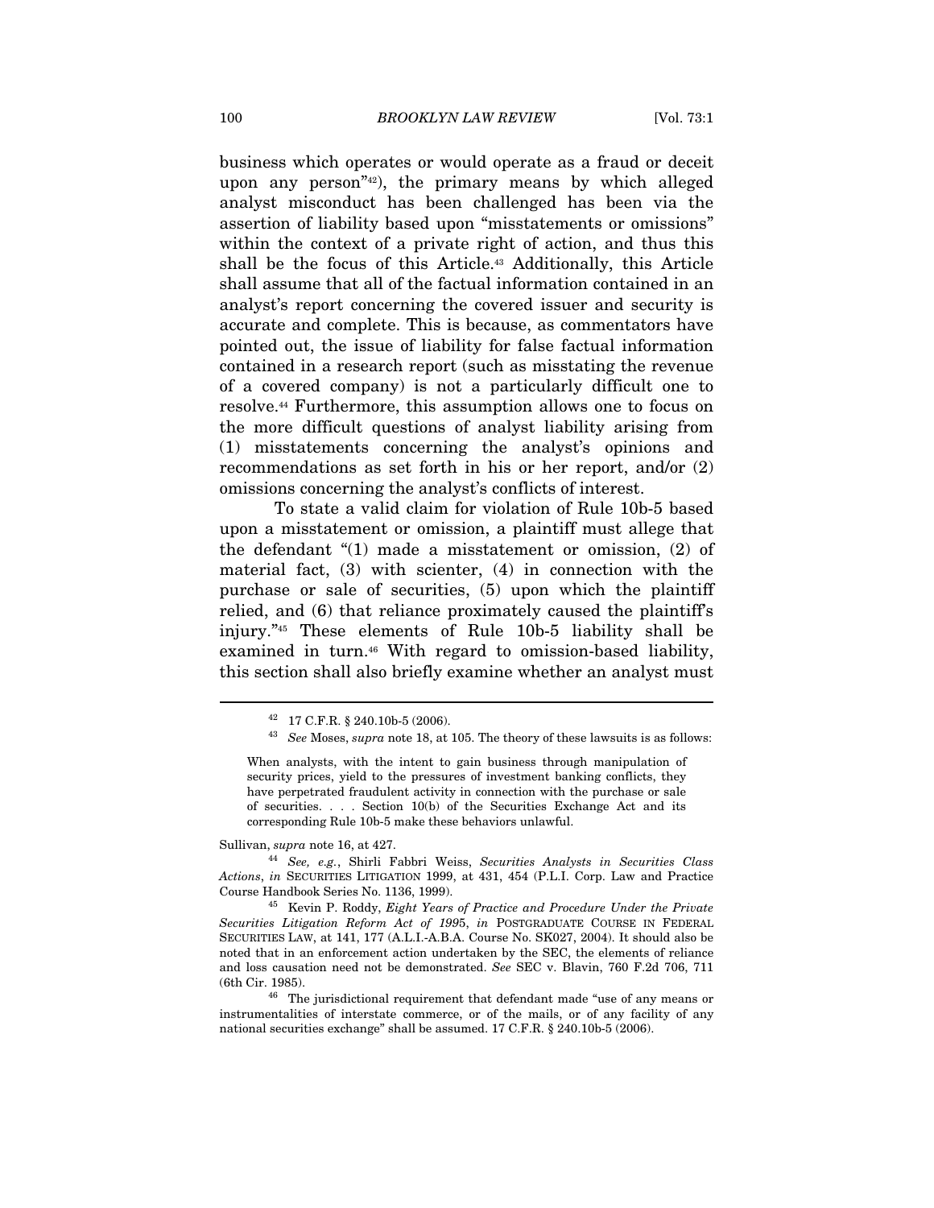business which operates or would operate as a fraud or deceit upon any person"[42]), the primary means by which alleged analyst misconduct has been challenged has been via the assertion of liability based upon "misstatements or omissions" within the context of a private right of action, and thus this shall be the focus of this Article.[43] Additionally, this Article shall assume that all of the factual information contained in an analyst's report concerning the covered issuer and security is accurate and complete. This is because, as commentators have pointed out, the issue of liability for false factual information contained in a research report (such as misstating the revenue of a covered company) is not a particularly difficult one to resolve.[44] Furthermore, this assumption allows one to focus on the more difficult questions of analyst liability arising from (1) misstatements concerning the analyst's opinions and recommendations as set forth in his or her report, and/or (2) omissions concerning the analyst's conflicts of interest.

To state a valid claim for violation of Rule 10b-5 based upon a misstatement or omission, a plaintiff must allege that the defendant "(1) made a misstatement or omission, (2) of material fact, (3) with scienter, (4) in connection with the purchase or sale of securities, (5) upon which the plaintiff relied, and (6) that reliance proximately caused the plaintiff's injury."[45] These elements of Rule 10b-5 liability shall be examined in turn.[46] With regard to omission-based liability, this section shall also briefly examine whether an analyst must

---

[42] 17 C.F.R. § 240.10b-5 (2006).

[43] *See* Moses, *supra* note 18, at 105. The theory of these lawsuits is as follows:

> When analysts, with the intent to gain business through manipulation of security prices, yield to the pressures of investment banking conflicts, they have perpetrated fraudulent activity in connection with the purchase or sale of securities. . . . Section 10(b) of the Securities Exchange Act and its corresponding Rule 10b-5 make these behaviors unlawful.

Sullivan, *supra* note 16, at 427.

[44] *See, e.g.*, Shirli Fabbri Weiss, *Securities Analysts in Securities Class Actions*, *in* SECURITIES LITIGATION 1999, at 431, 454 (P.L.I. Corp. Law and Practice Course Handbook Series No. 1136, 1999).

[45] Kevin P. Roddy, *Eight Years of Practice and Procedure Under the Private Securities Litigation Reform Act of 1995*, *in* POSTGRADUATE COURSE IN FEDERAL SECURITIES LAW, at 141, 177 (A.L.I.-A.B.A. Course No. SK027, 2004). It should also be noted that in an enforcement action undertaken by the SEC, the elements of reliance and loss causation need not be demonstrated. *See* SEC v. Blavin, 760 F.2d 706, 711 (6th Cir. 1985).

[46] The jurisdictional requirement that defendant made "use of any means or instrumentalities of interstate commerce, or of the mails, or of any facility of any national securities exchange" shall be assumed. 17 C.F.R. § 240.10b-5 (2006).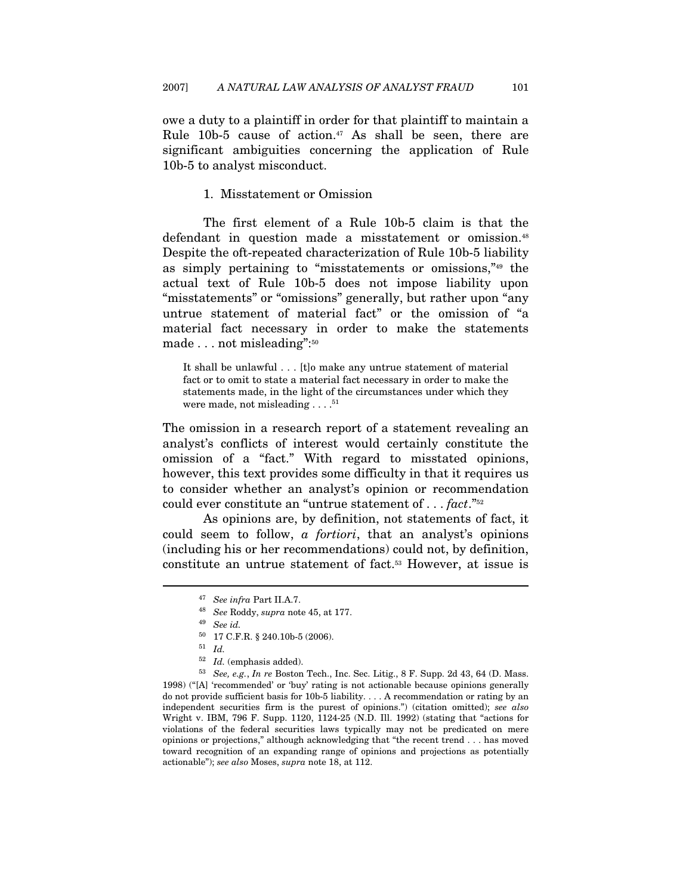owe a duty to a plaintiff in order for that plaintiff to maintain a Rule 10b-5 cause of action.[47] As shall be seen, there are significant ambiguities concerning the application of Rule 10b-5 to analyst misconduct.

### 1. Misstatement or Omission

The first element of a Rule 10b-5 claim is that the defendant in question made a misstatement or omission.[48] Despite the oft-repeated characterization of Rule 10b-5 liability as simply pertaining to "misstatements or omissions,"[49] the actual text of Rule 10b-5 does not impose liability upon "misstatements" or "omissions" generally, but rather upon "any untrue statement of material fact" or the omission of "a material fact necessary in order to make the statements made . . . not misleading":[50]

> It shall be unlawful . . . [t]o make any untrue statement of material fact or to omit to state a material fact necessary in order to make the statements made, in the light of the circumstances under which they were made, not misleading . . . .[51]

The omission in a research report of a statement revealing an analyst's conflicts of interest would certainly constitute the omission of a "fact." With regard to misstated opinions, however, this text provides some difficulty in that it requires us to consider whether an analyst's opinion or recommendation could ever constitute an "untrue statement of . . . *fact*."[52]

As opinions are, by definition, not statements of fact, it could seem to follow, *a fortiori*, that an analyst's opinions (including his or her recommendations) could not, by definition, constitute an untrue statement of fact.[53] However, at issue is

---

[47] *See infra* Part II.A.7.

[48] *See* Roddy, *supra* note 45, at 177.

[49] *See id.*

[50] 17 C.F.R. § 240.10b-5 (2006).

[51] *Id.*

[52] *Id.* (emphasis added).

[53] *See, e.g.*, *In re* Boston Tech., Inc. Sec. Litig., 8 F. Supp. 2d 43, 64 (D. Mass. 1998) ("[A] 'recommended' or 'buy' rating is not actionable because opinions generally do not provide sufficient basis for 10b-5 liability. . . . A recommendation or rating by an independent securities firm is the purest of opinions.") (citation omitted); *see also* Wright v. IBM, 796 F. Supp. 1120, 1124-25 (N.D. Ill. 1992) (stating that "actions for violations of the federal securities laws typically may not be predicated on mere opinions or projections," although acknowledging that "the recent trend . . . has moved toward recognition of an expanding range of opinions and projections as potentially actionable"); *see also* Moses, *supra* note 18, at 112.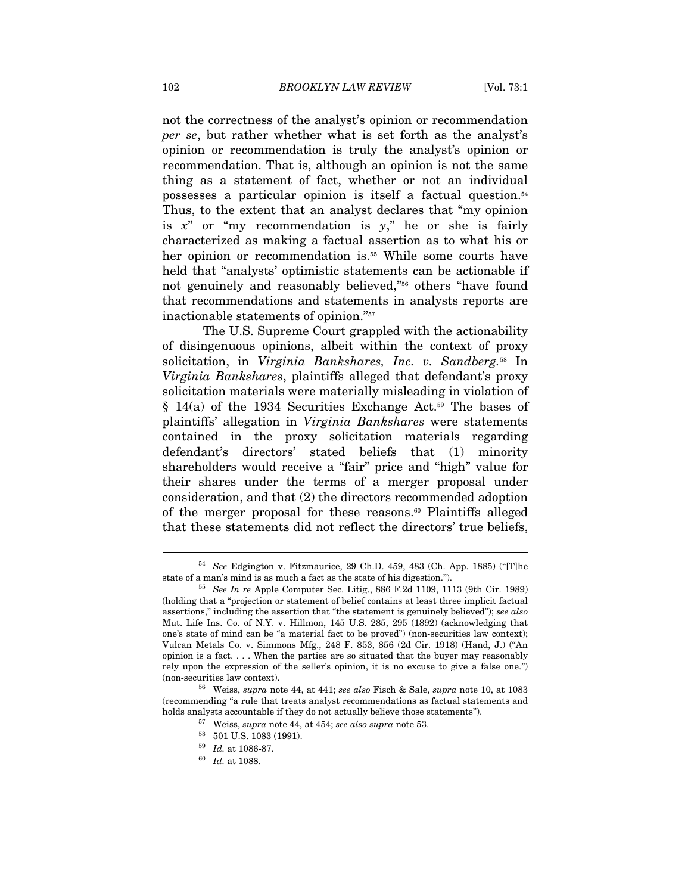not the correctness of the analyst's opinion or recommendation *per se*, but rather whether what is set forth as the analyst's opinion or recommendation is truly the analyst's opinion or recommendation. That is, although an opinion is not the same thing as a statement of fact, whether or not an individual possesses a particular opinion is itself a factual question.[54] Thus, to the extent that an analyst declares that "my opinion is *x*" or "my recommendation is *y*," he or she is fairly characterized as making a factual assertion as to what his or her opinion or recommendation is.[55] While some courts have held that "analysts' optimistic statements can be actionable if not genuinely and reasonably believed,"[56] others "have found that recommendations and statements in analysts reports are inactionable statements of opinion."[57]

The U.S. Supreme Court grappled with the actionability of disingenuous opinions, albeit within the context of proxy solicitation, in *Virginia Bankshares, Inc. v. Sandberg.*[58] In *Virginia Bankshares*, plaintiffs alleged that defendant's proxy solicitation materials were materially misleading in violation of § 14(a) of the 1934 Securities Exchange Act.[59] The bases of plaintiffs' allegation in *Virginia Bankshares* were statements contained in the proxy solicitation materials regarding defendant's directors' stated beliefs that (1) minority shareholders would receive a "fair" price and "high" value for their shares under the terms of a merger proposal under consideration, and that (2) the directors recommended adoption of the merger proposal for these reasons.[60] Plaintiffs alleged that these statements did not reflect the directors' true beliefs,

---

[54] *See* Edgington v. Fitzmaurice, 29 Ch.D. 459, 483 (Ch. App. 1885) ("[T]he state of a man's mind is as much a fact as the state of his digestion.").

[55] *See In re* Apple Computer Sec. Litig., 886 F.2d 1109, 1113 (9th Cir. 1989) (holding that a "projection or statement of belief contains at least three implicit factual assertions," including the assertion that "the statement is genuinely believed"); *see also* Mut. Life Ins. Co. of N.Y. v. Hillmon, 145 U.S. 285, 295 (1892) (acknowledging that one's state of mind can be "a material fact to be proved") (non-securities law context); Vulcan Metals Co. v. Simmons Mfg., 248 F. 853, 856 (2d Cir. 1918) (Hand, J.) ("An opinion is a fact. . . . When the parties are so situated that the buyer may reasonably rely upon the expression of the seller's opinion, it is no excuse to give a false one.") (non-securities law context).

[56] Weiss, *supra* note 44, at 441; *see also* Fisch & Sale, *supra* note 10, at 1083 (recommending "a rule that treats analyst recommendations as factual statements and holds analysts accountable if they do not actually believe those statements").

[57] Weiss, *supra* note 44, at 454; *see also supra* note 53.

[58] 501 U.S. 1083 (1991).

[59] *Id.* at 1086-87.

[60] *Id.* at 1088.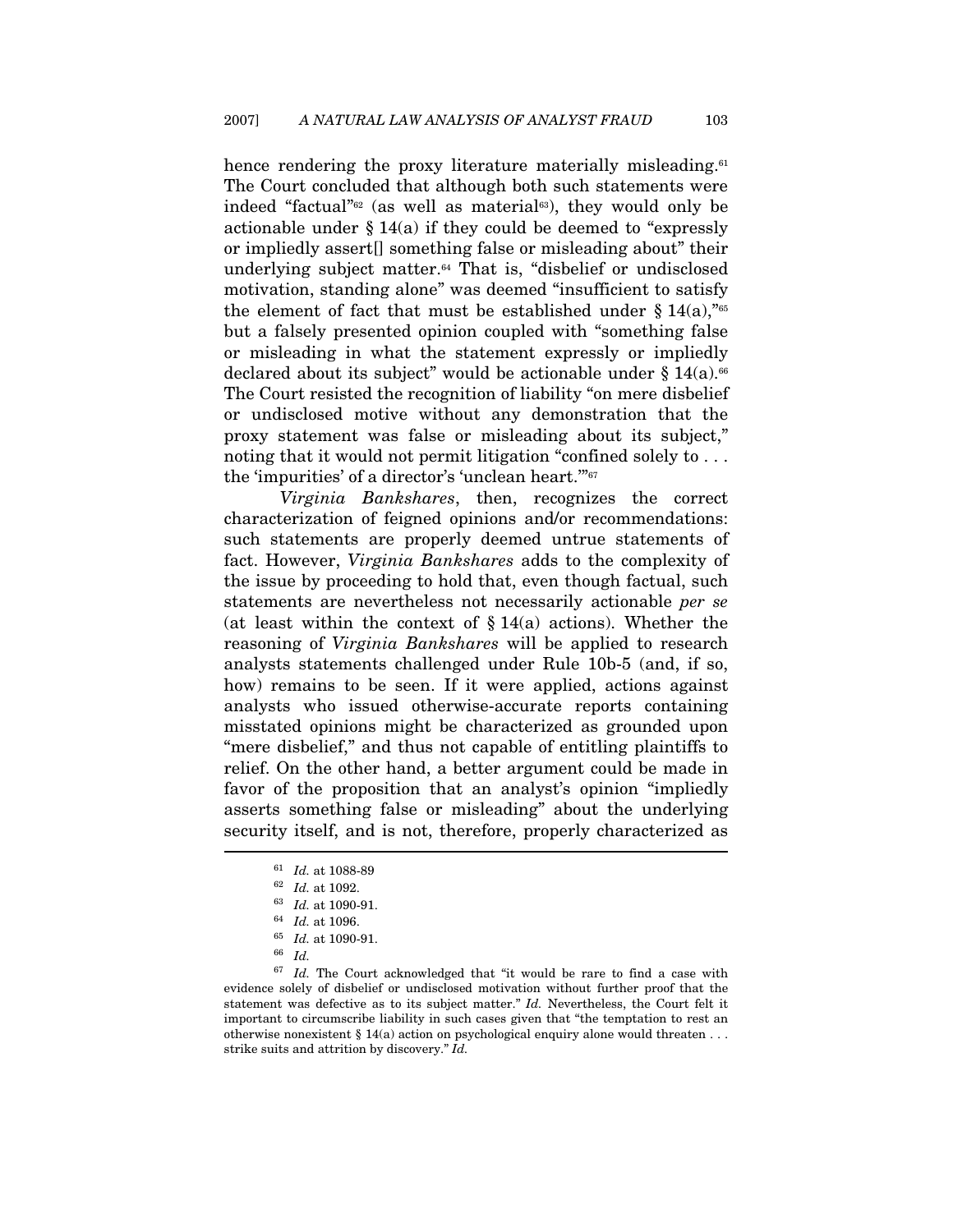hence rendering the proxy literature materially misleading.[61] The Court concluded that although both such statements were indeed "factual"[62] (as well as material[63]), they would only be actionable under § 14(a) if they could be deemed to "expressly or impliedly assert[] something false or misleading about" their underlying subject matter.[64] That is, "disbelief or undisclosed motivation, standing alone" was deemed "insufficient to satisfy the element of fact that must be established under § 14(a),"[65] but a falsely presented opinion coupled with "something false or misleading in what the statement expressly or impliedly declared about its subject" would be actionable under § 14(a).[66] The Court resisted the recognition of liability "on mere disbelief or undisclosed motive without any demonstration that the proxy statement was false or misleading about its subject," noting that it would not permit litigation "confined solely to . . . the 'impurities' of a director's 'unclean heart.'"[67]

*Virginia Bankshares*, then, recognizes the correct characterization of feigned opinions and/or recommendations: such statements are properly deemed untrue statements of fact. However, *Virginia Bankshares* adds to the complexity of the issue by proceeding to hold that, even though factual, such statements are nevertheless not necessarily actionable *per se* (at least within the context of § 14(a) actions). Whether the reasoning of *Virginia Bankshares* will be applied to research analysts statements challenged under Rule 10b-5 (and, if so, how) remains to be seen. If it were applied, actions against analysts who issued otherwise-accurate reports containing misstated opinions might be characterized as grounded upon "mere disbelief," and thus not capable of entitling plaintiffs to relief. On the other hand, a better argument could be made in favor of the proposition that an analyst's opinion "impliedly asserts something false or misleading" about the underlying security itself, and is not, therefore, properly characterized as

---

[61] *Id.* at 1088-89

[62] *Id.* at 1092.

[63] *Id.* at 1090-91.

[64] *Id.* at 1096.

[65] *Id.* at 1090-91.

[66] *Id.*

[67] *Id.* The Court acknowledged that "it would be rare to find a case with evidence solely of disbelief or undisclosed motivation without further proof that the statement was defective as to its subject matter." *Id.* Nevertheless, the Court felt it important to circumscribe liability in such cases given that "the temptation to rest an otherwise nonexistent § 14(a) action on psychological enquiry alone would threaten . . . strike suits and attrition by discovery." *Id.*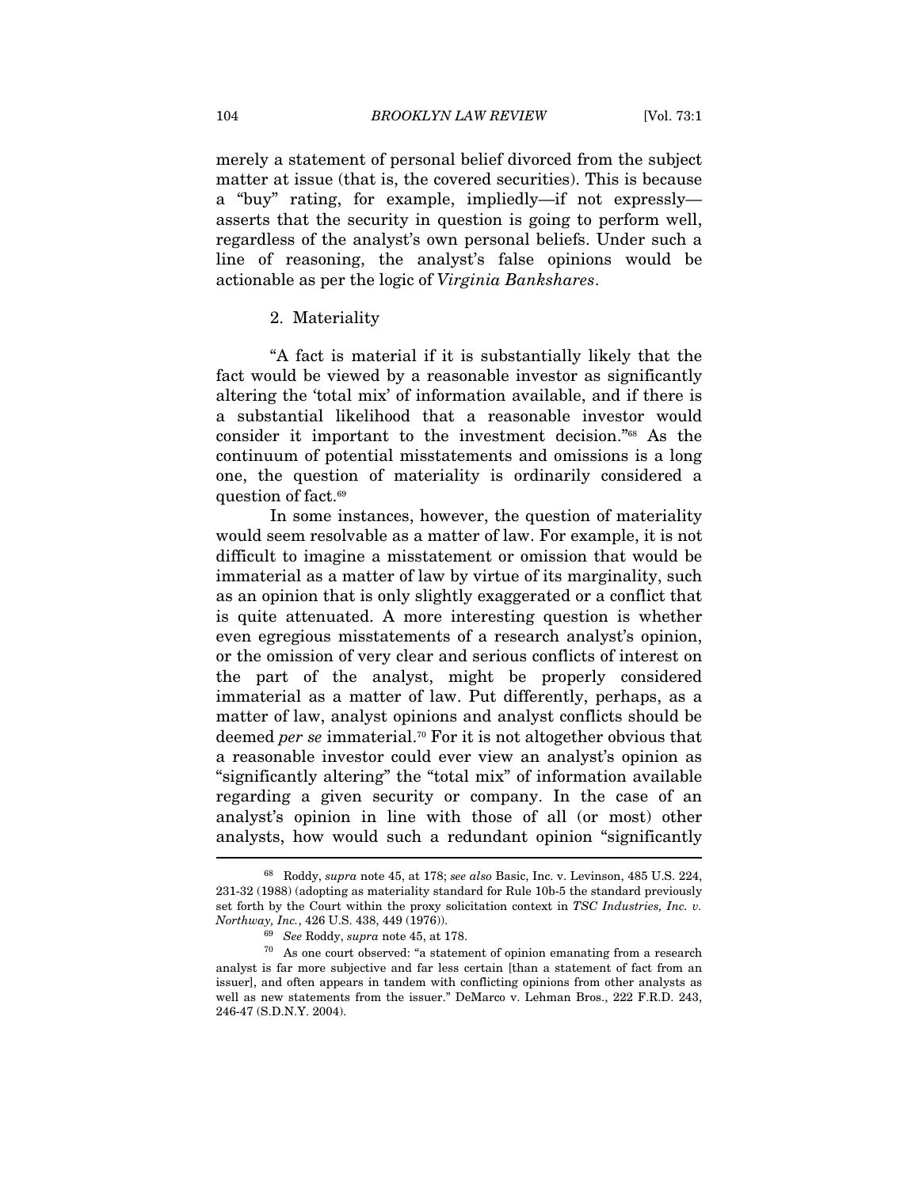merely a statement of personal belief divorced from the subject matter at issue (that is, the covered securities). This is because a "buy" rating, for example, impliedly—if not expressly—asserts that the security in question is going to perform well, regardless of the analyst's own personal beliefs. Under such a line of reasoning, the analyst's false opinions would be actionable as per the logic of *Virginia Bankshares*.

### 2. Materiality

"A fact is material if it is substantially likely that the fact would be viewed by a reasonable investor as significantly altering the 'total mix' of information available, and if there is a substantial likelihood that a reasonable investor would consider it important to the investment decision."[68] As the continuum of potential misstatements and omissions is a long one, the question of materiality is ordinarily considered a question of fact.[69]

In some instances, however, the question of materiality would seem resolvable as a matter of law. For example, it is not difficult to imagine a misstatement or omission that would be immaterial as a matter of law by virtue of its marginality, such as an opinion that is only slightly exaggerated or a conflict that is quite attenuated. A more interesting question is whether even egregious misstatements of a research analyst's opinion, or the omission of very clear and serious conflicts of interest on the part of the analyst, might be properly considered immaterial as a matter of law. Put differently, perhaps, as a matter of law, analyst opinions and analyst conflicts should be deemed *per se* immaterial.[70] For it is not altogether obvious that a reasonable investor could ever view an analyst's opinion as "significantly altering" the "total mix" of information available regarding a given security or company. In the case of an analyst's opinion in line with those of all (or most) other analysts, how would such a redundant opinion "significantly

---

[68] Roddy, *supra* note 45, at 178; *see also* Basic, Inc. v. Levinson, 485 U.S. 224, 231-32 (1988) (adopting as materiality standard for Rule 10b-5 the standard previously set forth by the Court within the proxy solicitation context in *TSC Industries, Inc. v. Northway, Inc.*, 426 U.S. 438, 449 (1976)).

[69] *See* Roddy, *supra* note 45, at 178.

[70] As one court observed: "a statement of opinion emanating from a research analyst is far more subjective and far less certain [than a statement of fact from an issuer], and often appears in tandem with conflicting opinions from other analysts as well as new statements from the issuer." DeMarco v. Lehman Bros., 222 F.R.D. 243, 246-47 (S.D.N.Y. 2004).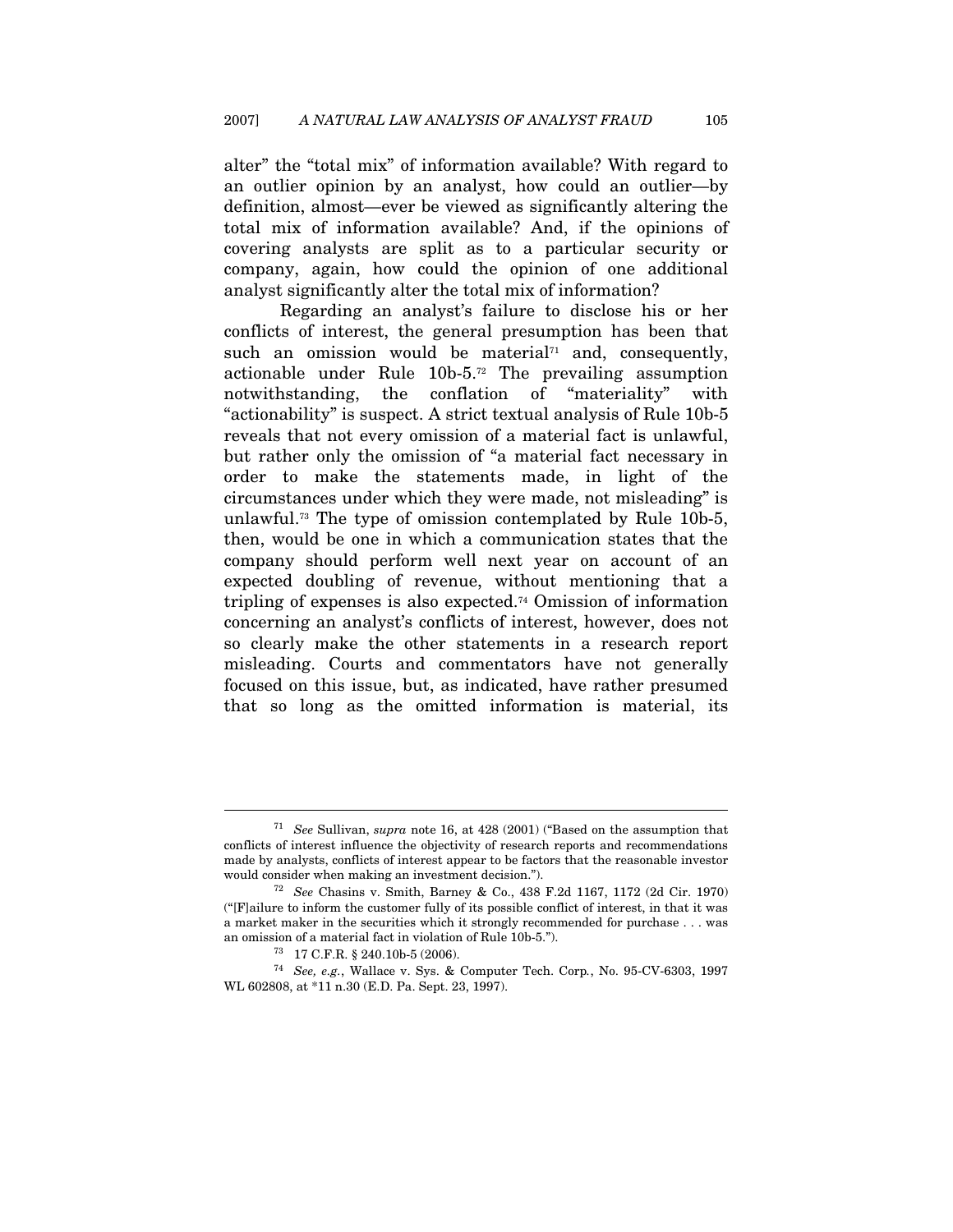alter" the "total mix" of information available? With regard to an outlier opinion by an analyst, how could an outlier—by definition, almost—ever be viewed as significantly altering the total mix of information available? And, if the opinions of covering analysts are split as to a particular security or company, again, how could the opinion of one additional analyst significantly alter the total mix of information?

Regarding an analyst's failure to disclose his or her conflicts of interest, the general presumption has been that such an omission would be material[71] and, consequently, actionable under Rule 10b-5.[72] The prevailing assumption notwithstanding, the conflation of "materiality" with "actionability" is suspect. A strict textual analysis of Rule 10b-5 reveals that not every omission of a material fact is unlawful, but rather only the omission of "a material fact necessary in order to make the statements made, in light of the circumstances under which they were made, not misleading" is unlawful.[73] The type of omission contemplated by Rule 10b-5, then, would be one in which a communication states that the company should perform well next year on account of an expected doubling of revenue, without mentioning that a tripling of expenses is also expected.[74] Omission of information concerning an analyst's conflicts of interest, however, does not so clearly make the other statements in a research report misleading. Courts and commentators have not generally focused on this issue, but, as indicated, have rather presumed that so long as the omitted information is material, its

---

[71] *See* Sullivan, *supra* note 16, at 428 (2001) ("Based on the assumption that conflicts of interest influence the objectivity of research reports and recommendations made by analysts, conflicts of interest appear to be factors that the reasonable investor would consider when making an investment decision.").

[72] *See* Chasins v. Smith, Barney & Co., 438 F.2d 1167, 1172 (2d Cir. 1970) ("[F]ailure to inform the customer fully of its possible conflict of interest, in that it was a market maker in the securities which it strongly recommended for purchase . . . was an omission of a material fact in violation of Rule 10b-5.").

[73] 17 C.F.R. § 240.10b-5 (2006).

[74] *See, e.g.*, Wallace v. Sys. & Computer Tech. Corp., No. 95-CV-6303, 1997 WL 602808, at *11 n.30 (E.D. Pa. Sept. 23, 1997).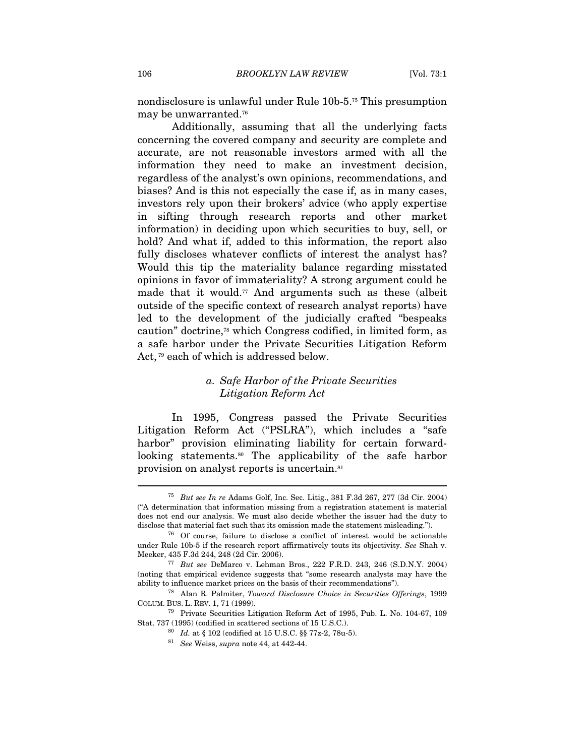nondisclosure is unlawful under Rule 10b-5.[75] This presumption may be unwarranted.[76]

Additionally, assuming that all the underlying facts concerning the covered company and security are complete and accurate, are not reasonable investors armed with all the information they need to make an investment decision, regardless of the analyst's own opinions, recommendations, and biases? And is this not especially the case if, as in many cases, investors rely upon their brokers' advice (who apply expertise in sifting through research reports and other market information) in deciding upon which securities to buy, sell, or hold? And what if, added to this information, the report also fully discloses whatever conflicts of interest the analyst has? Would this tip the materiality balance regarding misstated opinions in favor of immateriality? A strong argument could be made that it would.[77] And arguments such as these (albeit outside of the specific context of research analyst reports) have led to the development of the judicially crafted "bespeaks caution" doctrine,[78] which Congress codified, in limited form, as a safe harbor under the Private Securities Litigation Reform Act,[79] each of which is addressed below.

### *a. Safe Harbor of the Private Securities Litigation Reform Act*

In 1995, Congress passed the Private Securities Litigation Reform Act ("PSLRA"), which includes a "safe harbor" provision eliminating liability for certain forward-looking statements.[80] The applicability of the safe harbor provision on analyst reports is uncertain.[81]

---

[75] *But see In re* Adams Golf, Inc. Sec. Litig., 381 F.3d 267, 277 (3d Cir. 2004) ("A determination that information missing from a registration statement is material does not end our analysis. We must also decide whether the issuer had the duty to disclose that material fact such that its omission made the statement misleading.").

[76] Of course, failure to disclose a conflict of interest would be actionable under Rule 10b-5 if the research report affirmatively touts its objectivity. *See* Shah v. Meeker, 435 F.3d 244, 248 (2d Cir. 2006).

[77] *But see* DeMarco v. Lehman Bros., 222 F.R.D. 243, 246 (S.D.N.Y. 2004) (noting that empirical evidence suggests that "some research analysts may have the ability to influence market prices on the basis of their recommendations").

[78] Alan R. Palmiter, *Toward Disclosure Choice in Securities Offerings*, 1999 COLUM. BUS. L. REV. 1, 71 (1999).

[79] Private Securities Litigation Reform Act of 1995, Pub. L. No. 104-67, 109 Stat. 737 (1995) (codified in scattered sections of 15 U.S.C.).

[80] *Id.* at § 102 (codified at 15 U.S.C. §§ 77z-2, 78u-5).

[81] *See* Weiss, *supra* note 44, at 442-44.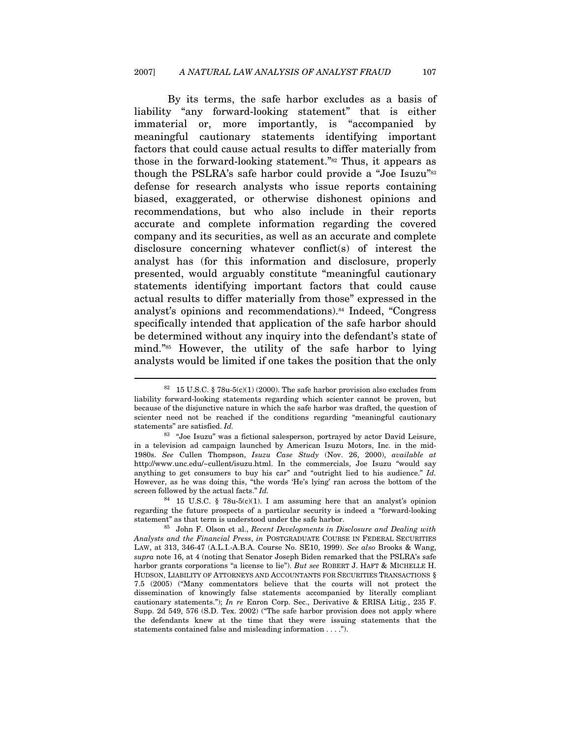By its terms, the safe harbor excludes as a basis of liability "any forward-looking statement" that is either immaterial or, more importantly, is "accompanied by meaningful cautionary statements identifying important factors that could cause actual results to differ materially from those in the forward-looking statement."[82] Thus, it appears as though the PSLRA's safe harbor could provide a "Joe Isuzu"[83] defense for research analysts who issue reports containing biased, exaggerated, or otherwise dishonest opinions and recommendations, but who also include in their reports accurate and complete information regarding the covered company and its securities, as well as an accurate and complete disclosure concerning whatever conflict(s) of interest the analyst has (for this information and disclosure, properly presented, would arguably constitute "meaningful cautionary statements identifying important factors that could cause actual results to differ materially from those" expressed in the analyst's opinions and recommendations).[84] Indeed, "Congress specifically intended that application of the safe harbor should be determined without any inquiry into the defendant's state of mind."[85] However, the utility of the safe harbor to lying analysts would be limited if one takes the position that the only

---

[82] 15 U.S.C. § 78u-5(c)(1) (2000). The safe harbor provision also excludes from liability forward-looking statements regarding which scienter cannot be proven, but because of the disjunctive nature in which the safe harbor was drafted, the question of scienter need not be reached if the conditions regarding "meaningful cautionary statements" are satisfied. *Id.*

[83] "Joe Isuzu" was a fictional salesperson, portrayed by actor David Leisure, in a television ad campaign launched by American Isuzu Motors, Inc. in the mid-1980s. *See* Cullen Thompson, *Isuzu Case Study* (Nov. 26, 2000), *available at* http://www.unc.edu/~cullent/isuzu.html. In the commercials, Joe Isuzu "would say anything to get consumers to buy his car" and "outright lied to his audience." *Id.* However, as he was doing this, "the words 'He's lying' ran across the bottom of the screen followed by the actual facts." *Id.*

[84] 15 U.S.C. § 78u-5(c)(1). I am assuming here that an analyst's opinion regarding the future prospects of a particular security is indeed a "forward-looking statement" as that term is understood under the safe harbor.

[85] John F. Olson et al., *Recent Developments in Disclosure and Dealing with Analysts and the Financial Press*, *in* POSTGRADUATE COURSE IN FEDERAL SECURITIES LAW, at 313, 346-47 (A.L.I.-A.B.A. Course No. SE10, 1999). *See also* Brooks & Wang, *supra* note 16, at 4 (noting that Senator Joseph Biden remarked that the PSLRA's safe harbor grants corporations "a license to lie"). *But see* ROBERT J. HAFT & MICHELLE H. HUDSON, LIABILITY OF ATTORNEYS AND ACCOUNTANTS FOR SECURITIES TRANSACTIONS § 7.5 (2005) ("Many commentators believe that the courts will not protect the dissemination of knowingly false statements accompanied by literally compliant cautionary statements."); *In re* Enron Corp. Sec., Derivative & ERISA Litig., 235 F. Supp. 2d 549, 576 (S.D. Tex. 2002) ("The safe harbor provision does not apply where the defendants knew at the time that they were issuing statements that the statements contained false and misleading information . . . .").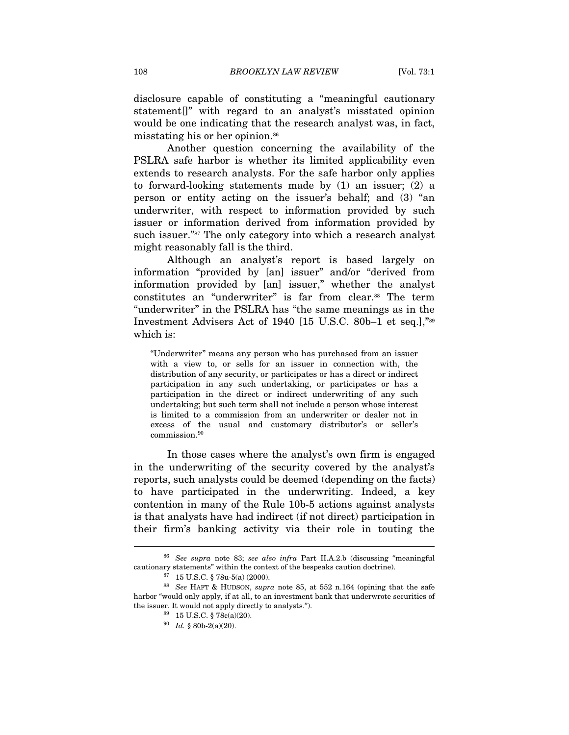disclosure capable of constituting a "meaningful cautionary statement[]" with regard to an analyst's misstated opinion would be one indicating that the research analyst was, in fact, misstating his or her opinion.[86]

Another question concerning the availability of the PSLRA safe harbor is whether its limited applicability even extends to research analysts. For the safe harbor only applies to forward-looking statements made by (1) an issuer; (2) a person or entity acting on the issuer's behalf; and (3) "an underwriter, with respect to information provided by such issuer or information derived from information provided by such issuer."[87] The only category into which a research analyst might reasonably fall is the third.

Although an analyst's report is based largely on information "provided by [an] issuer" and/or "derived from information provided by [an] issuer," whether the analyst constitutes an "underwriter" is far from clear.[88] The term "underwriter" in the PSLRA has "the same meanings as in the Investment Advisers Act of 1940 [15 U.S.C. 80b–1 et seq.],"[89] which is:

> "Underwriter" means any person who has purchased from an issuer with a view to, or sells for an issuer in connection with, the distribution of any security, or participates or has a direct or indirect participation in any such undertaking, or participates or has a participation in the direct or indirect underwriting of any such undertaking; but such term shall not include a person whose interest is limited to a commission from an underwriter or dealer not in excess of the usual and customary distributor's or seller's commission.[90]

In those cases where the analyst's own firm is engaged in the underwriting of the security covered by the analyst's reports, such analysts could be deemed (depending on the facts) to have participated in the underwriting. Indeed, a key contention in many of the Rule 10b-5 actions against analysts is that analysts have had indirect (if not direct) participation in their firm's banking activity via their role in touting the

---

[86] *See supra* note 83; *see also infra* Part II.A.2.b (discussing "meaningful cautionary statements" within the context of the bespeaks caution doctrine).

[87] 15 U.S.C. § 78u-5(a) (2000).

[88] *See* HAFT & HUDSON, *supra* note 85, at 552 n.164 (opining that the safe harbor "would only apply, if at all, to an investment bank that underwrote securities of the issuer. It would not apply directly to analysts.").

[89] 15 U.S.C. § 78c(a)(20).

[90] *Id.* § 80b-2(a)(20).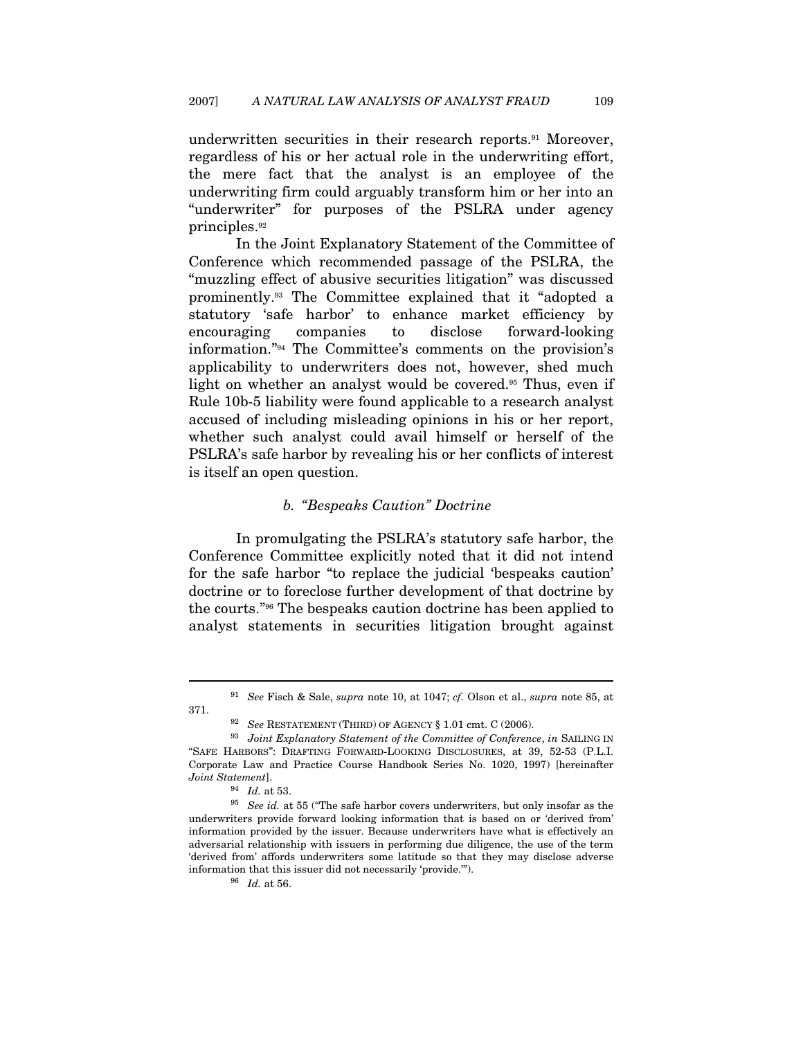underwritten securities in their research reports.[91] Moreover, regardless of his or her actual role in the underwriting effort, the mere fact that the analyst is an employee of the underwriting firm could arguably transform him or her into an "underwriter" for purposes of the PSLRA under agency principles.[92]

In the Joint Explanatory Statement of the Committee of Conference which recommended passage of the PSLRA, the "muzzling effect of abusive securities litigation" was discussed prominently.[93] The Committee explained that it "adopted a statutory 'safe harbor' to enhance market efficiency by encouraging companies to disclose forward-looking information."[94] The Committee's comments on the provision's applicability to underwriters does not, however, shed much light on whether an analyst would be covered.[95] Thus, even if Rule 10b-5 liability were found applicable to a research analyst accused of including misleading opinions in his or her report, whether such analyst could avail himself or herself of the PSLRA's safe harbor by revealing his or her conflicts of interest is itself an open question.

#### *b. "Bespeaks Caution" Doctrine*

In promulgating the PSLRA's statutory safe harbor, the Conference Committee explicitly noted that it did not intend for the safe harbor "to replace the judicial 'bespeaks caution' doctrine or to foreclose further development of that doctrine by the courts."[96] The bespeaks caution doctrine has been applied to analyst statements in securities litigation brought against

---

[91] *See* Fisch & Sale, *supra* note 10, at 1047; *cf.* Olson et al., *supra* note 85, at 371.

[92] *See* RESTATEMENT (THIRD) OF AGENCY § 1.01 cmt. C (2006).

[93] *Joint Explanatory Statement of the Committee of Conference*, *in* SAILING IN "SAFE HARBORS": DRAFTING FORWARD-LOOKING DISCLOSURES, at 39, 52-53 (P.L.I. Corporate Law and Practice Course Handbook Series No. 1020, 1997) [hereinafter *Joint Statement*].

[94] *Id.* at 53.

[95] *See id.* at 55 ("The safe harbor covers underwriters, but only insofar as the underwriters provide forward looking information that is based on or 'derived from' information provided by the issuer. Because underwriters have what is effectively an adversarial relationship with issuers in performing due diligence, the use of the term 'derived from' affords underwriters some latitude so that they may disclose adverse information that this issuer did not necessarily 'provide.'").

[96] *Id.* at 56.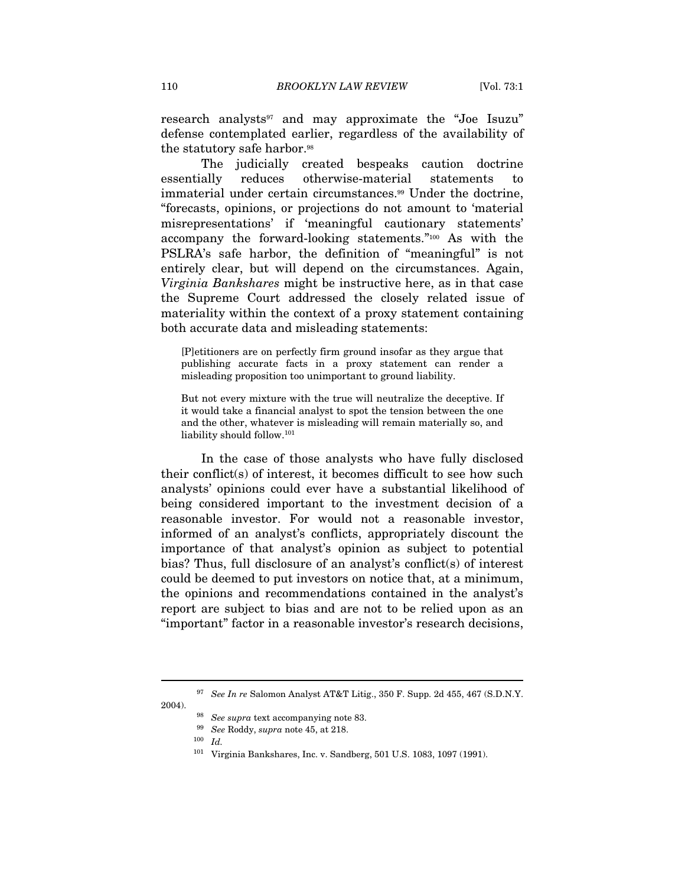research analysts[97] and may approximate the "Joe Isuzu" defense contemplated earlier, regardless of the availability of the statutory safe harbor.[98]

The judicially created bespeaks caution doctrine essentially reduces otherwise-material statements to immaterial under certain circumstances.[99] Under the doctrine, "forecasts, opinions, or projections do not amount to 'material misrepresentations' if 'meaningful cautionary statements' accompany the forward-looking statements."[100] As with the PSLRA's safe harbor, the definition of "meaningful" is not entirely clear, but will depend on the circumstances. Again, *Virginia Bankshares* might be instructive here, as in that case the Supreme Court addressed the closely related issue of materiality within the context of a proxy statement containing both accurate data and misleading statements:

> [P]etitioners are on perfectly firm ground insofar as they argue that publishing accurate facts in a proxy statement can render a misleading proposition too unimportant to ground liability.
>
> But not every mixture with the true will neutralize the deceptive. If it would take a financial analyst to spot the tension between the one and the other, whatever is misleading will remain materially so, and liability should follow.[101]

In the case of those analysts who have fully disclosed their conflict(s) of interest, it becomes difficult to see how such analysts' opinions could ever have a substantial likelihood of being considered important to the investment decision of a reasonable investor. For would not a reasonable investor, informed of an analyst's conflicts, appropriately discount the importance of that analyst's opinion as subject to potential bias? Thus, full disclosure of an analyst's conflict(s) of interest could be deemed to put investors on notice that, at a minimum, the opinions and recommendations contained in the analyst's report are subject to bias and are not to be relied upon as an "important" factor in a reasonable investor's research decisions,

---

[97] *See In re* Salomon Analyst AT&T Litig., 350 F. Supp. 2d 455, 467 (S.D.N.Y. 2004).

[98] *See supra* text accompanying note 83.

[99] *See* Roddy, *supra* note 45, at 218.

[100] *Id.*

[101] Virginia Bankshares, Inc. v. Sandberg, 501 U.S. 1083, 1097 (1991).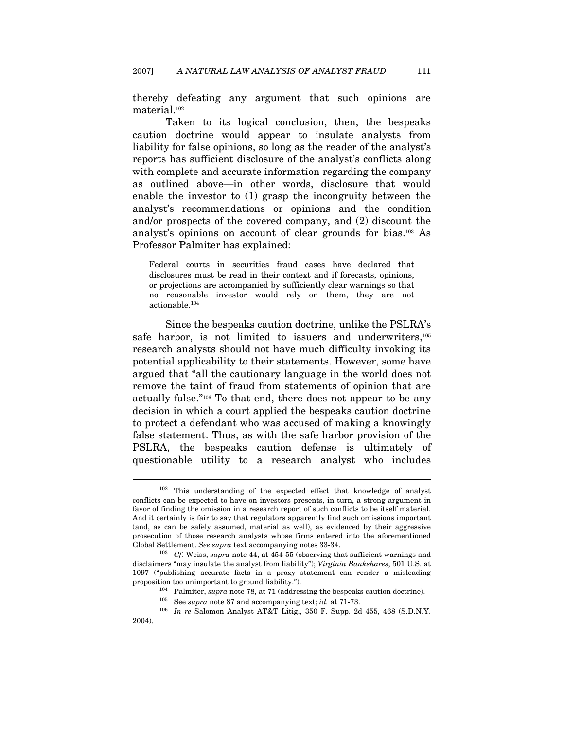thereby defeating any argument that such opinions are material.[102]

Taken to its logical conclusion, then, the bespeaks caution doctrine would appear to insulate analysts from liability for false opinions, so long as the reader of the analyst's reports has sufficient disclosure of the analyst's conflicts along with complete and accurate information regarding the company as outlined above—in other words, disclosure that would enable the investor to (1) grasp the incongruity between the analyst's recommendations or opinions and the condition and/or prospects of the covered company, and (2) discount the analyst's opinions on account of clear grounds for bias.[103] As Professor Palmiter has explained:

> Federal courts in securities fraud cases have declared that disclosures must be read in their context and if forecasts, opinions, or projections are accompanied by sufficiently clear warnings so that no reasonable investor would rely on them, they are not actionable.[104]

Since the bespeaks caution doctrine, unlike the PSLRA's safe harbor, is not limited to issuers and underwriters,[105] research analysts should not have much difficulty invoking its potential applicability to their statements. However, some have argued that "all the cautionary language in the world does not remove the taint of fraud from statements of opinion that are actually false."[106] To that end, there does not appear to be any decision in which a court applied the bespeaks caution doctrine to protect a defendant who was accused of making a knowingly false statement. Thus, as with the safe harbor provision of the PSLRA, the bespeaks caution defense is ultimately of questionable utility to a research analyst who includes

---

[102] This understanding of the expected effect that knowledge of analyst conflicts can be expected to have on investors presents, in turn, a strong argument in favor of finding the omission in a research report of such conflicts to be itself material. And it certainly is fair to say that regulators apparently find such omissions important (and, as can be safely assumed, material as well), as evidenced by their aggressive prosecution of those research analysts whose firms entered into the aforementioned Global Settlement. *See supra* text accompanying notes 33-34.

[103] *Cf.* Weiss, *supra* note 44, at 454-55 (observing that sufficient warnings and disclaimers "may insulate the analyst from liability"); *Virginia Bankshares*, 501 U.S. at 1097 ("publishing accurate facts in a proxy statement can render a misleading proposition too unimportant to ground liability.").

[104] Palmiter, *supra* note 78, at 71 (addressing the bespeaks caution doctrine).

[105] See *supra* note 87 and accompanying text; *id.* at 71-73.

[106] *In re* Salomon Analyst AT&T Litig., 350 F. Supp. 2d 455, 468 (S.D.N.Y. 2004).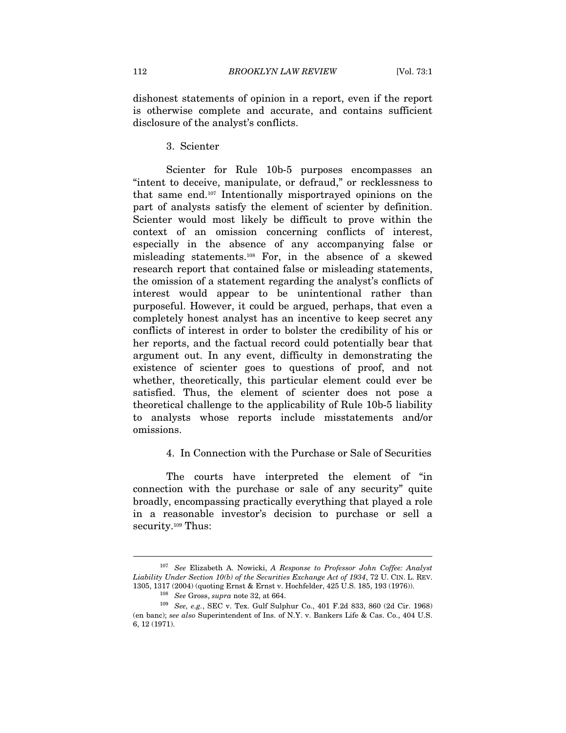dishonest statements of opinion in a report, even if the report is otherwise complete and accurate, and contains sufficient disclosure of the analyst's conflicts.

### 3. Scienter

Scienter for Rule 10b-5 purposes encompasses an "intent to deceive, manipulate, or defraud," or recklessness to that same end.[107] Intentionally misportrayed opinions on the part of analysts satisfy the element of scienter by definition. Scienter would most likely be difficult to prove within the context of an omission concerning conflicts of interest, especially in the absence of any accompanying false or misleading statements.[108] For, in the absence of a skewed research report that contained false or misleading statements, the omission of a statement regarding the analyst's conflicts of interest would appear to be unintentional rather than purposeful. However, it could be argued, perhaps, that even a completely honest analyst has an incentive to keep secret any conflicts of interest in order to bolster the credibility of his or her reports, and the factual record could potentially bear that argument out. In any event, difficulty in demonstrating the existence of scienter goes to questions of proof, and not whether, theoretically, this particular element could ever be satisfied. Thus, the element of scienter does not pose a theoretical challenge to the applicability of Rule 10b-5 liability to analysts whose reports include misstatements and/or omissions.

### 4. In Connection with the Purchase or Sale of Securities

The courts have interpreted the element of "in connection with the purchase or sale of any security" quite broadly, encompassing practically everything that played a role in a reasonable investor's decision to purchase or sell a security.[109] Thus:

---

[107] *See* Elizabeth A. Nowicki, *A Response to Professor John Coffee: Analyst Liability Under Section 10(b) of the Securities Exchange Act of 1934*, 72 U. CIN. L. REV. 1305, 1317 (2004) (quoting Ernst & Ernst v. Hochfelder, 425 U.S. 185, 193 (1976)).

[108] *See* Gross, *supra* note 32, at 664.

[109] *See, e.g.*, SEC v. Tex. Gulf Sulphur Co., 401 F.2d 833, 860 (2d Cir. 1968) (en banc); *see also* Superintendent of Ins. of N.Y. v. Bankers Life & Cas. Co., 404 U.S. 6, 12 (1971).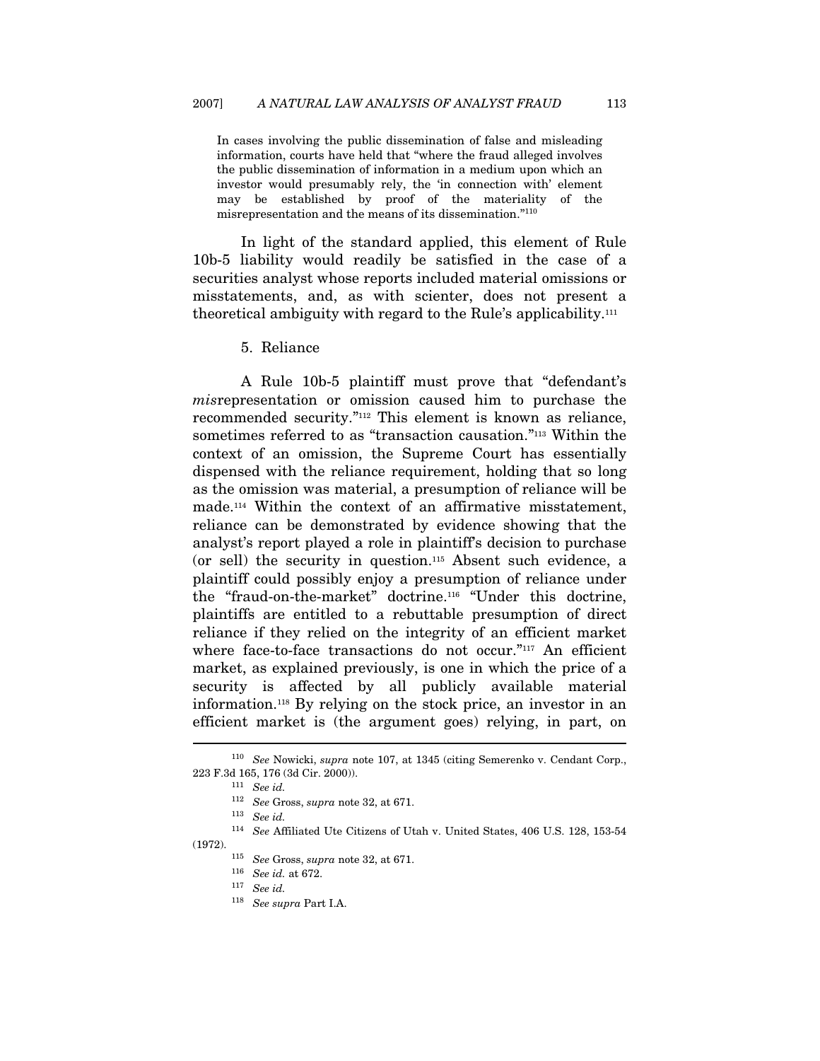> In cases involving the public dissemination of false and misleading information, courts have held that "where the fraud alleged involves the public dissemination of information in a medium upon which an investor would presumably rely, the 'in connection with' element may be established by proof of the materiality of the misrepresentation and the means of its dissemination."[110]

In light of the standard applied, this element of Rule 10b-5 liability would readily be satisfied in the case of a securities analyst whose reports included material omissions or misstatements, and, as with scienter, does not present a theoretical ambiguity with regard to the Rule's applicability.[111]

### 5. Reliance

A Rule 10b-5 plaintiff must prove that "defendant's *mis*representation or omission caused him to purchase the recommended security."[112] This element is known as reliance, sometimes referred to as "transaction causation."[113] Within the context of an omission, the Supreme Court has essentially dispensed with the reliance requirement, holding that so long as the omission was material, a presumption of reliance will be made.[114] Within the context of an affirmative misstatement, reliance can be demonstrated by evidence showing that the analyst's report played a role in plaintiff's decision to purchase (or sell) the security in question.[115] Absent such evidence, a plaintiff could possibly enjoy a presumption of reliance under the "fraud-on-the-market" doctrine.[116] "Under this doctrine, plaintiffs are entitled to a rebuttable presumption of direct reliance if they relied on the integrity of an efficient market where face-to-face transactions do not occur."[117] An efficient market, as explained previously, is one in which the price of a security is affected by all publicly available material information.[118] By relying on the stock price, an investor in an efficient market is (the argument goes) relying, in part, on

---

[110] *See* Nowicki, *supra* note 107, at 1345 (citing Semerenko v. Cendant Corp., 223 F.3d 165, 176 (3d Cir. 2000)).

[111] *See id.*

[112] *See* Gross, *supra* note 32, at 671.

[113] *See id.*

[114] *See* Affiliated Ute Citizens of Utah v. United States, 406 U.S. 128, 153-54 (1972).

[115] *See* Gross, *supra* note 32, at 671.

[116] *See id.* at 672.

[117] *See id.*

[118] *See supra* Part I.A.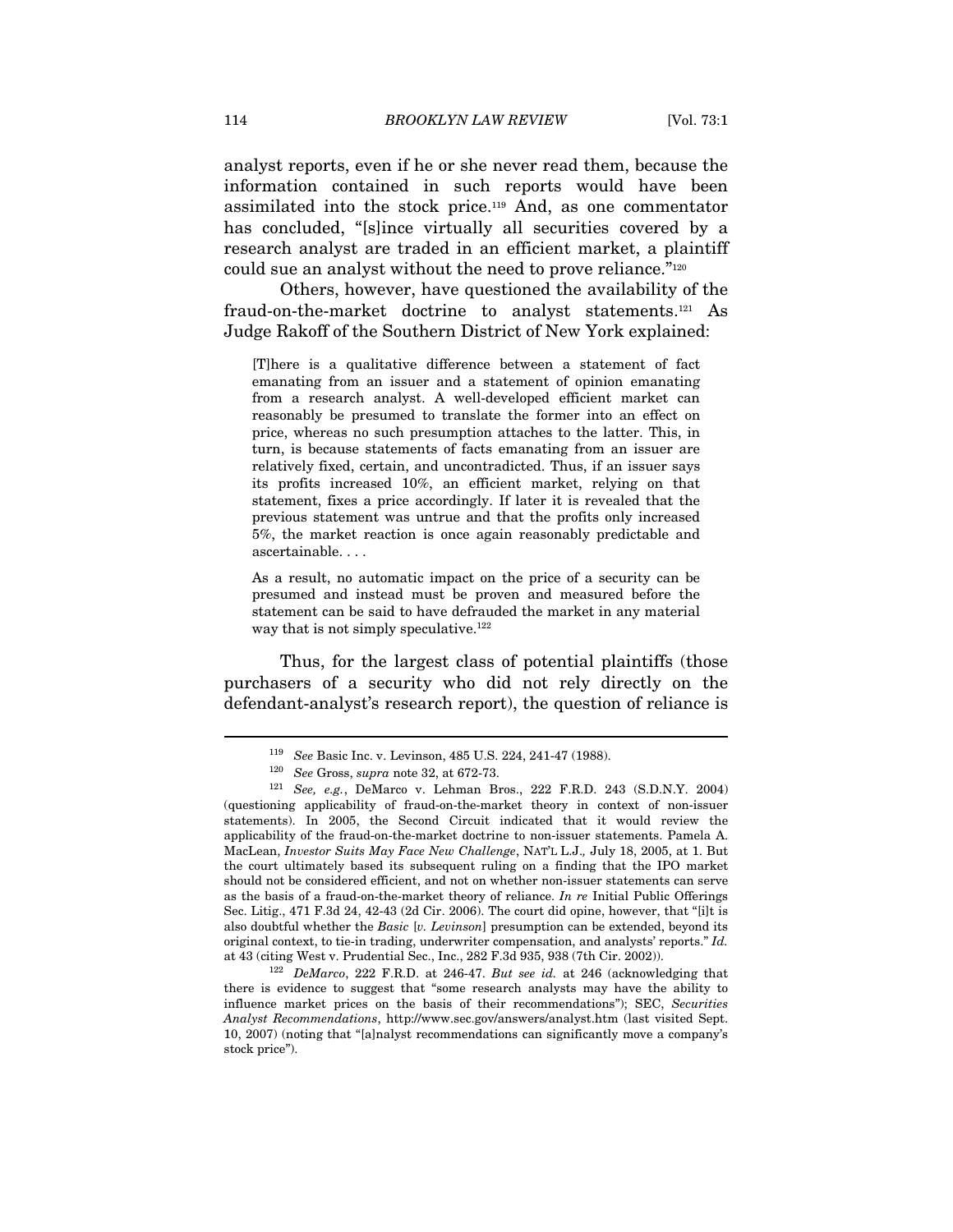analyst reports, even if he or she never read them, because the information contained in such reports would have been assimilated into the stock price.[119] And, as one commentator has concluded, "[s]ince virtually all securities covered by a research analyst are traded in an efficient market, a plaintiff could sue an analyst without the need to prove reliance."[120]

Others, however, have questioned the availability of the fraud-on-the-market doctrine to analyst statements.[121] As Judge Rakoff of the Southern District of New York explained:

> [T]here is a qualitative difference between a statement of fact emanating from an issuer and a statement of opinion emanating from a research analyst. A well-developed efficient market can reasonably be presumed to translate the former into an effect on price, whereas no such presumption attaches to the latter. This, in turn, is because statements of facts emanating from an issuer are relatively fixed, certain, and uncontradicted. Thus, if an issuer says its profits increased 10%, an efficient market, relying on that statement, fixes a price accordingly. If later it is revealed that the previous statement was untrue and that the profits only increased 5%, the market reaction is once again reasonably predictable and ascertainable. . . .
>
> As a result, no automatic impact on the price of a security can be presumed and instead must be proven and measured before the statement can be said to have defrauded the market in any material way that is not simply speculative.[122]

Thus, for the largest class of potential plaintiffs (those purchasers of a security who did not rely directly on the defendant-analyst's research report), the question of reliance is

---

[119] *See* Basic Inc. v. Levinson, 485 U.S. 224, 241-47 (1988).

[120] *See* Gross, *supra* note 32, at 672-73.

[121] *See, e.g.*, DeMarco v. Lehman Bros., 222 F.R.D. 243 (S.D.N.Y. 2004) (questioning applicability of fraud-on-the-market theory in context of non-issuer statements). In 2005, the Second Circuit indicated that it would review the applicability of the fraud-on-the-market doctrine to non-issuer statements. Pamela A. MacLean, *Investor Suits May Face New Challenge*, NAT'L L.J., July 18, 2005, at 1. But the court ultimately based its subsequent ruling on a finding that the IPO market should not be considered efficient, and not on whether non-issuer statements can serve as the basis of a fraud-on-the-market theory of reliance. *In re* Initial Public Offerings Sec. Litig., 471 F.3d 24, 42-43 (2d Cir. 2006). The court did opine, however, that "[i]t is also doubtful whether the *Basic* [*v. Levinson*] presumption can be extended, beyond its original context, to tie-in trading, underwriter compensation, and analysts' reports." *Id.* at 43 (citing West v. Prudential Sec., Inc., 282 F.3d 935, 938 (7th Cir. 2002)).

[122] *DeMarco*, 222 F.R.D. at 246-47. *But see id.* at 246 (acknowledging that there is evidence to suggest that "some research analysts may have the ability to influence market prices on the basis of their recommendations"); SEC, *Securities Analyst Recommendations*, http://www.sec.gov/answers/analyst.htm (last visited Sept. 10, 2007) (noting that "[a]nalyst recommendations can significantly move a company's stock price").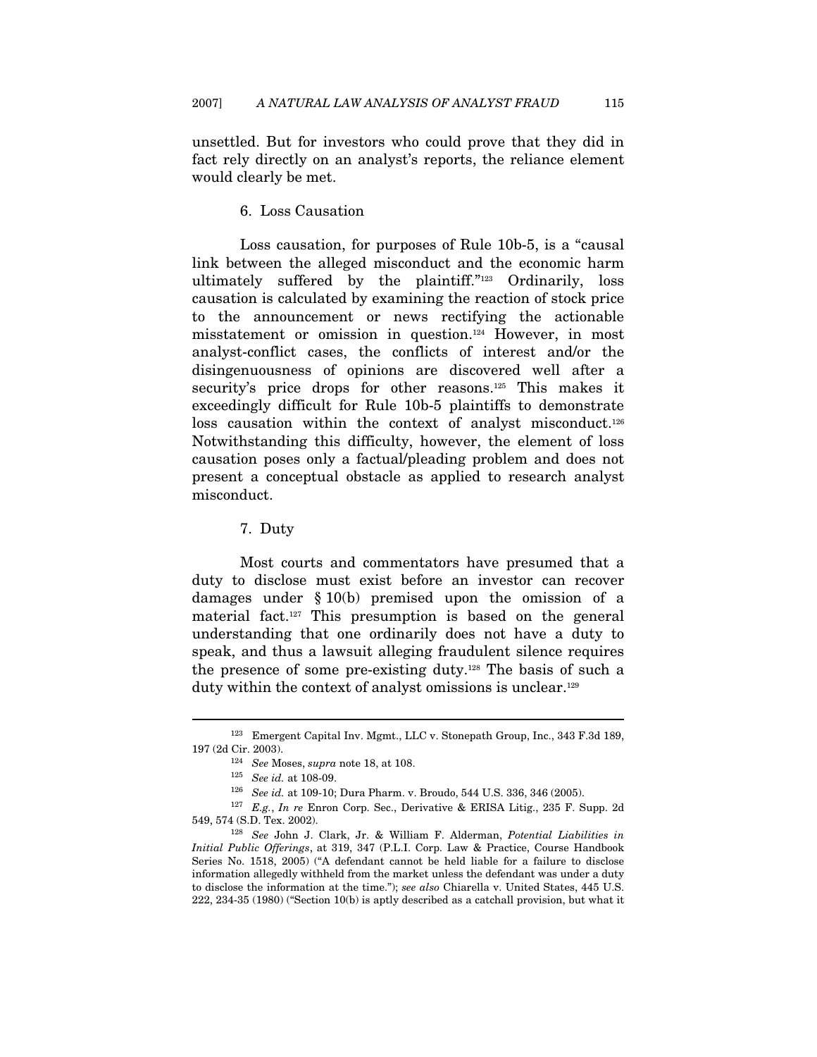unsettled. But for investors who could prove that they did in fact rely directly on an analyst's reports, the reliance element would clearly be met.

#### 6. Loss Causation

Loss causation, for purposes of Rule 10b-5, is a "causal link between the alleged misconduct and the economic harm ultimately suffered by the plaintiff."[123] Ordinarily, loss causation is calculated by examining the reaction of stock price to the announcement or news rectifying the actionable misstatement or omission in question.[124] However, in most analyst-conflict cases, the conflicts of interest and/or the disingenuousness of opinions are discovered well after a security's price drops for other reasons.[125] This makes it exceedingly difficult for Rule 10b-5 plaintiffs to demonstrate loss causation within the context of analyst misconduct.[126] Notwithstanding this difficulty, however, the element of loss causation poses only a factual/pleading problem and does not present a conceptual obstacle as applied to research analyst misconduct.

#### 7. Duty

Most courts and commentators have presumed that a duty to disclose must exist before an investor can recover damages under § 10(b) premised upon the omission of a material fact.[127] This presumption is based on the general understanding that one ordinarily does not have a duty to speak, and thus a lawsuit alleging fraudulent silence requires the presence of some pre-existing duty.[128] The basis of such a duty within the context of analyst omissions is unclear.[129]

---

[123] Emergent Capital Inv. Mgmt., LLC v. Stonepath Group, Inc., 343 F.3d 189, 197 (2d Cir. 2003).

[124] *See* Moses, *supra* note 18, at 108.

[125] *See id.* at 108-09.

[126] *See id.* at 109-10; Dura Pharm. v. Broudo, 544 U.S. 336, 346 (2005).

[127] *E.g.*, *In re* Enron Corp. Sec., Derivative & ERISA Litig., 235 F. Supp. 2d 549, 574 (S.D. Tex. 2002).

[128] *See* John J. Clark, Jr. & William F. Alderman, *Potential Liabilities in Initial Public Offerings*, at 319, 347 (P.L.I. Corp. Law & Practice, Course Handbook Series No. 1518, 2005) ("A defendant cannot be held liable for a failure to disclose information allegedly withheld from the market unless the defendant was under a duty to disclose the information at the time."); *see also* Chiarella v. United States, 445 U.S. 222, 234-35 (1980) ("Section 10(b) is aptly described as a catchall provision, but what it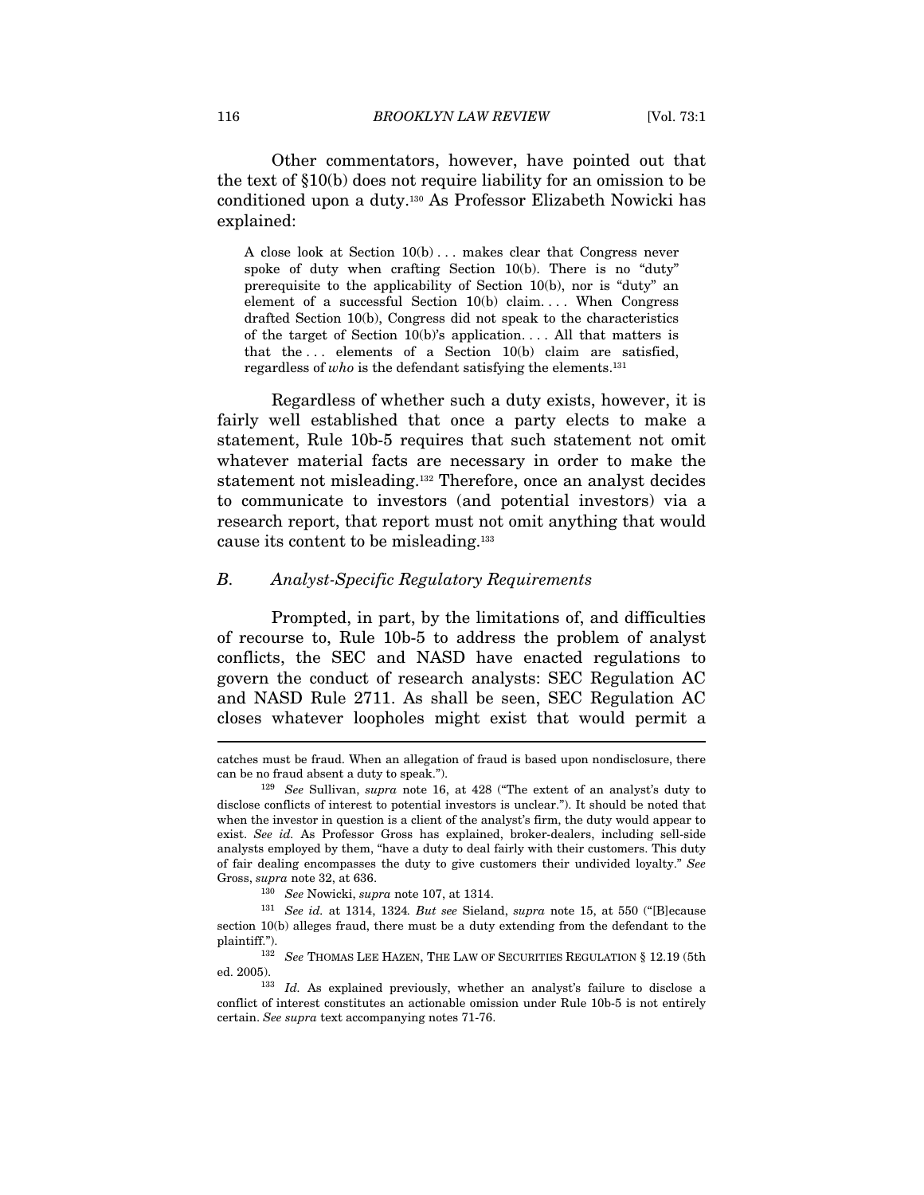Other commentators, however, have pointed out that the text of §10(b) does not require liability for an omission to be conditioned upon a duty.[130] As Professor Elizabeth Nowicki has explained:

> A close look at Section 10(b) . . . makes clear that Congress never spoke of duty when crafting Section 10(b). There is no "duty" prerequisite to the applicability of Section 10(b), nor is "duty" an element of a successful Section 10(b) claim. . . . When Congress drafted Section 10(b), Congress did not speak to the characteristics of the target of Section 10(b)'s application. . . . All that matters is that the . . . elements of a Section 10(b) claim are satisfied, regardless of *who* is the defendant satisfying the elements.[131]

Regardless of whether such a duty exists, however, it is fairly well established that once a party elects to make a statement, Rule 10b-5 requires that such statement not omit whatever material facts are necessary in order to make the statement not misleading.[132] Therefore, once an analyst decides to communicate to investors (and potential investors) via a research report, that report must not omit anything that would cause its content to be misleading.[133]

### *B. Analyst-Specific Regulatory Requirements*

Prompted, in part, by the limitations of, and difficulties of recourse to, Rule 10b-5 to address the problem of analyst conflicts, the SEC and NASD have enacted regulations to govern the conduct of research analysts: SEC Regulation AC and NASD Rule 2711. As shall be seen, SEC Regulation AC closes whatever loopholes might exist that would permit a

---

catches must be fraud. When an allegation of fraud is based upon nondisclosure, there can be no fraud absent a duty to speak.").

[129] *See* Sullivan, *supra* note 16, at 428 ("The extent of an analyst's duty to disclose conflicts of interest to potential investors is unclear."). It should be noted that when the investor in question is a client of the analyst's firm, the duty would appear to exist. *See id.* As Professor Gross has explained, broker-dealers, including sell-side analysts employed by them, "have a duty to deal fairly with their customers. This duty of fair dealing encompasses the duty to give customers their undivided loyalty." *See* Gross, *supra* note 32, at 636.

[130] *See* Nowicki, *supra* note 107, at 1314.

[131] *See id.* at 1314, 1324. *But see* Sieland, *supra* note 15, at 550 ("[B]ecause section 10(b) alleges fraud, there must be a duty extending from the defendant to the plaintiff.").

[132] *See* THOMAS LEE HAZEN, THE LAW OF SECURITIES REGULATION § 12.19 (5th ed. 2005).

[133] *Id.* As explained previously, whether an analyst's failure to disclose a conflict of interest constitutes an actionable omission under Rule 10b-5 is not entirely certain. *See supra* text accompanying notes 71-76.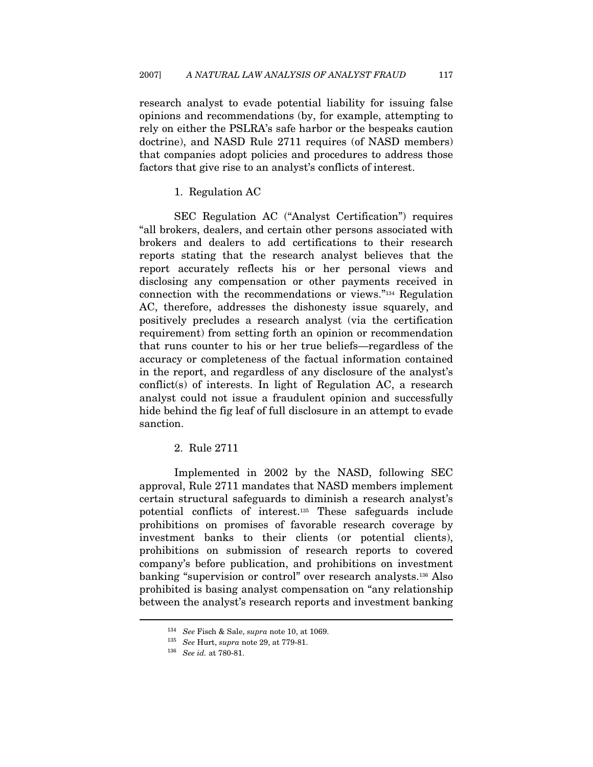research analyst to evade potential liability for issuing false opinions and recommendations (by, for example, attempting to rely on either the PSLRA's safe harbor or the bespeaks caution doctrine), and NASD Rule 2711 requires (of NASD members) that companies adopt policies and procedures to address those factors that give rise to an analyst's conflicts of interest.

### 1. Regulation AC

SEC Regulation AC ("Analyst Certification") requires "all brokers, dealers, and certain other persons associated with brokers and dealers to add certifications to their research reports stating that the research analyst believes that the report accurately reflects his or her personal views and disclosing any compensation or other payments received in connection with the recommendations or views."[134] Regulation AC, therefore, addresses the dishonesty issue squarely, and positively precludes a research analyst (via the certification requirement) from setting forth an opinion or recommendation that runs counter to his or her true beliefs—regardless of the accuracy or completeness of the factual information contained in the report, and regardless of any disclosure of the analyst's conflict(s) of interests. In light of Regulation AC, a research analyst could not issue a fraudulent opinion and successfully hide behind the fig leaf of full disclosure in an attempt to evade sanction.

### 2. Rule 2711

Implemented in 2002 by the NASD, following SEC approval, Rule 2711 mandates that NASD members implement certain structural safeguards to diminish a research analyst's potential conflicts of interest.[135] These safeguards include prohibitions on promises of favorable research coverage by investment banks to their clients (or potential clients), prohibitions on submission of research reports to covered company's before publication, and prohibitions on investment banking "supervision or control" over research analysts.[136] Also prohibited is basing analyst compensation on "any relationship between the analyst's research reports and investment banking

---

[134] *See* Fisch & Sale, *supra* note 10, at 1069.

[135] *See* Hurt, *supra* note 29, at 779-81.

[136] *See id.* at 780-81.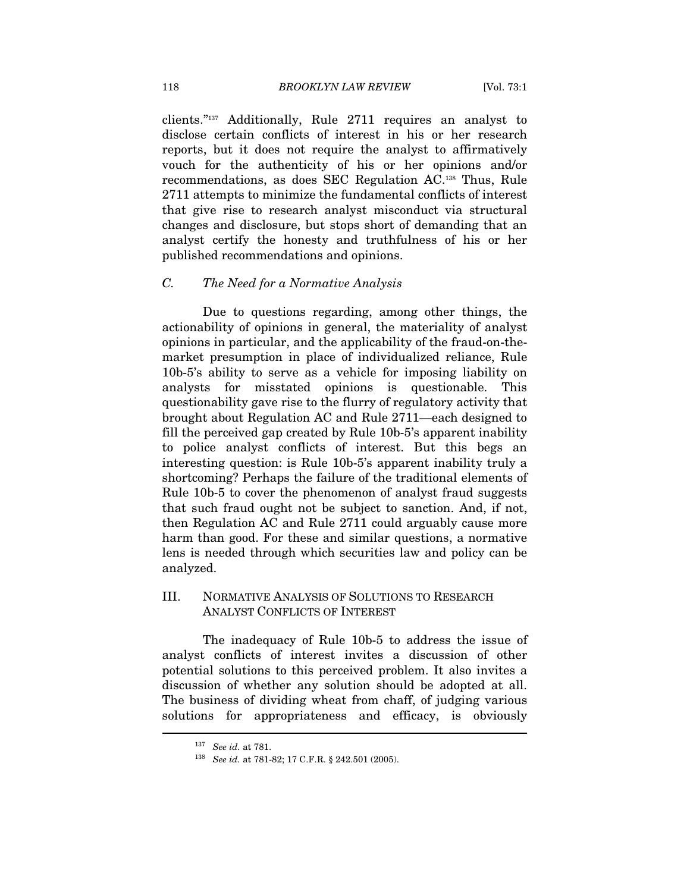clients."[137] Additionally, Rule 2711 requires an analyst to disclose certain conflicts of interest in his or her research reports, but it does not require the analyst to affirmatively vouch for the authenticity of his or her opinions and/or recommendations, as does SEC Regulation AC.[138] Thus, Rule 2711 attempts to minimize the fundamental conflicts of interest that give rise to research analyst misconduct via structural changes and disclosure, but stops short of demanding that an analyst certify the honesty and truthfulness of his or her published recommendations and opinions.

### *C. The Need for a Normative Analysis*

Due to questions regarding, among other things, the actionability of opinions in general, the materiality of analyst opinions in particular, and the applicability of the fraud-on-the-market presumption in place of individualized reliance, Rule 10b-5's ability to serve as a vehicle for imposing liability on analysts for misstated opinions is questionable. This questionability gave rise to the flurry of regulatory activity that brought about Regulation AC and Rule 2711—each designed to fill the perceived gap created by Rule 10b-5's apparent inability to police analyst conflicts of interest. But this begs an interesting question: is Rule 10b-5's apparent inability truly a shortcoming? Perhaps the failure of the traditional elements of Rule 10b-5 to cover the phenomenon of analyst fraud suggests that such fraud ought not be subject to sanction. And, if not, then Regulation AC and Rule 2711 could arguably cause more harm than good. For these and similar questions, a normative lens is needed through which securities law and policy can be analyzed.

## III. NORMATIVE ANALYSIS OF SOLUTIONS TO RESEARCH ANALYST CONFLICTS OF INTEREST

The inadequacy of Rule 10b-5 to address the issue of analyst conflicts of interest invites a discussion of other potential solutions to this perceived problem. It also invites a discussion of whether any solution should be adopted at all. The business of dividing wheat from chaff, of judging various solutions for appropriateness and efficacy, is obviously

---

[137] *See id.* at 781.

[138] *See id.* at 781-82; 17 C.F.R. § 242.501 (2005).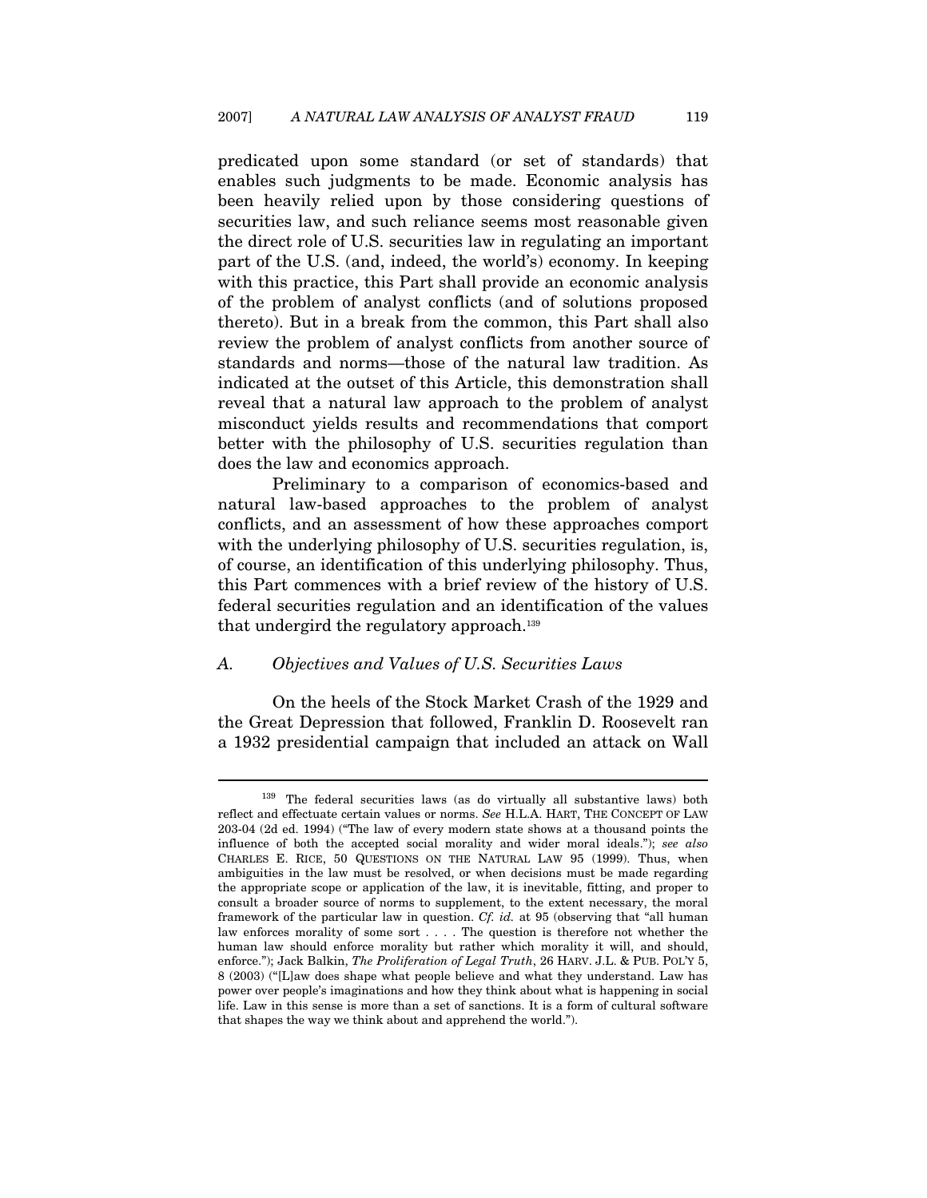predicated upon some standard (or set of standards) that enables such judgments to be made. Economic analysis has been heavily relied upon by those considering questions of securities law, and such reliance seems most reasonable given the direct role of U.S. securities law in regulating an important part of the U.S. (and, indeed, the world's) economy. In keeping with this practice, this Part shall provide an economic analysis of the problem of analyst conflicts (and of solutions proposed thereto). But in a break from the common, this Part shall also review the problem of analyst conflicts from another source of standards and norms—those of the natural law tradition. As indicated at the outset of this Article, this demonstration shall reveal that a natural law approach to the problem of analyst misconduct yields results and recommendations that comport better with the philosophy of U.S. securities regulation than does the law and economics approach.

Preliminary to a comparison of economics-based and natural law-based approaches to the problem of analyst conflicts, and an assessment of how these approaches comport with the underlying philosophy of U.S. securities regulation, is, of course, an identification of this underlying philosophy. Thus, this Part commences with a brief review of the history of U.S. federal securities regulation and an identification of the values that undergird the regulatory approach.[139]

### A. *Objectives and Values of U.S. Securities Laws*

On the heels of the Stock Market Crash of the 1929 and the Great Depression that followed, Franklin D. Roosevelt ran a 1932 presidential campaign that included an attack on Wall

---

[139] The federal securities laws (as do virtually all substantive laws) both reflect and effectuate certain values or norms. *See* H.L.A. HART, THE CONCEPT OF LAW 203-04 (2d ed. 1994) ("The law of every modern state shows at a thousand points the influence of both the accepted social morality and wider moral ideals."); *see also* CHARLES E. RICE, 50 QUESTIONS ON THE NATURAL LAW 95 (1999). Thus, when ambiguities in the law must be resolved, or when decisions must be made regarding the appropriate scope or application of the law, it is inevitable, fitting, and proper to consult a broader source of norms to supplement, to the extent necessary, the moral framework of the particular law in question. *Cf. id.* at 95 (observing that "all human law enforces morality of some sort . . . . The question is therefore not whether the human law should enforce morality but rather which morality it will, and should, enforce."); Jack Balkin, *The Proliferation of Legal Truth*, 26 HARV. J.L. & PUB. POL'Y 5, 8 (2003) ("[L]aw does shape what people believe and what they understand. Law has power over people's imaginations and how they think about what is happening in social life. Law in this sense is more than a set of sanctions. It is a form of cultural software that shapes the way we think about and apprehend the world.").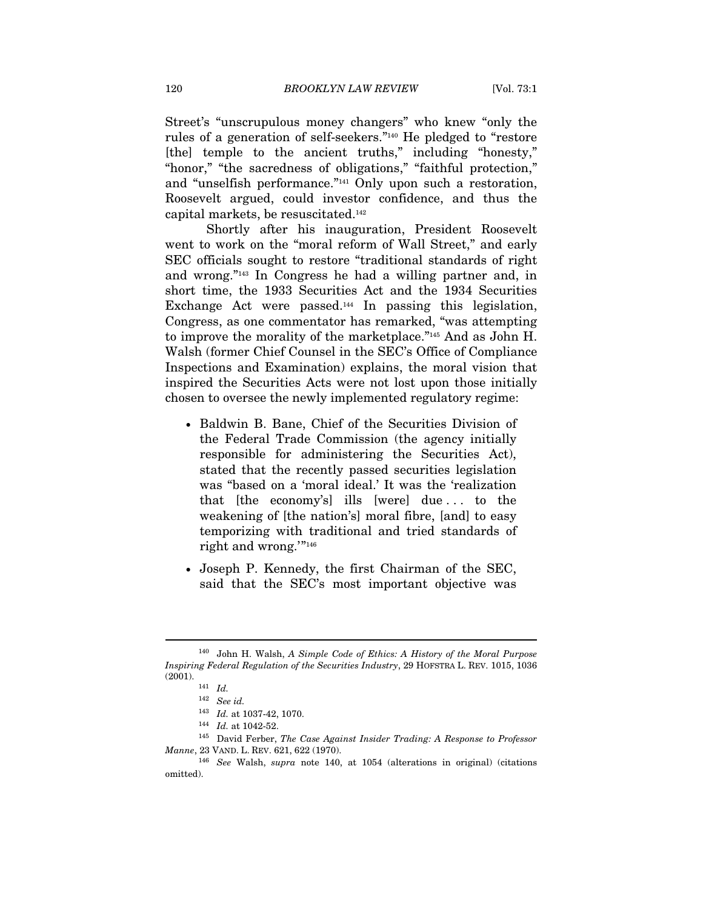Street's "unscrupulous money changers" who knew "only the rules of a generation of self-seekers."[140] He pledged to "restore [the] temple to the ancient truths," including "honesty," "honor," "the sacredness of obligations," "faithful protection," and "unselfish performance."[141] Only upon such a restoration, Roosevelt argued, could investor confidence, and thus the capital markets, be resuscitated.[142]

Shortly after his inauguration, President Roosevelt went to work on the "moral reform of Wall Street," and early SEC officials sought to restore "traditional standards of right and wrong."[143] In Congress he had a willing partner and, in short time, the 1933 Securities Act and the 1934 Securities Exchange Act were passed.[144] In passing this legislation, Congress, as one commentator has remarked, "was attempting to improve the morality of the marketplace."[145] And as John H. Walsh (former Chief Counsel in the SEC's Office of Compliance Inspections and Examination) explains, the moral vision that inspired the Securities Acts were not lost upon those initially chosen to oversee the newly implemented regulatory regime:

- Baldwin B. Bane, Chief of the Securities Division of the Federal Trade Commission (the agency initially responsible for administering the Securities Act), stated that the recently passed securities legislation was "based on a 'moral ideal.' It was the 'realization that [the economy's] ills [were] due . . . to the weakening of [the nation's] moral fibre, [and] to easy temporizing with traditional and tried standards of right and wrong.'"[146]

- Joseph P. Kennedy, the first Chairman of the SEC, said that the SEC's most important objective was

---

[140] John H. Walsh, *A Simple Code of Ethics: A History of the Moral Purpose Inspiring Federal Regulation of the Securities Industry*, 29 HOFSTRA L. REV. 1015, 1036 (2001).

[141] *Id.*

[142] *See id.*

[143] *Id.* at 1037-42, 1070.

[144] *Id.* at 1042-52.

[145] David Ferber, *The Case Against Insider Trading: A Response to Professor Manne*, 23 VAND. L. REV. 621, 622 (1970).

[146] *See* Walsh, *supra* note 140, at 1054 (alterations in original) (citations omitted).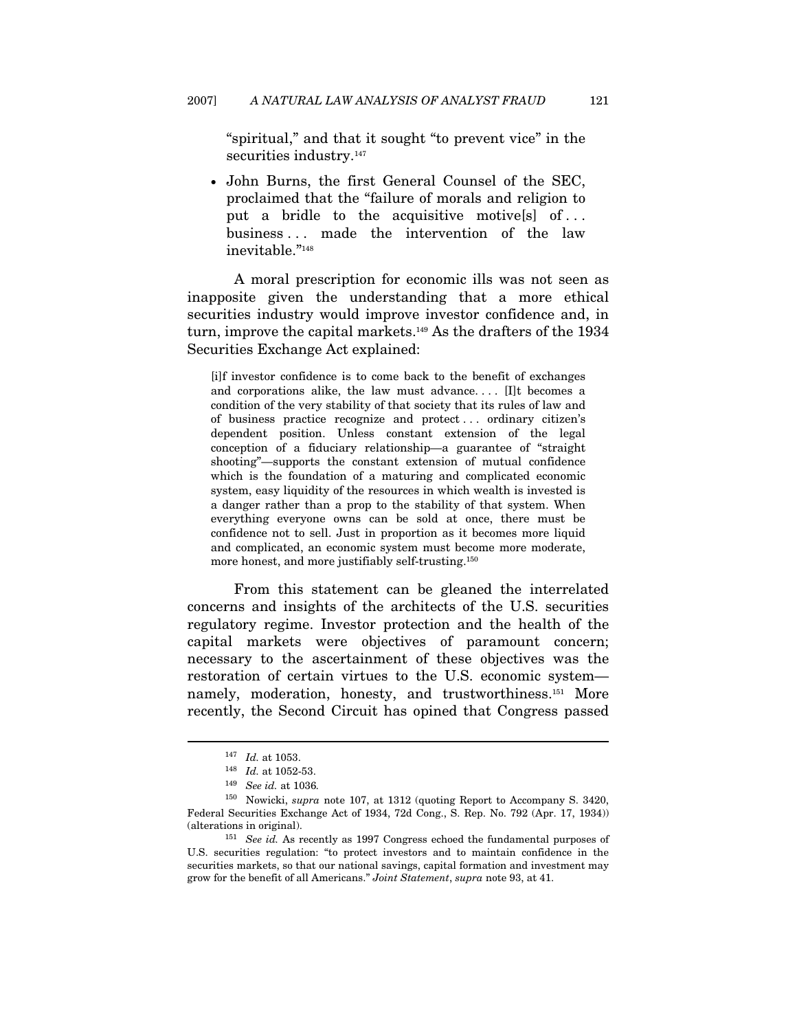"spiritual," and that it sought "to prevent vice" in the securities industry.[147]

- John Burns, the first General Counsel of the SEC, proclaimed that the "failure of morals and religion to put a bridle to the acquisitive motive[s] of . . . business . . . made the intervention of the law inevitable."[148]

A moral prescription for economic ills was not seen as inapposite given the understanding that a more ethical securities industry would improve investor confidence and, in turn, improve the capital markets.[149] As the drafters of the 1934 Securities Exchange Act explained:

> [i]f investor confidence is to come back to the benefit of exchanges and corporations alike, the law must advance. . . . [I]t becomes a condition of the very stability of that society that its rules of law and of business practice recognize and protect . . . ordinary citizen's dependent position. Unless constant extension of the legal conception of a fiduciary relationship—a guarantee of "straight shooting"—supports the constant extension of mutual confidence which is the foundation of a maturing and complicated economic system, easy liquidity of the resources in which wealth is invested is a danger rather than a prop to the stability of that system. When everything everyone owns can be sold at once, there must be confidence not to sell. Just in proportion as it becomes more liquid and complicated, an economic system must become more moderate, more honest, and more justifiably self-trusting.[150]

From this statement can be gleaned the interrelated concerns and insights of the architects of the U.S. securities regulatory regime. Investor protection and the health of the capital markets were objectives of paramount concern; necessary to the ascertainment of these objectives was the restoration of certain virtues to the U.S. economic system—namely, moderation, honesty, and trustworthiness.[151] More recently, the Second Circuit has opined that Congress passed

---

[147] *Id.* at 1053.

[148] *Id.* at 1052-53.

[149] *See id.* at 1036.

[150] Nowicki, *supra* note 107, at 1312 (quoting Report to Accompany S. 3420, Federal Securities Exchange Act of 1934, 72d Cong., S. Rep. No. 792 (Apr. 17, 1934)) (alterations in original).

[151] *See id.* As recently as 1997 Congress echoed the fundamental purposes of U.S. securities regulation: "to protect investors and to maintain confidence in the securities markets, so that our national savings, capital formation and investment may grow for the benefit of all Americans." *Joint Statement*, *supra* note 93, at 41.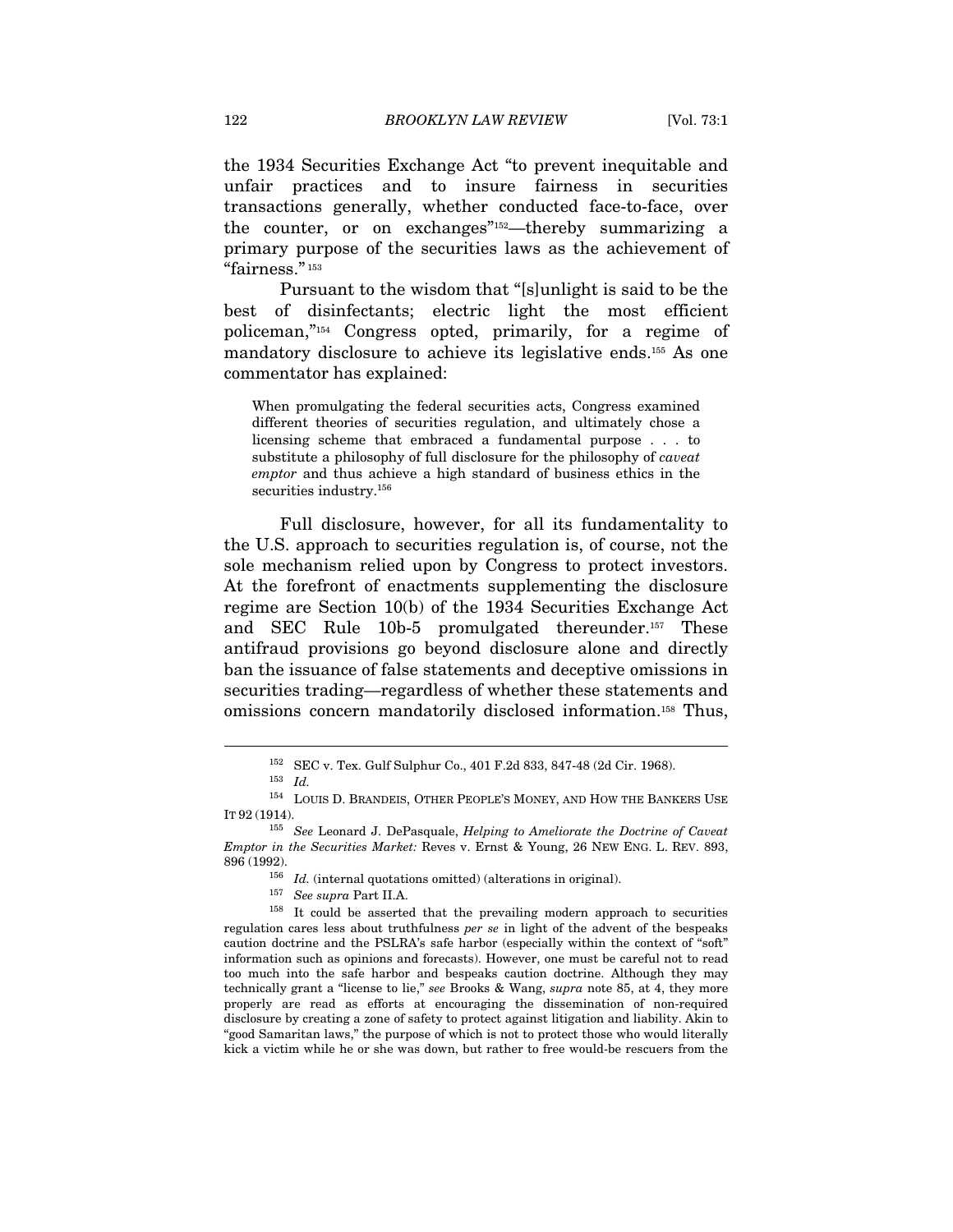the 1934 Securities Exchange Act "to prevent inequitable and unfair practices and to insure fairness in securities transactions generally, whether conducted face-to-face, over the counter, or on exchanges"[152]—thereby summarizing a primary purpose of the securities laws as the achievement of "fairness."[153]

Pursuant to the wisdom that "[s]unlight is said to be the best of disinfectants; electric light the most efficient policeman,"[154] Congress opted, primarily, for a regime of mandatory disclosure to achieve its legislative ends.[155] As one commentator has explained:

> When promulgating the federal securities acts, Congress examined different theories of securities regulation, and ultimately chose a licensing scheme that embraced a fundamental purpose . . . to substitute a philosophy of full disclosure for the philosophy of *caveat emptor* and thus achieve a high standard of business ethics in the securities industry.[156]

Full disclosure, however, for all its fundamentality to the U.S. approach to securities regulation is, of course, not the sole mechanism relied upon by Congress to protect investors. At the forefront of enactments supplementing the disclosure regime are Section 10(b) of the 1934 Securities Exchange Act and SEC Rule 10b-5 promulgated thereunder.[157] These antifraud provisions go beyond disclosure alone and directly ban the issuance of false statements and deceptive omissions in securities trading—regardless of whether these statements and omissions concern mandatorily disclosed information.[158] Thus,

---

[152] SEC v. Tex. Gulf Sulphur Co., 401 F.2d 833, 847-48 (2d Cir. 1968).

[153] *Id.*

[154] LOUIS D. BRANDEIS, OTHER PEOPLE'S MONEY, AND HOW THE BANKERS USE IT 92 (1914).

[155] *See* Leonard J. DePasquale, *Helping to Ameliorate the Doctrine of Caveat Emptor in the Securities Market:* Reves v. Ernst & Young, 26 NEW ENG. L. REV. 893, 896 (1992).

[156] *Id.* (internal quotations omitted) (alterations in original).

[157] *See supra* Part II.A.

[158] It could be asserted that the prevailing modern approach to securities regulation cares less about truthfulness *per se* in light of the advent of the bespeaks caution doctrine and the PSLRA's safe harbor (especially within the context of "soft" information such as opinions and forecasts). However, one must be careful not to read too much into the safe harbor and bespeaks caution doctrine. Although they may technically grant a "license to lie," *see* Brooks & Wang, *supra* note 85, at 4, they more properly are read as efforts at encouraging the dissemination of non-required disclosure by creating a zone of safety to protect against litigation and liability. Akin to "good Samaritan laws," the purpose of which is not to protect those who would literally kick a victim while he or she was down, but rather to free would-be rescuers from the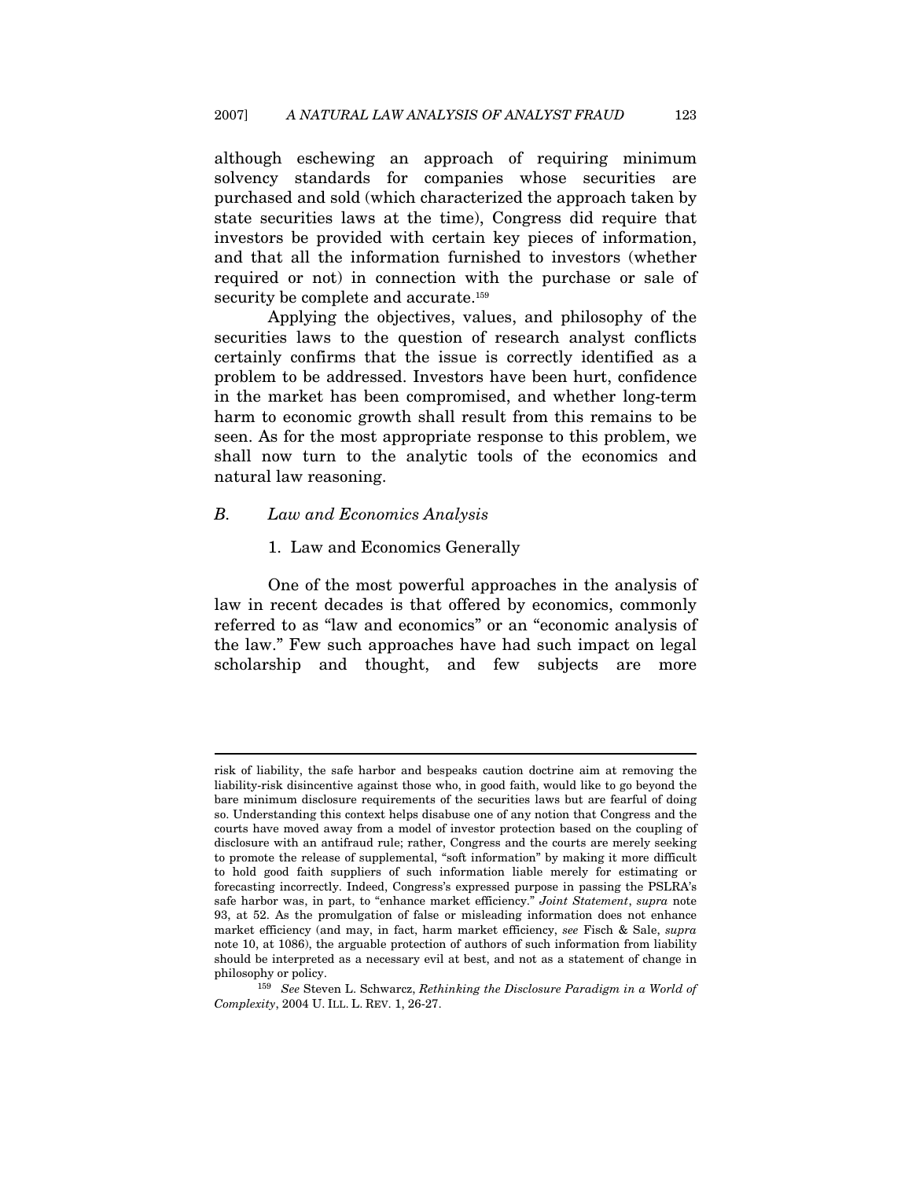although eschewing an approach of requiring minimum solvency standards for companies whose securities are purchased and sold (which characterized the approach taken by state securities laws at the time), Congress did require that investors be provided with certain key pieces of information, and that all the information furnished to investors (whether required or not) in connection with the purchase or sale of security be complete and accurate.[159]

Applying the objectives, values, and philosophy of the securities laws to the question of research analyst conflicts certainly confirms that the issue is correctly identified as a problem to be addressed. Investors have been hurt, confidence in the market has been compromised, and whether long-term harm to economic growth shall result from this remains to be seen. As for the most appropriate response to this problem, we shall now turn to the analytic tools of the economics and natural law reasoning.

## *B. Law and Economics Analysis*

### 1. Law and Economics Generally

One of the most powerful approaches in the analysis of law in recent decades is that offered by economics, commonly referred to as "law and economics" or an "economic analysis of the law." Few such approaches have had such impact on legal scholarship and thought, and few subjects are more

---

risk of liability, the safe harbor and bespeaks caution doctrine aim at removing the liability-risk disincentive against those who, in good faith, would like to go beyond the bare minimum disclosure requirements of the securities laws but are fearful of doing so. Understanding this context helps disabuse one of any notion that Congress and the courts have moved away from a model of investor protection based on the coupling of disclosure with an antifraud rule; rather, Congress and the courts are merely seeking to promote the release of supplemental, "soft information" by making it more difficult to hold good faith suppliers of such information liable merely for estimating or forecasting incorrectly. Indeed, Congress's expressed purpose in passing the PSLRA's safe harbor was, in part, to "enhance market efficiency." *Joint Statement*, *supra* note 93, at 52. As the promulgation of false or misleading information does not enhance market efficiency (and may, in fact, harm market efficiency, *see* Fisch & Sale, *supra* note 10, at 1086), the arguable protection of authors of such information from liability should be interpreted as a necessary evil at best, and not as a statement of change in philosophy or policy.

[159] *See* Steven L. Schwarcz, *Rethinking the Disclosure Paradigm in a World of Complexity*, 2004 U. ILL. L. REV. 1, 26-27.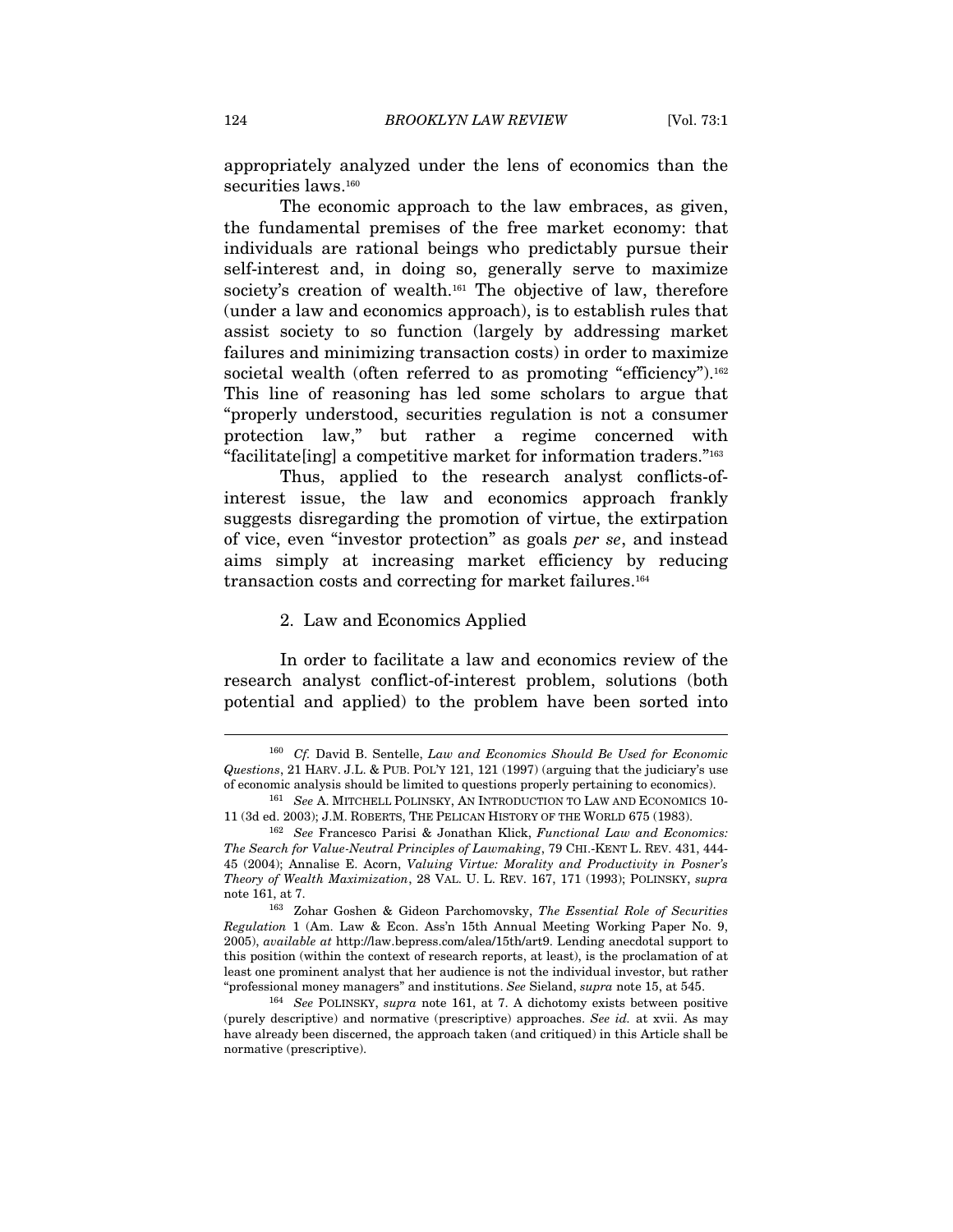appropriately analyzed under the lens of economics than the securities laws.[160]

The economic approach to the law embraces, as given, the fundamental premises of the free market economy: that individuals are rational beings who predictably pursue their self-interest and, in doing so, generally serve to maximize society's creation of wealth.[161] The objective of law, therefore (under a law and economics approach), is to establish rules that assist society to so function (largely by addressing market failures and minimizing transaction costs) in order to maximize societal wealth (often referred to as promoting "efficiency").[162] This line of reasoning has led some scholars to argue that "properly understood, securities regulation is not a consumer protection law," but rather a regime concerned with "facilitate[ing] a competitive market for information traders."[163]

Thus, applied to the research analyst conflicts-of-interest issue, the law and economics approach frankly suggests disregarding the promotion of virtue, the extirpation of vice, even "investor protection" as goals *per se*, and instead aims simply at increasing market efficiency by reducing transaction costs and correcting for market failures.[164]

### 2. Law and Economics Applied

In order to facilitate a law and economics review of the research analyst conflict-of-interest problem, solutions (both potential and applied) to the problem have been sorted into

---

[160] *Cf.* David B. Sentelle, *Law and Economics Should Be Used for Economic Questions*, 21 HARV. J.L. & PUB. POL'Y 121, 121 (1997) (arguing that the judiciary's use of economic analysis should be limited to questions properly pertaining to economics).

[161] *See* A. MITCHELL POLINSKY, AN INTRODUCTION TO LAW AND ECONOMICS 10-11 (3d ed. 2003); J.M. ROBERTS, THE PELICAN HISTORY OF THE WORLD 675 (1983).

[162] *See* Francesco Parisi & Jonathan Klick, *Functional Law and Economics: The Search for Value-Neutral Principles of Lawmaking*, 79 CHI.-KENT L. REV. 431, 444-45 (2004); Annalise E. Acorn, *Valuing Virtue: Morality and Productivity in Posner's Theory of Wealth Maximization*, 28 VAL. U. L. REV. 167, 171 (1993); POLINSKY, *supra* note 161, at 7.

[163] Zohar Goshen & Gideon Parchomovsky, *The Essential Role of Securities Regulation* 1 (Am. Law & Econ. Ass'n 15th Annual Meeting Working Paper No. 9, 2005), *available at* http://law.bepress.com/alea/15th/art9. Lending anecdotal support to this position (within the context of research reports, at least), is the proclamation of at least one prominent analyst that her audience is not the individual investor, but rather "professional money managers" and institutions. *See* Sieland, *supra* note 15, at 545.

[164] *See* POLINSKY, *supra* note 161, at 7. A dichotomy exists between positive (purely descriptive) and normative (prescriptive) approaches. *See id.* at xvii. As may have already been discerned, the approach taken (and critiqued) in this Article shall be normative (prescriptive).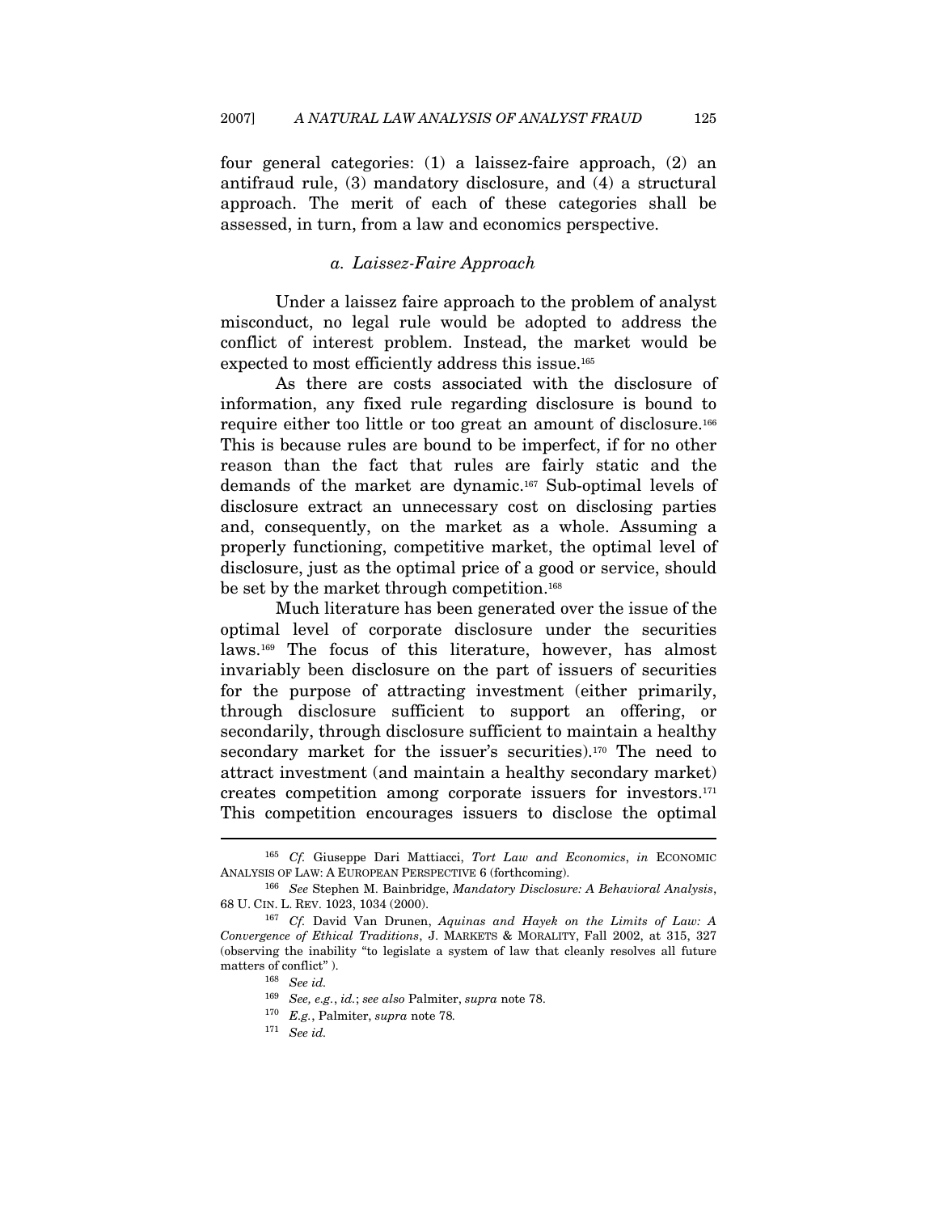four general categories: (1) a laissez-faire approach, (2) an antifraud rule, (3) mandatory disclosure, and (4) a structural approach. The merit of each of these categories shall be assessed, in turn, from a law and economics perspective.

#### *a. Laissez-Faire Approach*

Under a laissez faire approach to the problem of analyst misconduct, no legal rule would be adopted to address the conflict of interest problem. Instead, the market would be expected to most efficiently address this issue.[165]

As there are costs associated with the disclosure of information, any fixed rule regarding disclosure is bound to require either too little or too great an amount of disclosure.[166] This is because rules are bound to be imperfect, if for no other reason than the fact that rules are fairly static and the demands of the market are dynamic.[167] Sub-optimal levels of disclosure extract an unnecessary cost on disclosing parties and, consequently, on the market as a whole. Assuming a properly functioning, competitive market, the optimal level of disclosure, just as the optimal price of a good or service, should be set by the market through competition.[168]

Much literature has been generated over the issue of the optimal level of corporate disclosure under the securities laws.[169] The focus of this literature, however, has almost invariably been disclosure on the part of issuers of securities for the purpose of attracting investment (either primarily, through disclosure sufficient to support an offering, or secondarily, through disclosure sufficient to maintain a healthy secondary market for the issuer's securities).[170] The need to attract investment (and maintain a healthy secondary market) creates competition among corporate issuers for investors.[171] This competition encourages issuers to disclose the optimal

---

[165] *Cf.* Giuseppe Dari Mattiacci, *Tort Law and Economics*, *in* ECONOMIC ANALYSIS OF LAW: A EUROPEAN PERSPECTIVE 6 (forthcoming).

[166] *See* Stephen M. Bainbridge, *Mandatory Disclosure: A Behavioral Analysis*, 68 U. CIN. L. REV. 1023, 1034 (2000).

[167] *Cf.* David Van Drunen, *Aquinas and Hayek on the Limits of Law: A Convergence of Ethical Traditions*, J. MARKETS & MORALITY, Fall 2002, at 315, 327 (observing the inability "to legislate a system of law that cleanly resolves all future matters of conflict" ).

[168] *See id.*

[169] *See, e.g.*, *id.*; *see also* Palmiter, *supra* note 78.

[170] *E.g.*, Palmiter, *supra* note 78*.*

[171] *See id.*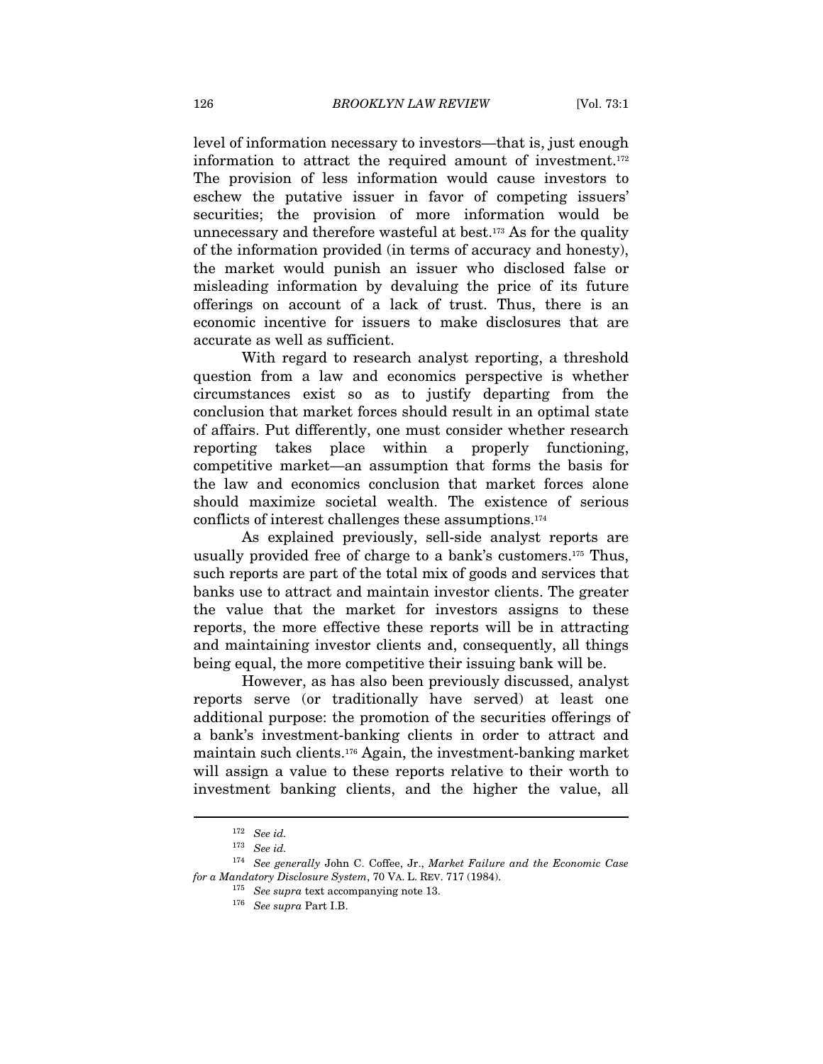level of information necessary to investors—that is, just enough information to attract the required amount of investment.[172] The provision of less information would cause investors to eschew the putative issuer in favor of competing issuers' securities; the provision of more information would be unnecessary and therefore wasteful at best.[173] As for the quality of the information provided (in terms of accuracy and honesty), the market would punish an issuer who disclosed false or misleading information by devaluing the price of its future offerings on account of a lack of trust. Thus, there is an economic incentive for issuers to make disclosures that are accurate as well as sufficient.

With regard to research analyst reporting, a threshold question from a law and economics perspective is whether circumstances exist so as to justify departing from the conclusion that market forces should result in an optimal state of affairs. Put differently, one must consider whether research reporting takes place within a properly functioning, competitive market—an assumption that forms the basis for the law and economics conclusion that market forces alone should maximize societal wealth. The existence of serious conflicts of interest challenges these assumptions.[174]

As explained previously, sell-side analyst reports are usually provided free of charge to a bank's customers.[175] Thus, such reports are part of the total mix of goods and services that banks use to attract and maintain investor clients. The greater the value that the market for investors assigns to these reports, the more effective these reports will be in attracting and maintaining investor clients and, consequently, all things being equal, the more competitive their issuing bank will be.

However, as has also been previously discussed, analyst reports serve (or traditionally have served) at least one additional purpose: the promotion of the securities offerings of a bank's investment-banking clients in order to attract and maintain such clients.[176] Again, the investment-banking market will assign a value to these reports relative to their worth to investment banking clients, and the higher the value, all

---

[172] *See id.*

[173] *See id.*

[174] *See generally* John C. Coffee, Jr., *Market Failure and the Economic Case for a Mandatory Disclosure System*, 70 VA. L. REV. 717 (1984).

[175] *See supra* text accompanying note 13.

[176] *See supra* Part I.B.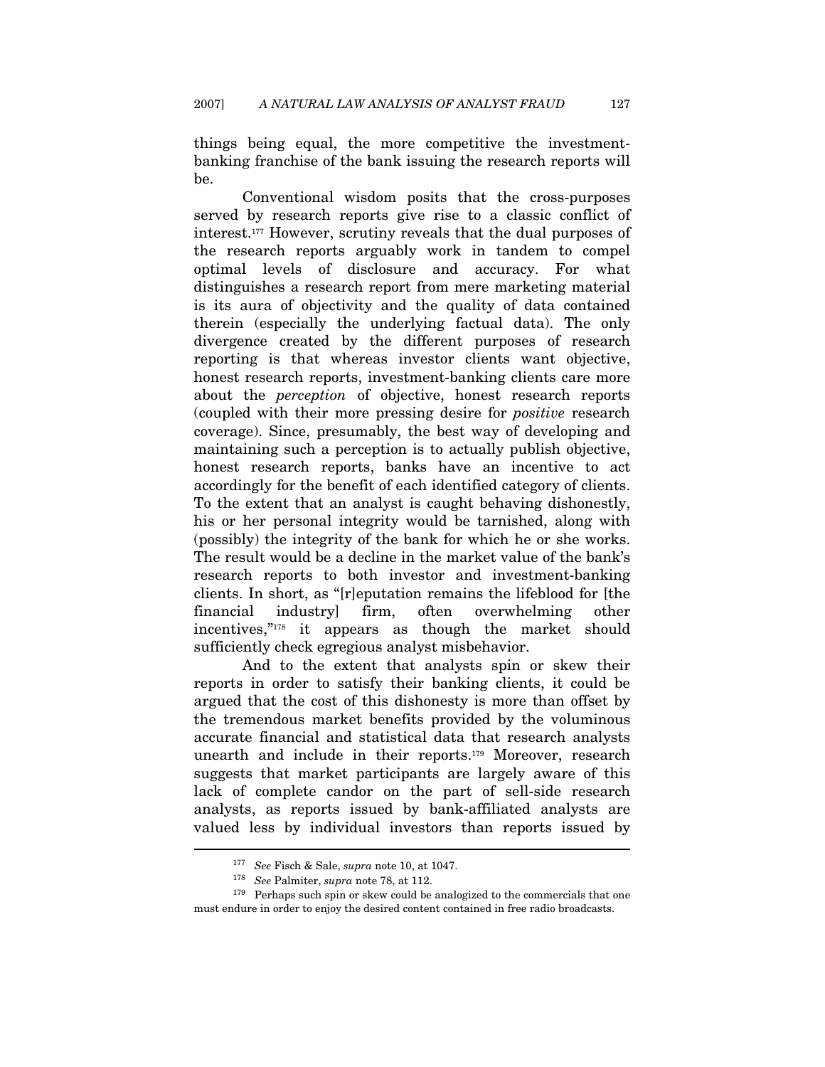things being equal, the more competitive the investment-banking franchise of the bank issuing the research reports will be.

Conventional wisdom posits that the cross-purposes served by research reports give rise to a classic conflict of interest.[177] However, scrutiny reveals that the dual purposes of the research reports arguably work in tandem to compel optimal levels of disclosure and accuracy. For what distinguishes a research report from mere marketing material is its aura of objectivity and the quality of data contained therein (especially the underlying factual data). The only divergence created by the different purposes of research reporting is that whereas investor clients want objective, honest research reports, investment-banking clients care more about the *perception* of objective, honest research reports (coupled with their more pressing desire for *positive* research coverage). Since, presumably, the best way of developing and maintaining such a perception is to actually publish objective, honest research reports, banks have an incentive to act accordingly for the benefit of each identified category of clients. To the extent that an analyst is caught behaving dishonestly, his or her personal integrity would be tarnished, along with (possibly) the integrity of the bank for which he or she works. The result would be a decline in the market value of the bank's research reports to both investor and investment-banking clients. In short, as "[r]eputation remains the lifeblood for [the financial industry] firm, often overwhelming other incentives,"[178] it appears as though the market should sufficiently check egregious analyst misbehavior.

And to the extent that analysts spin or skew their reports in order to satisfy their banking clients, it could be argued that the cost of this dishonesty is more than offset by the tremendous market benefits provided by the voluminous accurate financial and statistical data that research analysts unearth and include in their reports.[179] Moreover, research suggests that market participants are largely aware of this lack of complete candor on the part of sell-side research analysts, as reports issued by bank-affiliated analysts are valued less by individual investors than reports issued by

---

[177] *See* Fisch & Sale, *supra* note 10, at 1047.

[178] *See* Palmiter, *supra* note 78, at 112.

[179] Perhaps such spin or skew could be analogized to the commercials that one must endure in order to enjoy the desired content contained in free radio broadcasts.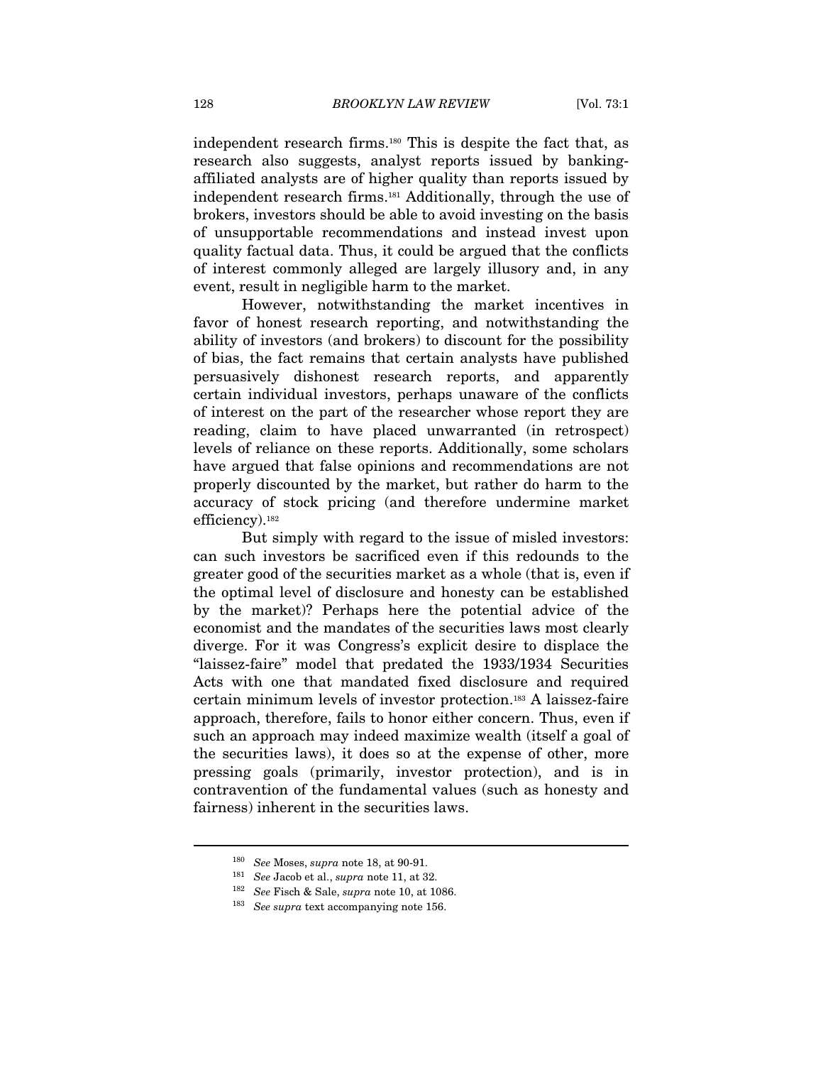independent research firms.[180] This is despite the fact that, as research also suggests, analyst reports issued by banking-affiliated analysts are of higher quality than reports issued by independent research firms.[181] Additionally, through the use of brokers, investors should be able to avoid investing on the basis of unsupportable recommendations and instead invest upon quality factual data. Thus, it could be argued that the conflicts of interest commonly alleged are largely illusory and, in any event, result in negligible harm to the market.

However, notwithstanding the market incentives in favor of honest research reporting, and notwithstanding the ability of investors (and brokers) to discount for the possibility of bias, the fact remains that certain analysts have published persuasively dishonest research reports, and apparently certain individual investors, perhaps unaware of the conflicts of interest on the part of the researcher whose report they are reading, claim to have placed unwarranted (in retrospect) levels of reliance on these reports. Additionally, some scholars have argued that false opinions and recommendations are not properly discounted by the market, but rather do harm to the accuracy of stock pricing (and therefore undermine market efficiency).[182]

But simply with regard to the issue of misled investors: can such investors be sacrificed even if this redounds to the greater good of the securities market as a whole (that is, even if the optimal level of disclosure and honesty can be established by the market)? Perhaps here the potential advice of the economist and the mandates of the securities laws most clearly diverge. For it was Congress's explicit desire to displace the "laissez-faire" model that predated the 1933/1934 Securities Acts with one that mandated fixed disclosure and required certain minimum levels of investor protection.[183] A laissez-faire approach, therefore, fails to honor either concern. Thus, even if such an approach may indeed maximize wealth (itself a goal of the securities laws), it does so at the expense of other, more pressing goals (primarily, investor protection), and is in contravention of the fundamental values (such as honesty and fairness) inherent in the securities laws.

---

[180] *See* Moses, *supra* note 18, at 90-91.

[181] *See* Jacob et al., *supra* note 11, at 32.

[182] *See* Fisch & Sale, *supra* note 10, at 1086.

[183] *See supra* text accompanying note 156.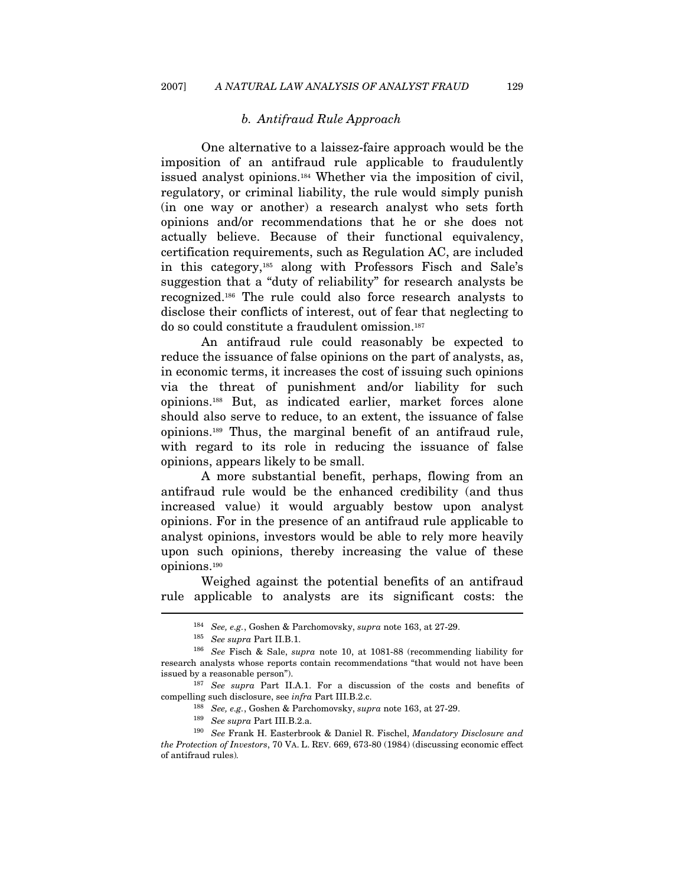### *b. Antifraud Rule Approach*

One alternative to a laissez-faire approach would be the imposition of an antifraud rule applicable to fraudulently issued analyst opinions.[184] Whether via the imposition of civil, regulatory, or criminal liability, the rule would simply punish (in one way or another) a research analyst who sets forth opinions and/or recommendations that he or she does not actually believe. Because of their functional equivalency, certification requirements, such as Regulation AC, are included in this category,[185] along with Professors Fisch and Sale's suggestion that a "duty of reliability" for research analysts be recognized.[186] The rule could also force research analysts to disclose their conflicts of interest, out of fear that neglecting to do so could constitute a fraudulent omission.[187]

An antifraud rule could reasonably be expected to reduce the issuance of false opinions on the part of analysts, as, in economic terms, it increases the cost of issuing such opinions via the threat of punishment and/or liability for such opinions.[188] But, as indicated earlier, market forces alone should also serve to reduce, to an extent, the issuance of false opinions.[189] Thus, the marginal benefit of an antifraud rule, with regard to its role in reducing the issuance of false opinions, appears likely to be small.

A more substantial benefit, perhaps, flowing from an antifraud rule would be the enhanced credibility (and thus increased value) it would arguably bestow upon analyst opinions. For in the presence of an antifraud rule applicable to analyst opinions, investors would be able to rely more heavily upon such opinions, thereby increasing the value of these opinions.[190]

Weighed against the potential benefits of an antifraud rule applicable to analysts are its significant costs: the

---

[184] *See, e.g.*, Goshen & Parchomovsky, *supra* note 163, at 27-29.

[185] *See supra* Part II.B.1.

[186] *See* Fisch & Sale, *supra* note 10, at 1081-88 (recommending liability for research analysts whose reports contain recommendations "that would not have been issued by a reasonable person").

[187] *See supra* Part II.A.1. For a discussion of the costs and benefits of compelling such disclosure, see *infra* Part III.B.2.c.

[188] *See, e.g.*, Goshen & Parchomovsky, *supra* note 163, at 27-29.

[189] *See supra* Part III.B.2.a.

[190] *See* Frank H. Easterbrook & Daniel R. Fischel, *Mandatory Disclosure and the Protection of Investors*, 70 VA. L. REV. 669, 673-80 (1984) (discussing economic effect of antifraud rules).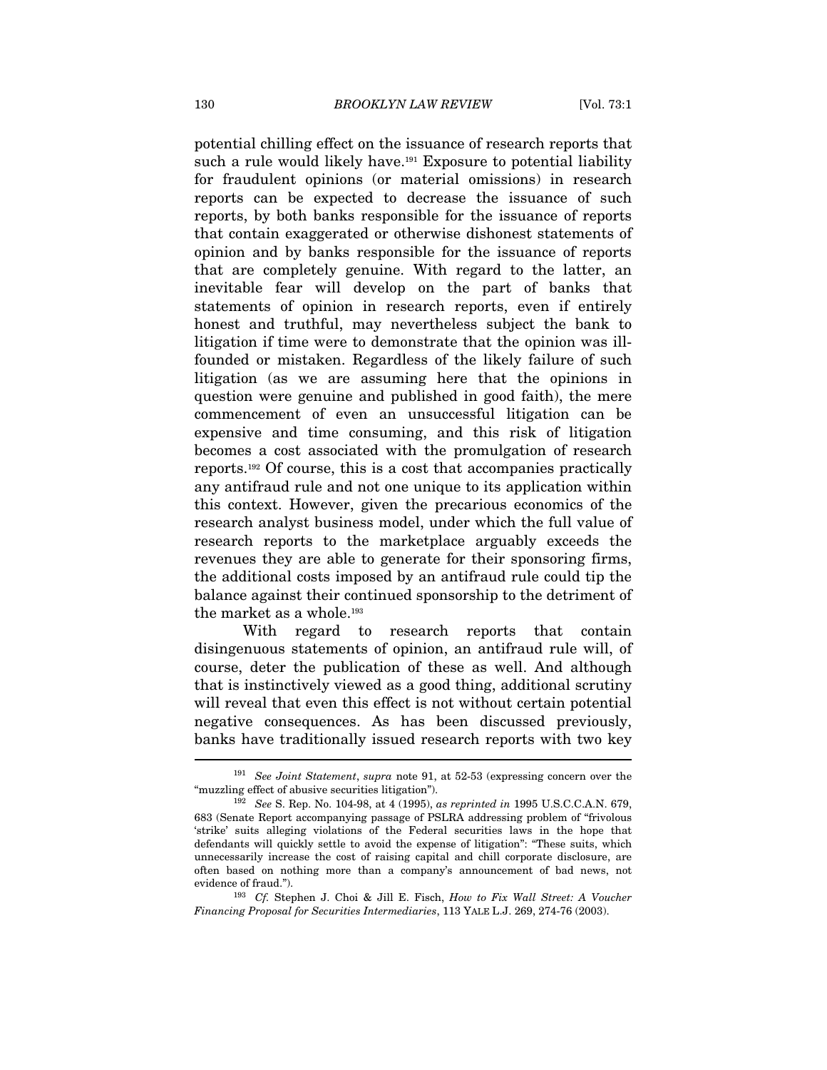potential chilling effect on the issuance of research reports that such a rule would likely have.[191] Exposure to potential liability for fraudulent opinions (or material omissions) in research reports can be expected to decrease the issuance of such reports, by both banks responsible for the issuance of reports that contain exaggerated or otherwise dishonest statements of opinion and by banks responsible for the issuance of reports that are completely genuine. With regard to the latter, an inevitable fear will develop on the part of banks that statements of opinion in research reports, even if entirely honest and truthful, may nevertheless subject the bank to litigation if time were to demonstrate that the opinion was ill-founded or mistaken. Regardless of the likely failure of such litigation (as we are assuming here that the opinions in question were genuine and published in good faith), the mere commencement of even an unsuccessful litigation can be expensive and time consuming, and this risk of litigation becomes a cost associated with the promulgation of research reports.[192] Of course, this is a cost that accompanies practically any antifraud rule and not one unique to its application within this context. However, given the precarious economics of the research analyst business model, under which the full value of research reports to the marketplace arguably exceeds the revenues they are able to generate for their sponsoring firms, the additional costs imposed by an antifraud rule could tip the balance against their continued sponsorship to the detriment of the market as a whole.[193]

With regard to research reports that contain disingenuous statements of opinion, an antifraud rule will, of course, deter the publication of these as well. And although that is instinctively viewed as a good thing, additional scrutiny will reveal that even this effect is not without certain potential negative consequences. As has been discussed previously, banks have traditionally issued research reports with two key

---

[191] *See Joint Statement*, *supra* note 91, at 52-53 (expressing concern over the "muzzling effect of abusive securities litigation").

[192] *See* S. Rep. No. 104-98, at 4 (1995), *as reprinted in* 1995 U.S.C.C.A.N. 679, 683 (Senate Report accompanying passage of PSLRA addressing problem of "frivolous 'strike' suits alleging violations of the Federal securities laws in the hope that defendants will quickly settle to avoid the expense of litigation": "These suits, which unnecessarily increase the cost of raising capital and chill corporate disclosure, are often based on nothing more than a company's announcement of bad news, not evidence of fraud.").

[193] *Cf.* Stephen J. Choi & Jill E. Fisch, *How to Fix Wall Street: A Voucher Financing Proposal for Securities Intermediaries*, 113 YALE L.J. 269, 274-76 (2003).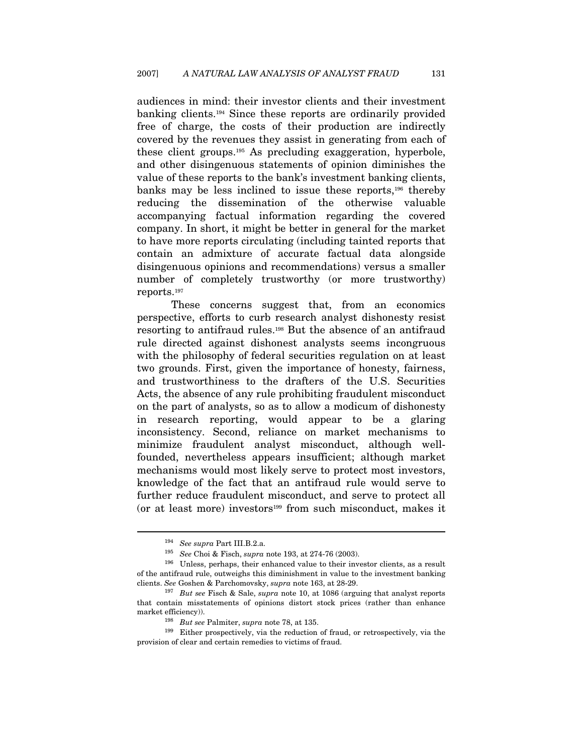audiences in mind: their investor clients and their investment banking clients.[194] Since these reports are ordinarily provided free of charge, the costs of their production are indirectly covered by the revenues they assist in generating from each of these client groups.[195] As precluding exaggeration, hyperbole, and other disingenuous statements of opinion diminishes the value of these reports to the bank's investment banking clients, banks may be less inclined to issue these reports,[196] thereby reducing the dissemination of the otherwise valuable accompanying factual information regarding the covered company. In short, it might be better in general for the market to have more reports circulating (including tainted reports that contain an admixture of accurate factual data alongside disingenuous opinions and recommendations) versus a smaller number of completely trustworthy (or more trustworthy) reports.[197]

These concerns suggest that, from an economics perspective, efforts to curb research analyst dishonesty resist resorting to antifraud rules.[198] But the absence of an antifraud rule directed against dishonest analysts seems incongruous with the philosophy of federal securities regulation on at least two grounds. First, given the importance of honesty, fairness, and trustworthiness to the drafters of the U.S. Securities Acts, the absence of any rule prohibiting fraudulent misconduct on the part of analysts, so as to allow a modicum of dishonesty in research reporting, would appear to be a glaring inconsistency. Second, reliance on market mechanisms to minimize fraudulent analyst misconduct, although well-founded, nevertheless appears insufficient; although market mechanisms would most likely serve to protect most investors, knowledge of the fact that an antifraud rule would serve to further reduce fraudulent misconduct, and serve to protect all (or at least more) investors[199] from such misconduct, makes it

---

[194] *See supra* Part III.B.2.a.

[195] *See* Choi & Fisch, *supra* note 193, at 274-76 (2003).

[196] Unless, perhaps, their enhanced value to their investor clients, as a result of the antifraud rule, outweighs this diminishment in value to the investment banking clients. *See* Goshen & Parchomovsky, *supra* note 163, at 28-29.

[197] *But see* Fisch & Sale, *supra* note 10, at 1086 (arguing that analyst reports that contain misstatements of opinions distort stock prices (rather than enhance market efficiency)).

[198] *But see* Palmiter, *supra* note 78, at 135.

[199] Either prospectively, via the reduction of fraud, or retrospectively, via the provision of clear and certain remedies to victims of fraud.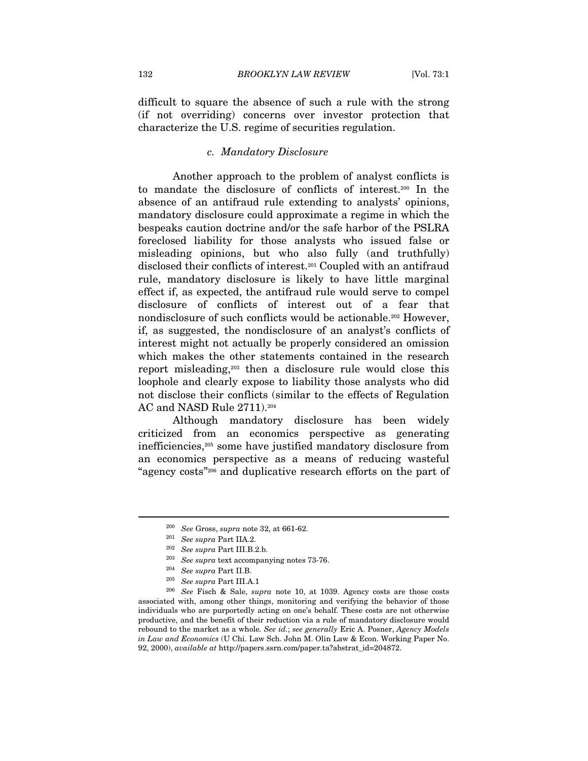difficult to square the absence of such a rule with the strong (if not overriding) concerns over investor protection that characterize the U.S. regime of securities regulation.

#### *c. Mandatory Disclosure*

Another approach to the problem of analyst conflicts is to mandate the disclosure of conflicts of interest.[200] In the absence of an antifraud rule extending to analysts' opinions, mandatory disclosure could approximate a regime in which the bespeaks caution doctrine and/or the safe harbor of the PSLRA foreclosed liability for those analysts who issued false or misleading opinions, but who also fully (and truthfully) disclosed their conflicts of interest.[201] Coupled with an antifraud rule, mandatory disclosure is likely to have little marginal effect if, as expected, the antifraud rule would serve to compel disclosure of conflicts of interest out of a fear that nondisclosure of such conflicts would be actionable.[202] However, if, as suggested, the nondisclosure of an analyst's conflicts of interest might not actually be properly considered an omission which makes the other statements contained in the research report misleading,[203] then a disclosure rule would close this loophole and clearly expose to liability those analysts who did not disclose their conflicts (similar to the effects of Regulation AC and NASD Rule 2711).[204]

Although mandatory disclosure has been widely criticized from an economics perspective as generating inefficiencies,[205] some have justified mandatory disclosure from an economics perspective as a means of reducing wasteful "agency costs"[206] and duplicative research efforts on the part of

---

[200] *See* Gross, *supra* note 32, at 661-62.

[201] *See supra* Part IIA.2.

[202] *See supra* Part III.B.2.b.

[203] *See supra* text accompanying notes 73-76.

[204] *See supra* Part II.B.

[205] *See supra* Part III.A.1

[206] *See* Fisch & Sale, *supra* note 10, at 1039. Agency costs are those costs associated with, among other things, monitoring and verifying the behavior of those individuals who are purportedly acting on one's behalf. These costs are not otherwise productive, and the benefit of their reduction via a rule of mandatory disclosure would rebound to the market as a whole. *See id.*; *see generally* Eric A. Posner, *Agency Models in Law and Economics* (U Chi. Law Sch. John M. Olin Law & Econ. Working Paper No. 92, 2000), *available at* http://papers.ssrn.com/paper.ta?abstrat_id=204872.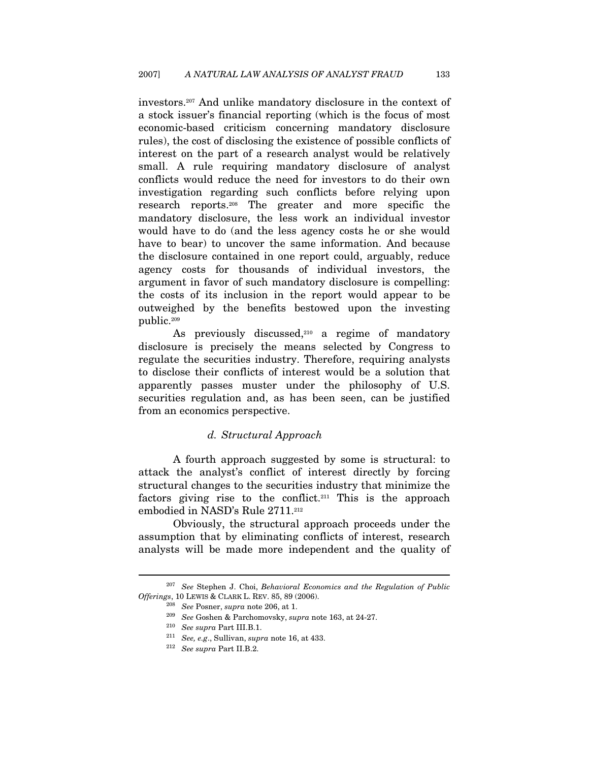investors.[207] And unlike mandatory disclosure in the context of a stock issuer's financial reporting (which is the focus of most economic-based criticism concerning mandatory disclosure rules), the cost of disclosing the existence of possible conflicts of interest on the part of a research analyst would be relatively small. A rule requiring mandatory disclosure of analyst conflicts would reduce the need for investors to do their own investigation regarding such conflicts before relying upon research reports.[208] The greater and more specific the mandatory disclosure, the less work an individual investor would have to do (and the less agency costs he or she would have to bear) to uncover the same information. And because the disclosure contained in one report could, arguably, reduce agency costs for thousands of individual investors, the argument in favor of such mandatory disclosure is compelling: the costs of its inclusion in the report would appear to be outweighed by the benefits bestowed upon the investing public.[209]

As previously discussed,[210] a regime of mandatory disclosure is precisely the means selected by Congress to regulate the securities industry. Therefore, requiring analysts to disclose their conflicts of interest would be a solution that apparently passes muster under the philosophy of U.S. securities regulation and, as has been seen, can be justified from an economics perspective.

#### *d. Structural Approach*

A fourth approach suggested by some is structural: to attack the analyst's conflict of interest directly by forcing structural changes to the securities industry that minimize the factors giving rise to the conflict.[211] This is the approach embodied in NASD's Rule 2711.[212]

Obviously, the structural approach proceeds under the assumption that by eliminating conflicts of interest, research analysts will be made more independent and the quality of

---

[207] *See* Stephen J. Choi, *Behavioral Economics and the Regulation of Public Offerings*, 10 LEWIS & CLARK L. REV. 85, 89 (2006).

[208] *See* Posner, *supra* note 206, at 1.

[209] *See* Goshen & Parchomovsky, *supra* note 163, at 24-27.

[210] *See supra* Part III.B.1.

[211] *See, e.g.*, Sullivan, *supra* note 16, at 433.

[212] *See supra* Part II.B.2.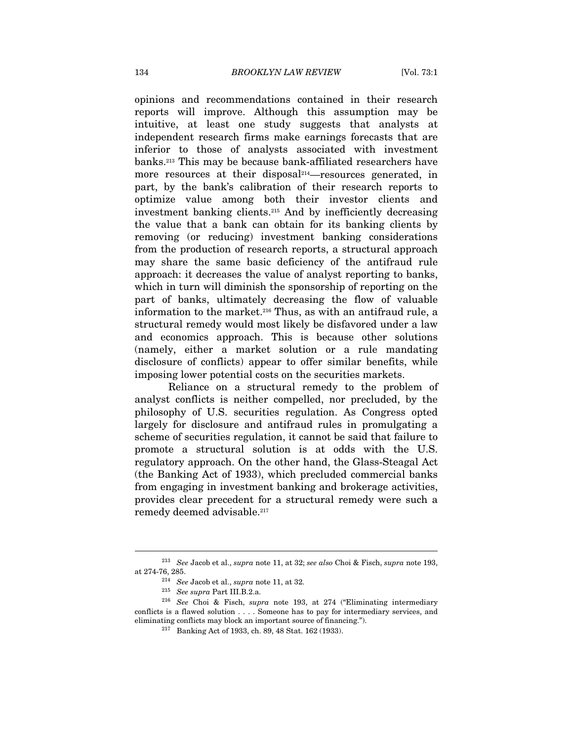opinions and recommendations contained in their research reports will improve. Although this assumption may be intuitive, at least one study suggests that analysts at independent research firms make earnings forecasts that are inferior to those of analysts associated with investment banks.[213] This may be because bank-affiliated researchers have more resources at their disposal[214]—resources generated, in part, by the bank's calibration of their research reports to optimize value among both their investor clients and investment banking clients.[215] And by inefficiently decreasing the value that a bank can obtain for its banking clients by removing (or reducing) investment banking considerations from the production of research reports, a structural approach may share the same basic deficiency of the antifraud rule approach: it decreases the value of analyst reporting to banks, which in turn will diminish the sponsorship of reporting on the part of banks, ultimately decreasing the flow of valuable information to the market.[216] Thus, as with an antifraud rule, a structural remedy would most likely be disfavored under a law and economics approach. This is because other solutions (namely, either a market solution or a rule mandating disclosure of conflicts) appear to offer similar benefits, while imposing lower potential costs on the securities markets.

Reliance on a structural remedy to the problem of analyst conflicts is neither compelled, nor precluded, by the philosophy of U.S. securities regulation. As Congress opted largely for disclosure and antifraud rules in promulgating a scheme of securities regulation, it cannot be said that failure to promote a structural solution is at odds with the U.S. regulatory approach. On the other hand, the Glass-Steagal Act (the Banking Act of 1933), which precluded commercial banks from engaging in investment banking and brokerage activities, provides clear precedent for a structural remedy were such a remedy deemed advisable.[217]

---

[213] *See* Jacob et al., *supra* note 11, at 32; *see also* Choi & Fisch, *supra* note 193, at 274-76, 285.

[214] *See* Jacob et al., *supra* note 11, at 32.

[215] *See supra* Part III.B.2.a.

[216] *See* Choi & Fisch, *supra* note 193, at 274 ("Eliminating intermediary conflicts is a flawed solution . . . . Someone has to pay for intermediary services, and eliminating conflicts may block an important source of financing.").

[217] Banking Act of 1933, ch. 89, 48 Stat. 162 (1933).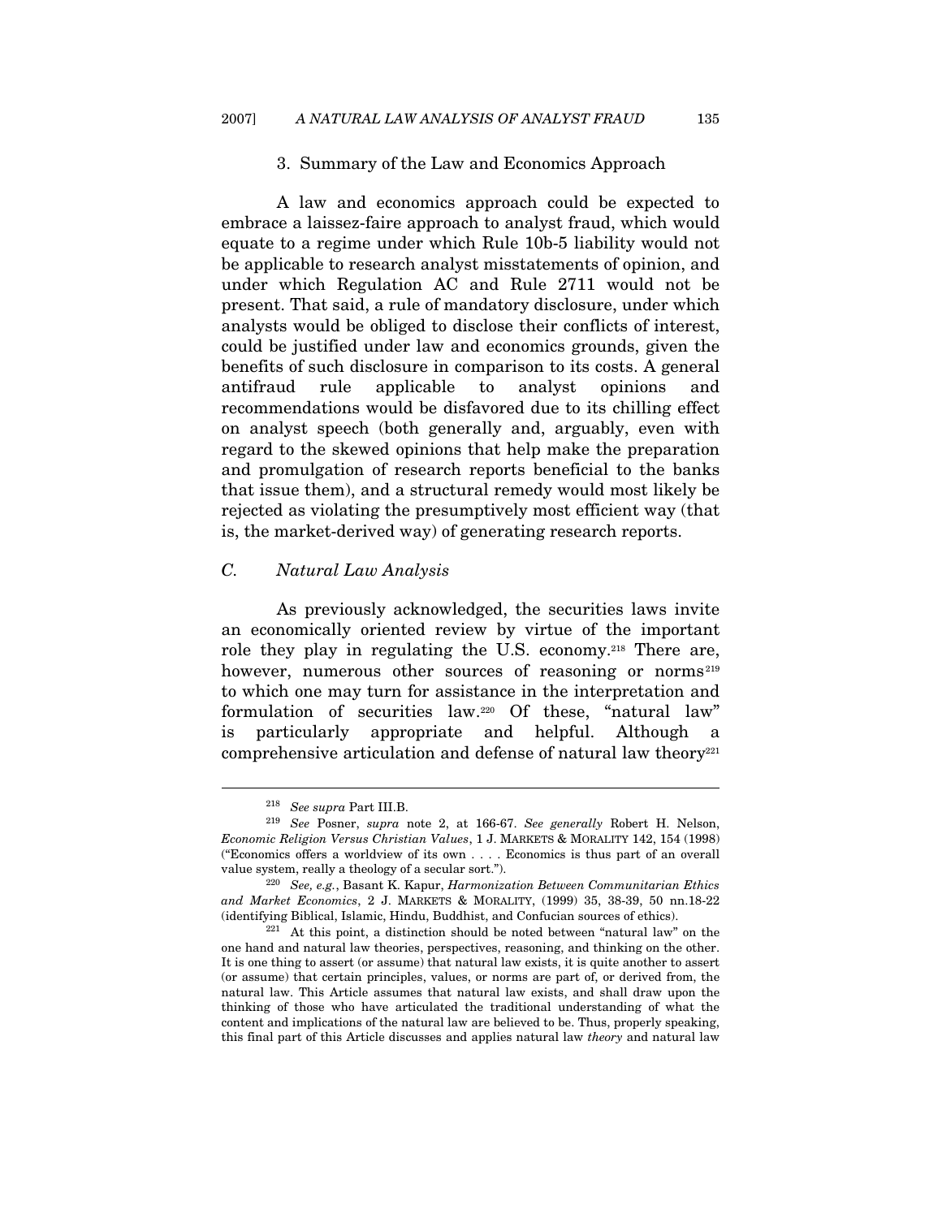### 3. Summary of the Law and Economics Approach

A law and economics approach could be expected to embrace a laissez-faire approach to analyst fraud, which would equate to a regime under which Rule 10b-5 liability would not be applicable to research analyst misstatements of opinion, and under which Regulation AC and Rule 2711 would not be present. That said, a rule of mandatory disclosure, under which analysts would be obliged to disclose their conflicts of interest, could be justified under law and economics grounds, given the benefits of such disclosure in comparison to its costs. A general antifraud rule applicable to analyst opinions and recommendations would be disfavored due to its chilling effect on analyst speech (both generally and, arguably, even with regard to the skewed opinions that help make the preparation and promulgation of research reports beneficial to the banks that issue them), and a structural remedy would most likely be rejected as violating the presumptively most efficient way (that is, the market-derived way) of generating research reports.

## *C. Natural Law Analysis*

As previously acknowledged, the securities laws invite an economically oriented review by virtue of the important role they play in regulating the U.S. economy.[218] There are, however, numerous other sources of reasoning or norms[219] to which one may turn for assistance in the interpretation and formulation of securities law.[220] Of these, "natural law" is particularly appropriate and helpful. Although a comprehensive articulation and defense of natural law theory[221]

---

[218] *See supra* Part III.B.

[219] *See* Posner, *supra* note 2, at 166-67. *See generally* Robert H. Nelson, *Economic Religion Versus Christian Values*, 1 J. MARKETS & MORALITY 142, 154 (1998) ("Economics offers a worldview of its own . . . . Economics is thus part of an overall value system, really a theology of a secular sort.").

[220] *See, e.g.*, Basant K. Kapur, *Harmonization Between Communitarian Ethics and Market Economics*, 2 J. MARKETS & MORALITY, (1999) 35, 38-39, 50 nn.18-22 (identifying Biblical, Islamic, Hindu, Buddhist, and Confucian sources of ethics).

[221] At this point, a distinction should be noted between "natural law" on the one hand and natural law theories, perspectives, reasoning, and thinking on the other. It is one thing to assert (or assume) that natural law exists, it is quite another to assert (or assume) that certain principles, values, or norms are part of, or derived from, the natural law. This Article assumes that natural law exists, and shall draw upon the thinking of those who have articulated the traditional understanding of what the content and implications of the natural law are believed to be. Thus, properly speaking, this final part of this Article discusses and applies natural law *theory* and natural law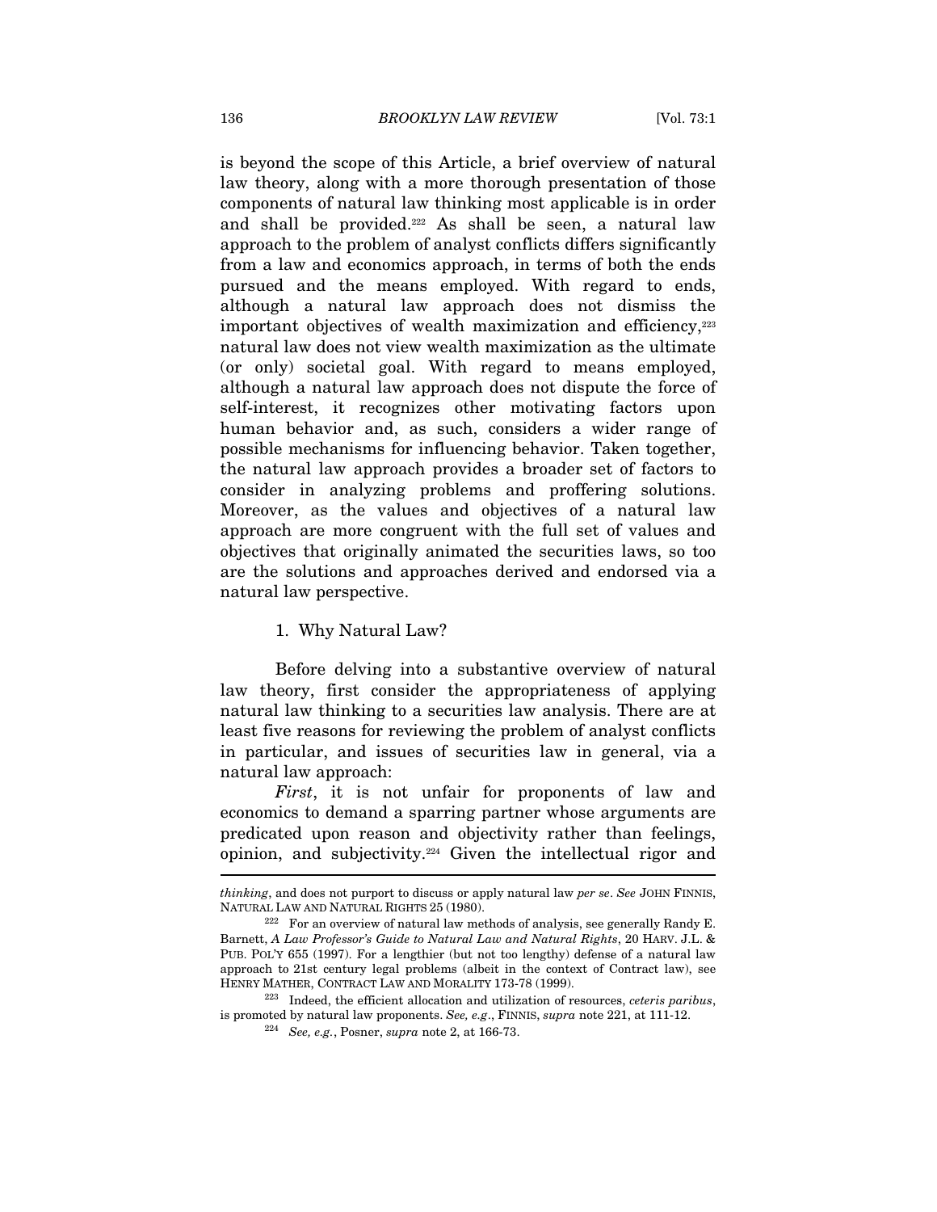is beyond the scope of this Article, a brief overview of natural law theory, along with a more thorough presentation of those components of natural law thinking most applicable is in order and shall be provided.[222] As shall be seen, a natural law approach to the problem of analyst conflicts differs significantly from a law and economics approach, in terms of both the ends pursued and the means employed. With regard to ends, although a natural law approach does not dismiss the important objectives of wealth maximization and efficiency,[223] natural law does not view wealth maximization as the ultimate (or only) societal goal. With regard to means employed, although a natural law approach does not dispute the force of self-interest, it recognizes other motivating factors upon human behavior and, as such, considers a wider range of possible mechanisms for influencing behavior. Taken together, the natural law approach provides a broader set of factors to consider in analyzing problems and proffering solutions. Moreover, as the values and objectives of a natural law approach are more congruent with the full set of values and objectives that originally animated the securities laws, so too are the solutions and approaches derived and endorsed via a natural law perspective.

### 1. Why Natural Law?

Before delving into a substantive overview of natural law theory, first consider the appropriateness of applying natural law thinking to a securities law analysis. There are at least five reasons for reviewing the problem of analyst conflicts in particular, and issues of securities law in general, via a natural law approach:

*First*, it is not unfair for proponents of law and economics to demand a sparring partner whose arguments are predicated upon reason and objectivity rather than feelings, opinion, and subjectivity.[224] Given the intellectual rigor and

---

*thinking*, and does not purport to discuss or apply natural law *per se*. *See* JOHN FINNIS, NATURAL LAW AND NATURAL RIGHTS 25 (1980).

[222] For an overview of natural law methods of analysis, see generally Randy E. Barnett, *A Law Professor's Guide to Natural Law and Natural Rights*, 20 HARV. J.L. & PUB. POL'Y 655 (1997). For a lengthier (but not too lengthy) defense of a natural law approach to 21st century legal problems (albeit in the context of Contract law), see HENRY MATHER, CONTRACT LAW AND MORALITY 173-78 (1999).

[223] Indeed, the efficient allocation and utilization of resources, *ceteris paribus*, is promoted by natural law proponents. *See, e.g.*, FINNIS, *supra* note 221, at 111-12.

[224] *See, e.g.*, Posner, *supra* note 2, at 166-73.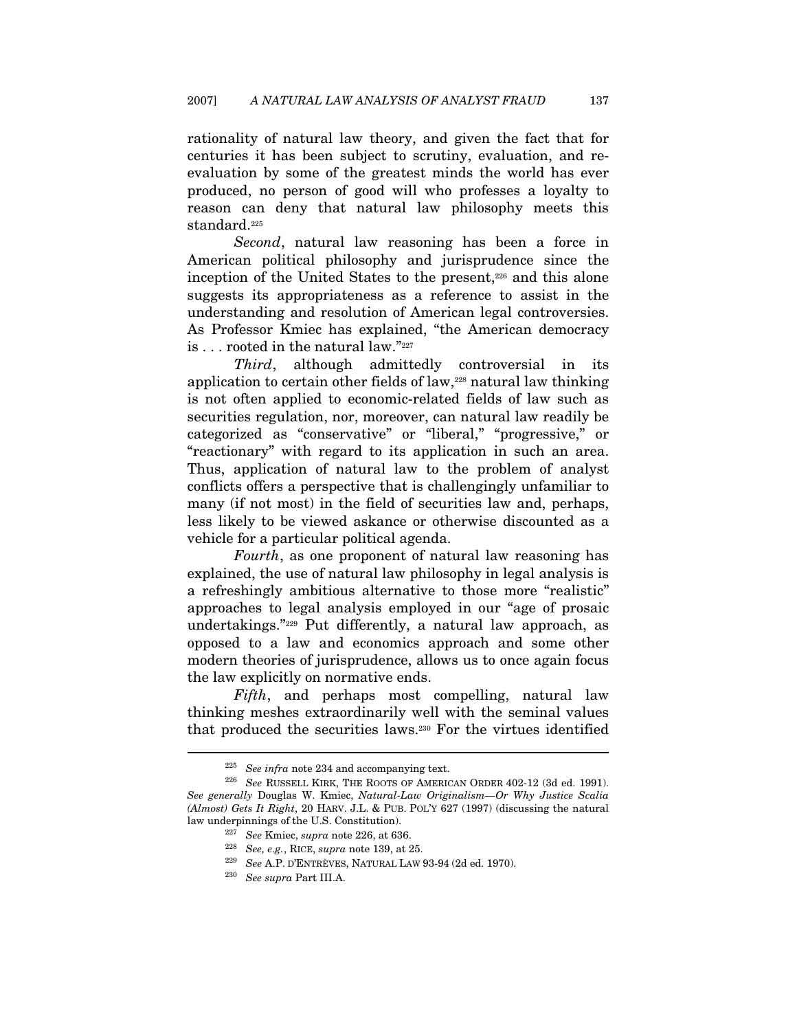rationality of natural law theory, and given the fact that for centuries it has been subject to scrutiny, evaluation, and re-evaluation by some of the greatest minds the world has ever produced, no person of good will who professes a loyalty to reason can deny that natural law philosophy meets this standard.[225]

*Second*, natural law reasoning has been a force in American political philosophy and jurisprudence since the inception of the United States to the present,[226] and this alone suggests its appropriateness as a reference to assist in the understanding and resolution of American legal controversies. As Professor Kmiec has explained, "the American democracy is . . . rooted in the natural law."[227]

*Third*, although admittedly controversial in its application to certain other fields of law,[228] natural law thinking is not often applied to economic-related fields of law such as securities regulation, nor, moreover, can natural law readily be categorized as "conservative" or "liberal," "progressive," or "reactionary" with regard to its application in such an area. Thus, application of natural law to the problem of analyst conflicts offers a perspective that is challengingly unfamiliar to many (if not most) in the field of securities law and, perhaps, less likely to be viewed askance or otherwise discounted as a vehicle for a particular political agenda.

*Fourth*, as one proponent of natural law reasoning has explained, the use of natural law philosophy in legal analysis is a refreshingly ambitious alternative to those more "realistic" approaches to legal analysis employed in our "age of prosaic undertakings."[229] Put differently, a natural law approach, as opposed to a law and economics approach and some other modern theories of jurisprudence, allows us to once again focus the law explicitly on normative ends.

*Fifth*, and perhaps most compelling, natural law thinking meshes extraordinarily well with the seminal values that produced the securities laws.[230] For the virtues identified

---

[225] *See infra* note 234 and accompanying text.

[226] *See* RUSSELL KIRK, THE ROOTS OF AMERICAN ORDER 402-12 (3d ed. 1991). *See generally* Douglas W. Kmiec, *Natural-Law Originalism—Or Why Justice Scalia (Almost) Gets It Right*, 20 HARV. J.L. & PUB. POL'Y 627 (1997) (discussing the natural law underpinnings of the U.S. Constitution).

[227] *See* Kmiec, *supra* note 226, at 636.

[228] *See, e.g.*, RICE, *supra* note 139, at 25.

[229] *See* A.P. D'ENTRÈVES, NATURAL LAW 93-94 (2d ed. 1970).

[230] *See supra* Part III.A.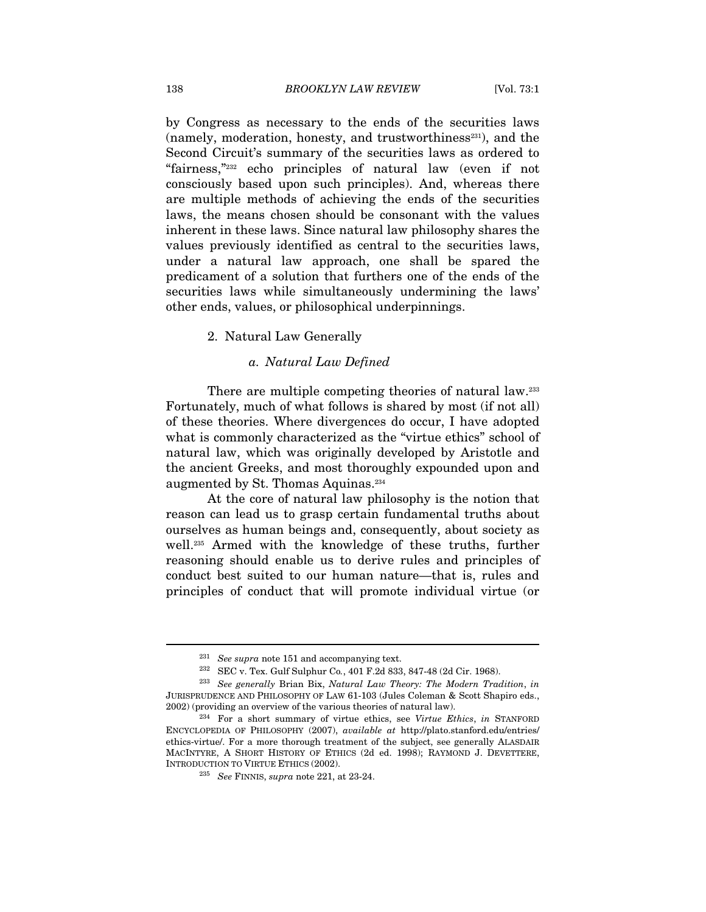by Congress as necessary to the ends of the securities laws (namely, moderation, honesty, and trustworthiness[231]), and the Second Circuit's summary of the securities laws as ordered to "fairness,"[232] echo principles of natural law (even if not consciously based upon such principles). And, whereas there are multiple methods of achieving the ends of the securities laws, the means chosen should be consonant with the values inherent in these laws. Since natural law philosophy shares the values previously identified as central to the securities laws, under a natural law approach, one shall be spared the predicament of a solution that furthers one of the ends of the securities laws while simultaneously undermining the laws' other ends, values, or philosophical underpinnings.

### 2. Natural Law Generally

#### *a. Natural Law Defined*

There are multiple competing theories of natural law.[233] Fortunately, much of what follows is shared by most (if not all) of these theories. Where divergences do occur, I have adopted what is commonly characterized as the "virtue ethics" school of natural law, which was originally developed by Aristotle and the ancient Greeks, and most thoroughly expounded upon and augmented by St. Thomas Aquinas.[234]

At the core of natural law philosophy is the notion that reason can lead us to grasp certain fundamental truths about ourselves as human beings and, consequently, about society as well.[235] Armed with the knowledge of these truths, further reasoning should enable us to derive rules and principles of conduct best suited to our human nature—that is, rules and principles of conduct that will promote individual virtue (or

---

[231] *See supra* note 151 and accompanying text.

[232] SEC v. Tex. Gulf Sulphur Co., 401 F.2d 833, 847-48 (2d Cir. 1968).

[233] *See generally* Brian Bix, *Natural Law Theory: The Modern Tradition*, *in* JURISPRUDENCE AND PHILOSOPHY OF LAW 61-103 (Jules Coleman & Scott Shapiro eds., 2002) (providing an overview of the various theories of natural law).

[234] For a short summary of virtue ethics, see *Virtue Ethics*, *in* STANFORD ENCYCLOPEDIA OF PHILOSOPHY (2007), *available at* http://plato.stanford.edu/entries/ethics-virtue/. For a more thorough treatment of the subject, see generally ALASDAIR MACINTYRE, A SHORT HISTORY OF ETHICS (2d ed. 1998); RAYMOND J. DEVETTERE, INTRODUCTION TO VIRTUE ETHICS (2002).

[235] *See* FINNIS, *supra* note 221, at 23-24.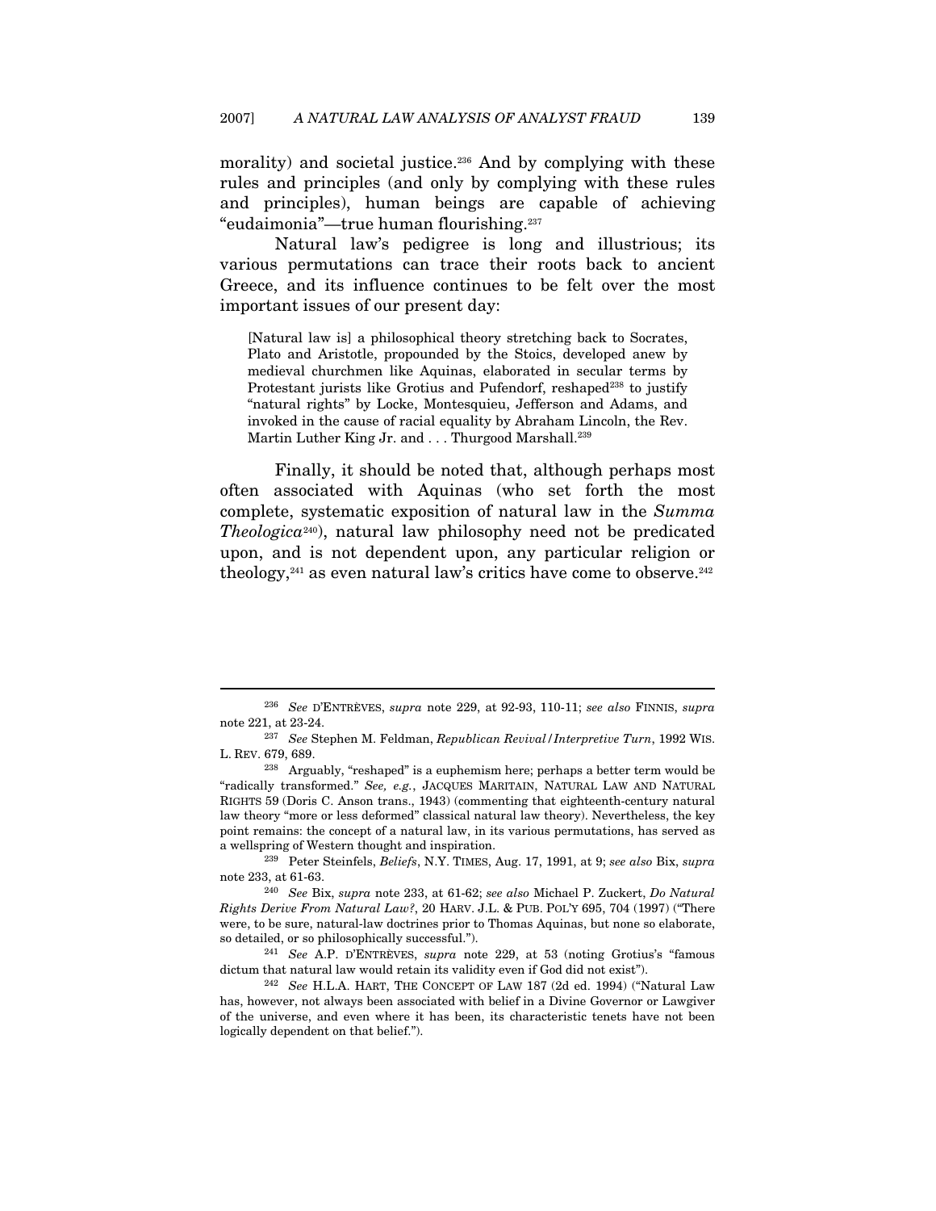morality) and societal justice.[236] And by complying with these rules and principles (and only by complying with these rules and principles), human beings are capable of achieving "eudaimonia"—true human flourishing.[237]

Natural law's pedigree is long and illustrious; its various permutations can trace their roots back to ancient Greece, and its influence continues to be felt over the most important issues of our present day:

> [Natural law is] a philosophical theory stretching back to Socrates, Plato and Aristotle, propounded by the Stoics, developed anew by medieval churchmen like Aquinas, elaborated in secular terms by Protestant jurists like Grotius and Pufendorf, reshaped[238] to justify "natural rights" by Locke, Montesquieu, Jefferson and Adams, and invoked in the cause of racial equality by Abraham Lincoln, the Rev. Martin Luther King Jr. and . . . Thurgood Marshall.[239]

Finally, it should be noted that, although perhaps most often associated with Aquinas (who set forth the most complete, systematic exposition of natural law in the *Summa Theologica*[240]), natural law philosophy need not be predicated upon, and is not dependent upon, any particular religion or theology,[241] as even natural law's critics have come to observe.[242]

---

[236] *See* D'ENTRÈVES, *supra* note 229, at 92-93, 110-11; *see also* FINNIS, *supra* note 221, at 23-24.

[237] *See* Stephen M. Feldman, *Republican Revival/Interpretive Turn*, 1992 WIS. L. REV. 679, 689.

[238] Arguably, "reshaped" is a euphemism here; perhaps a better term would be "radically transformed." *See, e.g.*, JACQUES MARITAIN, NATURAL LAW AND NATURAL RIGHTS 59 (Doris C. Anson trans., 1943) (commenting that eighteenth-century natural law theory "more or less deformed" classical natural law theory). Nevertheless, the key point remains: the concept of a natural law, in its various permutations, has served as a wellspring of Western thought and inspiration.

[239] Peter Steinfels, *Beliefs*, N.Y. TIMES, Aug. 17, 1991, at 9; *see also* Bix, *supra* note 233, at 61-63.

[240] *See* Bix, *supra* note 233, at 61-62; *see also* Michael P. Zuckert, *Do Natural Rights Derive From Natural Law?*, 20 HARV. J.L. & PUB. POL'Y 695, 704 (1997) ("There were, to be sure, natural-law doctrines prior to Thomas Aquinas, but none so elaborate, so detailed, or so philosophically successful.").

[241] *See* A.P. D'ENTRÈVES, *supra* note 229, at 53 (noting Grotius's "famous dictum that natural law would retain its validity even if God did not exist").

[242] *See* H.L.A. HART, THE CONCEPT OF LAW 187 (2d ed. 1994) ("Natural Law has, however, not always been associated with belief in a Divine Governor or Lawgiver of the universe, and even where it has been, its characteristic tenets have not been logically dependent on that belief.").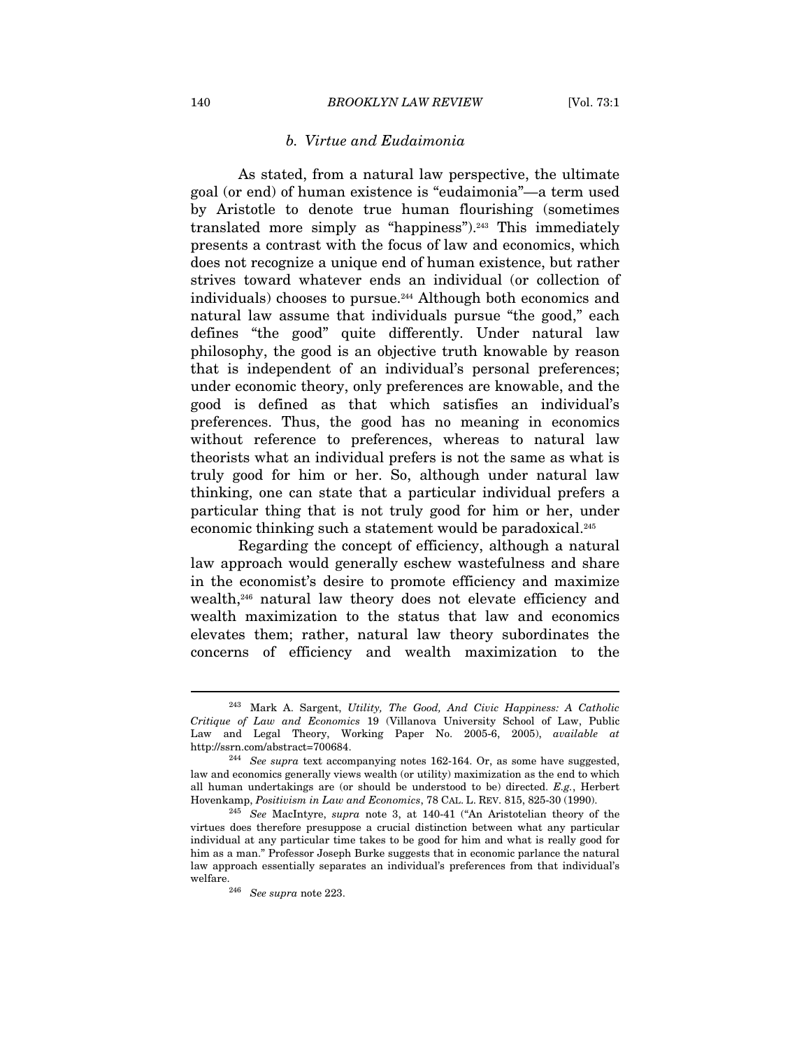### *b. Virtue and Eudaimonia*

As stated, from a natural law perspective, the ultimate goal (or end) of human existence is "eudaimonia"—a term used by Aristotle to denote true human flourishing (sometimes translated more simply as "happiness").[243] This immediately presents a contrast with the focus of law and economics, which does not recognize a unique end of human existence, but rather strives toward whatever ends an individual (or collection of individuals) chooses to pursue.[244] Although both economics and natural law assume that individuals pursue "the good," each defines "the good" quite differently. Under natural law philosophy, the good is an objective truth knowable by reason that is independent of an individual's personal preferences; under economic theory, only preferences are knowable, and the good is defined as that which satisfies an individual's preferences. Thus, the good has no meaning in economics without reference to preferences, whereas to natural law theorists what an individual prefers is not the same as what is truly good for him or her. So, although under natural law thinking, one can state that a particular individual prefers a particular thing that is not truly good for him or her, under economic thinking such a statement would be paradoxical.[245]

Regarding the concept of efficiency, although a natural law approach would generally eschew wastefulness and share in the economist's desire to promote efficiency and maximize wealth,[246] natural law theory does not elevate efficiency and wealth maximization to the status that law and economics elevates them; rather, natural law theory subordinates the concerns of efficiency and wealth maximization to the

---

[243] Mark A. Sargent, *Utility, The Good, And Civic Happiness: A Catholic Critique of Law and Economics* 19 (Villanova University School of Law, Public Law and Legal Theory, Working Paper No. 2005-6, 2005), *available at* http://ssrn.com/abstract=700684.

[244] *See supra* text accompanying notes 162-164. Or, as some have suggested, law and economics generally views wealth (or utility) maximization as the end to which all human undertakings are (or should be understood to be) directed. *E.g.*, Herbert Hovenkamp, *Positivism in Law and Economics*, 78 CAL. L. REV. 815, 825-30 (1990).

[245] *See* MacIntyre, *supra* note 3, at 140-41 ("An Aristotelian theory of the virtues does therefore presuppose a crucial distinction between what any particular individual at any particular time takes to be good for him and what is really good for him as a man." Professor Joseph Burke suggests that in economic parlance the natural law approach essentially separates an individual's preferences from that individual's welfare.

[246] *See supra* note 223.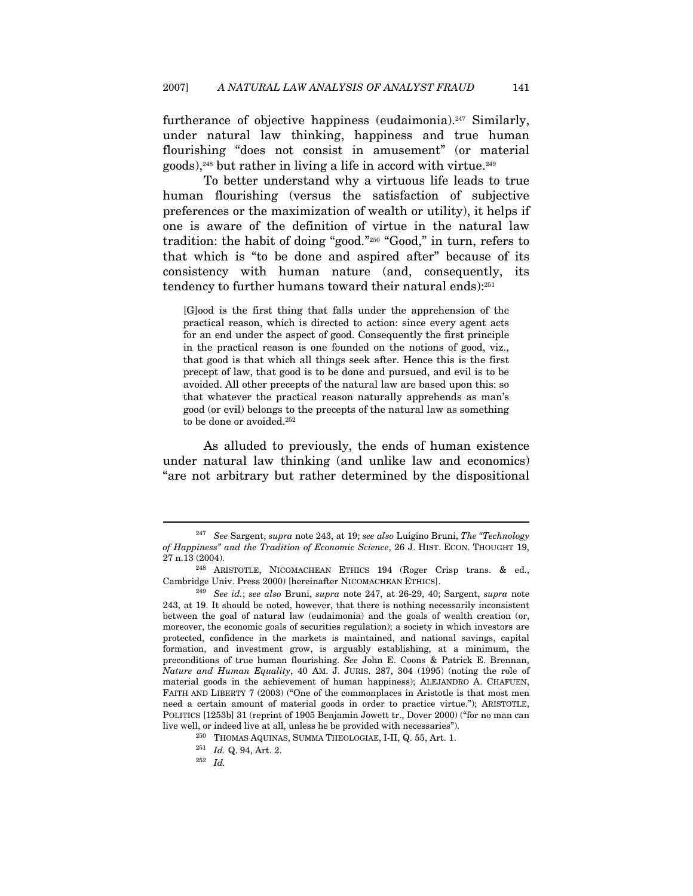furtherance of objective happiness (eudaimonia).[247] Similarly, under natural law thinking, happiness and true human flourishing "does not consist in amusement" (or material goods),[248] but rather in living a life in accord with virtue.[249]

To better understand why a virtuous life leads to true human flourishing (versus the satisfaction of subjective preferences or the maximization of wealth or utility), it helps if one is aware of the definition of virtue in the natural law tradition: the habit of doing "good."[250] "Good," in turn, refers to that which is "to be done and aspired after" because of its consistency with human nature (and, consequently, its tendency to further humans toward their natural ends):[251]

> [G]ood is the first thing that falls under the apprehension of the practical reason, which is directed to action: since every agent acts for an end under the aspect of good. Consequently the first principle in the practical reason is one founded on the notions of good, viz., that good is that which all things seek after. Hence this is the first precept of law, that good is to be done and pursued, and evil is to be avoided. All other precepts of the natural law are based upon this: so that whatever the practical reason naturally apprehends as man's good (or evil) belongs to the precepts of the natural law as something to be done or avoided.[252]

As alluded to previously, the ends of human existence under natural law thinking (and unlike law and economics) "are not arbitrary but rather determined by the dispositional

---

[247] *See* Sargent, *supra* note 243, at 19; *see also* Luigino Bruni, *The "Technology of Happiness" and the Tradition of Economic Science*, 26 J. HIST. ECON. THOUGHT 19, 27 n.13 (2004).

[248] ARISTOTLE, NICOMACHEAN ETHICS 194 (Roger Crisp trans. & ed., Cambridge Univ. Press 2000) [hereinafter NICOMACHEAN ETHICS].

[249] *See id.*; *see also* Bruni, *supra* note 247, at 26-29, 40; Sargent, *supra* note 243, at 19. It should be noted, however, that there is nothing necessarily inconsistent between the goal of natural law (eudaimonia) and the goals of wealth creation (or, moreover, the economic goals of securities regulation); a society in which investors are protected, confidence in the markets is maintained, and national savings, capital formation, and investment grow, is arguably establishing, at a minimum, the preconditions of true human flourishing. *See* John E. Coons & Patrick E. Brennan, *Nature and Human Equality*, 40 AM. J. JURIS. 287, 304 (1995) (noting the role of material goods in the achievement of human happiness); ALEJANDRO A. CHAFUEN, FAITH AND LIBERTY 7 (2003) ("One of the commonplaces in Aristotle is that most men need a certain amount of material goods in order to practice virtue."); ARISTOTLE, POLITICS [1253b] 31 (reprint of 1905 Benjamin Jowett tr., Dover 2000) ("for no man can live well, or indeed live at all, unless he be provided with necessaries").

[250] THOMAS AQUINAS, SUMMA THEOLOGIAE, I-II, Q. 55, Art. 1.

[251] *Id.* Q. 94, Art. 2.

[252] *Id.*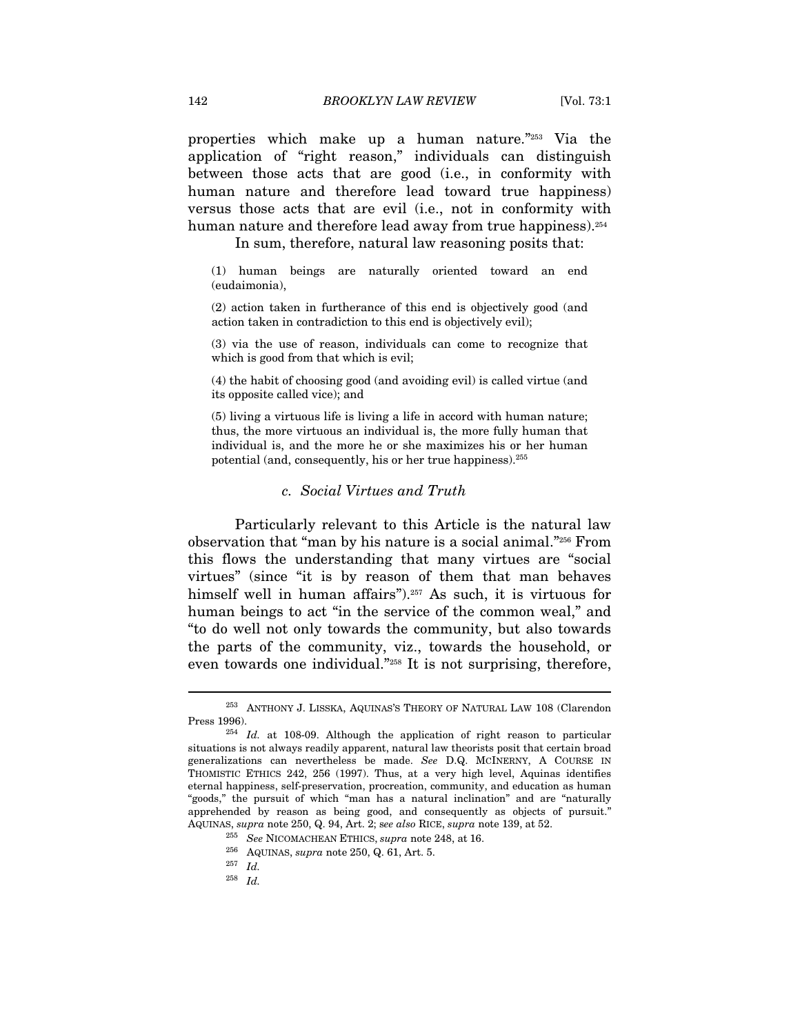properties which make up a human nature."[253] Via the application of "right reason," individuals can distinguish between those acts that are good (i.e., in conformity with human nature and therefore lead toward true happiness) versus those acts that are evil (i.e., not in conformity with human nature and therefore lead away from true happiness).[254]

In sum, therefore, natural law reasoning posits that:

> (1) human beings are naturally oriented toward an end (eudaimonia),
>
> (2) action taken in furtherance of this end is objectively good (and action taken in contradiction to this end is objectively evil);
>
> (3) via the use of reason, individuals can come to recognize that which is good from that which is evil;
>
> (4) the habit of choosing good (and avoiding evil) is called virtue (and its opposite called vice); and
>
> (5) living a virtuous life is living a life in accord with human nature; thus, the more virtuous an individual is, the more fully human that individual is, and the more he or she maximizes his or her human potential (and, consequently, his or her true happiness).[255]

#### *c. Social Virtues and Truth*

Particularly relevant to this Article is the natural law observation that "man by his nature is a social animal."[256] From this flows the understanding that many virtues are "social virtues" (since "it is by reason of them that man behaves himself well in human affairs").[257] As such, it is virtuous for human beings to act "in the service of the common weal," and "to do well not only towards the community, but also towards the parts of the community, viz., towards the household, or even towards one individual."[258] It is not surprising, therefore,

---

[253] ANTHONY J. LISSKA, AQUINAS'S THEORY OF NATURAL LAW 108 (Clarendon Press 1996).

[254] *Id.* at 108-09. Although the application of right reason to particular situations is not always readily apparent, natural law theorists posit that certain broad generalizations can nevertheless be made. *See* D.Q. MCINERNY, A COURSE IN THOMISTIC ETHICS 242, 256 (1997). Thus, at a very high level, Aquinas identifies eternal happiness, self-preservation, procreation, community, and education as human "goods," the pursuit of which "man has a natural inclination" and are "naturally apprehended by reason as being good, and consequently as objects of pursuit." AQUINAS, *supra* note 250, Q. 94, Art. 2; s*ee also* RICE, *supra* note 139, at 52.

[255] *See* NICOMACHEAN ETHICS, *supra* note 248, at 16.

[256] AQUINAS, *supra* note 250, Q. 61, Art. 5.

[257] *Id.*

[258] *Id.*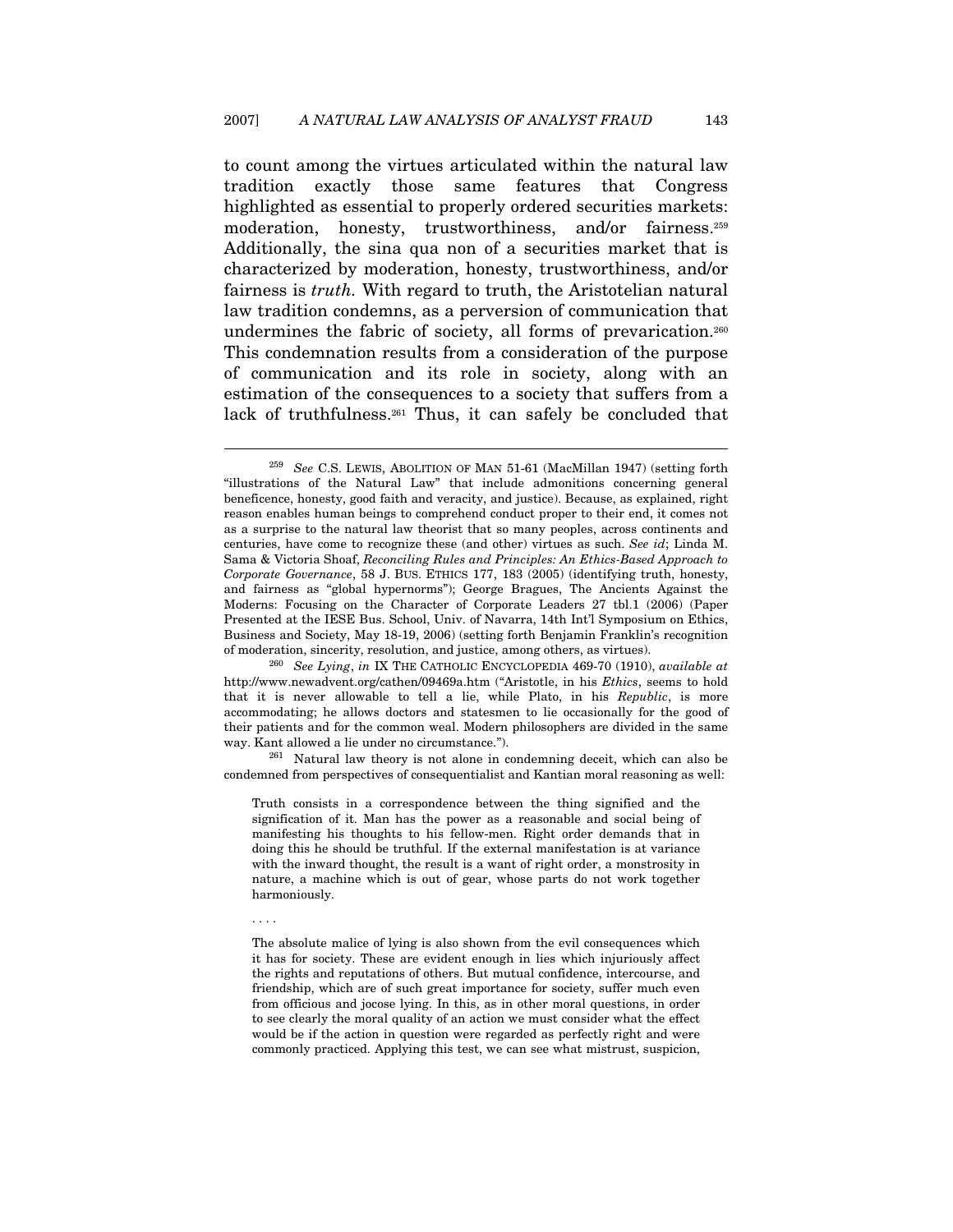to count among the virtues articulated within the natural law tradition exactly those same features that Congress highlighted as essential to properly ordered securities markets: moderation, honesty, trustworthiness, and/or fairness.[259] Additionally, the sina qua non of a securities market that is characterized by moderation, honesty, trustworthiness, and/or fairness is *truth.* With regard to truth, the Aristotelian natural law tradition condemns, as a perversion of communication that undermines the fabric of society, all forms of prevarication.[260] This condemnation results from a consideration of the purpose of communication and its role in society, along with an estimation of the consequences to a society that suffers from a lack of truthfulness.[261] Thus, it can safely be concluded that

---

[259] *See* C.S. LEWIS, ABOLITION OF MAN 51-61 (MacMillan 1947) (setting forth "illustrations of the Natural Law" that include admonitions concerning general beneficence, honesty, good faith and veracity, and justice). Because, as explained, right reason enables human beings to comprehend conduct proper to their end, it comes not as a surprise to the natural law theorist that so many peoples, across continents and centuries, have come to recognize these (and other) virtues as such. *See id*; Linda M. Sama & Victoria Shoaf, *Reconciling Rules and Principles: An Ethics-Based Approach to Corporate Governance*, 58 J. BUS. ETHICS 177, 183 (2005) (identifying truth, honesty, and fairness as "global hypernorms"); George Bragues, The Ancients Against the Moderns: Focusing on the Character of Corporate Leaders 27 tbl.1 (2006) (Paper Presented at the IESE Bus. School, Univ. of Navarra, 14th Int'l Symposium on Ethics, Business and Society, May 18-19, 2006) (setting forth Benjamin Franklin's recognition of moderation, sincerity, resolution, and justice, among others, as virtues).

[260] *See Lying*, *in* IX THE CATHOLIC ENCYCLOPEDIA 469-70 (1910), *available at* http://www.newadvent.org/cathen/09469a.htm ("Aristotle, in his *Ethics*, seems to hold that it is never allowable to tell a lie, while Plato, in his *Republic*, is more accommodating; he allows doctors and statesmen to lie occasionally for the good of their patients and for the common weal. Modern philosophers are divided in the same way. Kant allowed a lie under no circumstance.").

[261] Natural law theory is not alone in condemning deceit, which can also be condemned from perspectives of consequentialist and Kantian moral reasoning as well:

> Truth consists in a correspondence between the thing signified and the signification of it. Man has the power as a reasonable and social being of manifesting his thoughts to his fellow-men. Right order demands that in doing this he should be truthful. If the external manifestation is at variance with the inward thought, the result is a want of right order, a monstrosity in nature, a machine which is out of gear, whose parts do not work together harmoniously.
>
> . . . .
>
> The absolute malice of lying is also shown from the evil consequences which it has for society. These are evident enough in lies which injuriously affect the rights and reputations of others. But mutual confidence, intercourse, and friendship, which are of such great importance for society, suffer much even from officious and jocose lying. In this, as in other moral questions, in order to see clearly the moral quality of an action we must consider what the effect would be if the action in question were regarded as perfectly right and were commonly practiced. Applying this test, we can see what mistrust, suspicion,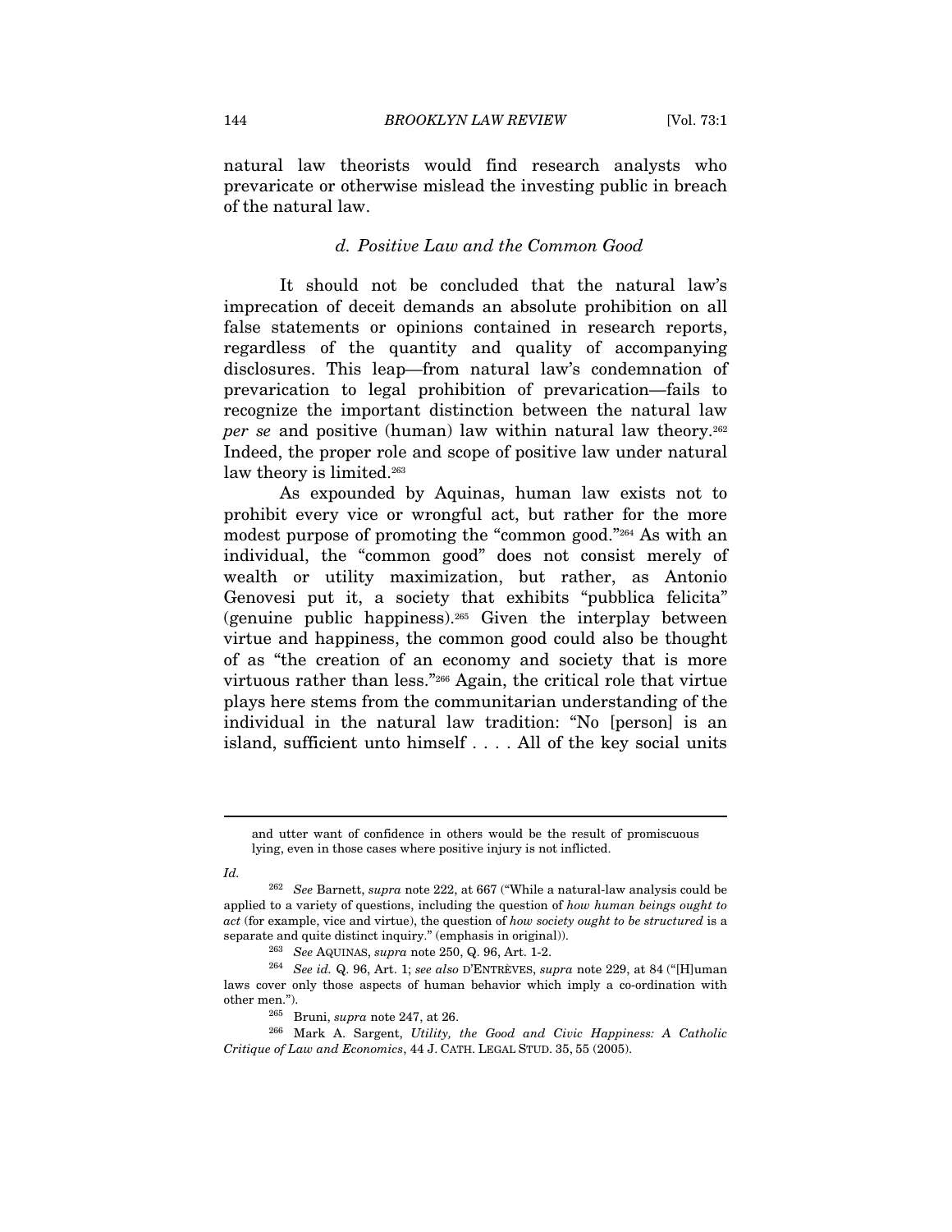natural law theorists would find research analysts who prevaricate or otherwise mislead the investing public in breach of the natural law.

#### *d. Positive Law and the Common Good*

It should not be concluded that the natural law's imprecation of deceit demands an absolute prohibition on all false statements or opinions contained in research reports, regardless of the quantity and quality of accompanying disclosures. This leap—from natural law's condemnation of prevarication to legal prohibition of prevarication—fails to recognize the important distinction between the natural law *per se* and positive (human) law within natural law theory.[262] Indeed, the proper role and scope of positive law under natural law theory is limited.[263]

As expounded by Aquinas, human law exists not to prohibit every vice or wrongful act, but rather for the more modest purpose of promoting the "common good."[264] As with an individual, the "common good" does not consist merely of wealth or utility maximization, but rather, as Antonio Genovesi put it, a society that exhibits "pubblica felicita" (genuine public happiness).[265] Given the interplay between virtue and happiness, the common good could also be thought of as "the creation of an economy and society that is more virtuous rather than less."[266] Again, the critical role that virtue plays here stems from the communitarian understanding of the individual in the natural law tradition: "No [person] is an island, sufficient unto himself . . . . All of the key social units

---

> and utter want of confidence in others would be the result of promiscuous lying, even in those cases where positive injury is not inflicted.

*Id.*

[262] *See* Barnett, *supra* note 222, at 667 ("While a natural-law analysis could be applied to a variety of questions, including the question of *how human beings ought to act* (for example, vice and virtue), the question of *how society ought to be structured* is a separate and quite distinct inquiry." (emphasis in original)).

[263] *See* AQUINAS, *supra* note 250, Q. 96, Art. 1-2.

[264] *See id.* Q. 96, Art. 1; *see also* D'ENTRÈVES, *supra* note 229, at 84 ("[H]uman laws cover only those aspects of human behavior which imply a co-ordination with other men.").

[265] Bruni, *supra* note 247, at 26.

[266] Mark A. Sargent, *Utility, the Good and Civic Happiness: A Catholic Critique of Law and Economics*, 44 J. CATH. LEGAL STUD. 35, 55 (2005).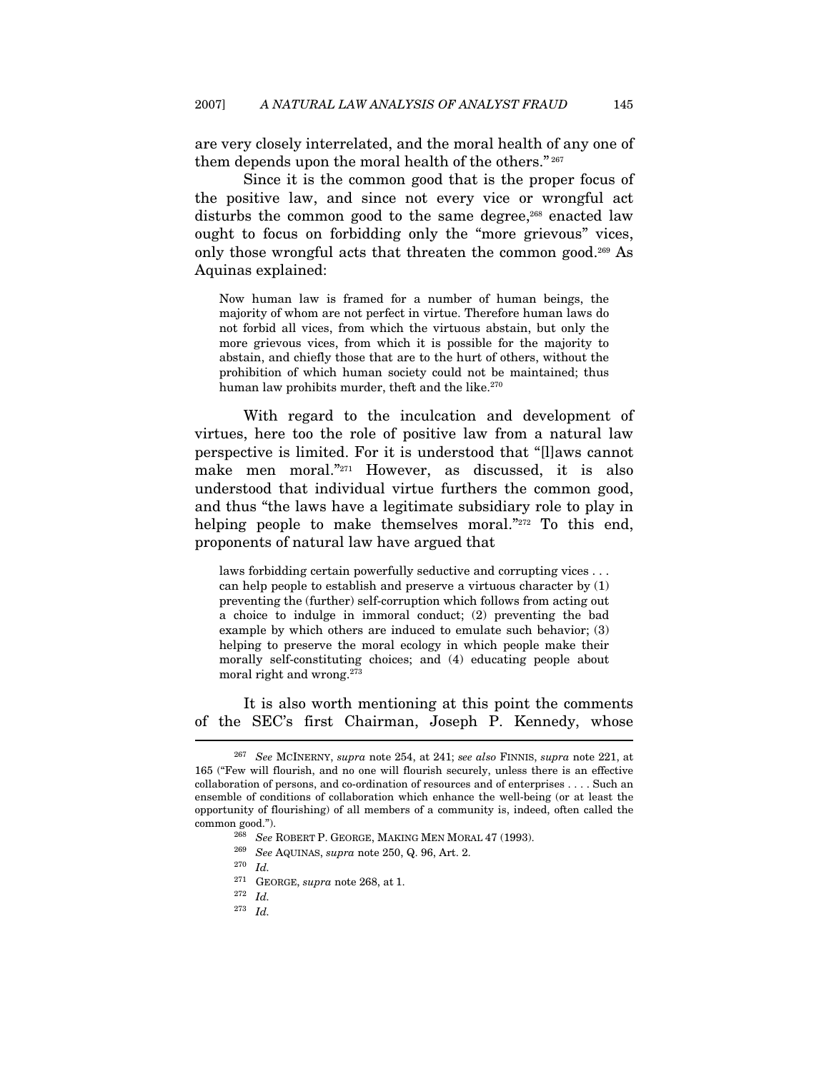are very closely interrelated, and the moral health of any one of them depends upon the moral health of the others."[267]

Since it is the common good that is the proper focus of the positive law, and since not every vice or wrongful act disturbs the common good to the same degree,[268] enacted law ought to focus on forbidding only the "more grievous" vices, only those wrongful acts that threaten the common good.[269] As Aquinas explained:

> Now human law is framed for a number of human beings, the majority of whom are not perfect in virtue. Therefore human laws do not forbid all vices, from which the virtuous abstain, but only the more grievous vices, from which it is possible for the majority to abstain, and chiefly those that are to the hurt of others, without the prohibition of which human society could not be maintained; thus human law prohibits murder, theft and the like.[270]

With regard to the inculcation and development of virtues, here too the role of positive law from a natural law perspective is limited. For it is understood that "[l]aws cannot make men moral."[271] However, as discussed, it is also understood that individual virtue furthers the common good, and thus "the laws have a legitimate subsidiary role to play in helping people to make themselves moral."[272] To this end, proponents of natural law have argued that

> laws forbidding certain powerfully seductive and corrupting vices . . . can help people to establish and preserve a virtuous character by (1) preventing the (further) self-corruption which follows from acting out a choice to indulge in immoral conduct; (2) preventing the bad example by which others are induced to emulate such behavior; (3) helping to preserve the moral ecology in which people make their morally self-constituting choices; and (4) educating people about moral right and wrong.[273]

It is also worth mentioning at this point the comments of the SEC's first Chairman, Joseph P. Kennedy, whose

---

[267] *See* McINERNY, *supra* note 254, at 241; *see also* FINNIS, *supra* note 221, at 165 ("Few will flourish, and no one will flourish securely, unless there is an effective collaboration of persons, and co-ordination of resources and of enterprises . . . . Such an ensemble of conditions of collaboration which enhance the well-being (or at least the opportunity of flourishing) of all members of a community is, indeed, often called the common good.").

[268] *See* ROBERT P. GEORGE, MAKING MEN MORAL 47 (1993).

[269] *See* AQUINAS, *supra* note 250, Q. 96, Art. 2.

[270] *Id.*

[271] GEORGE, *supra* note 268, at 1.

[272] *Id.*

[273] *Id.*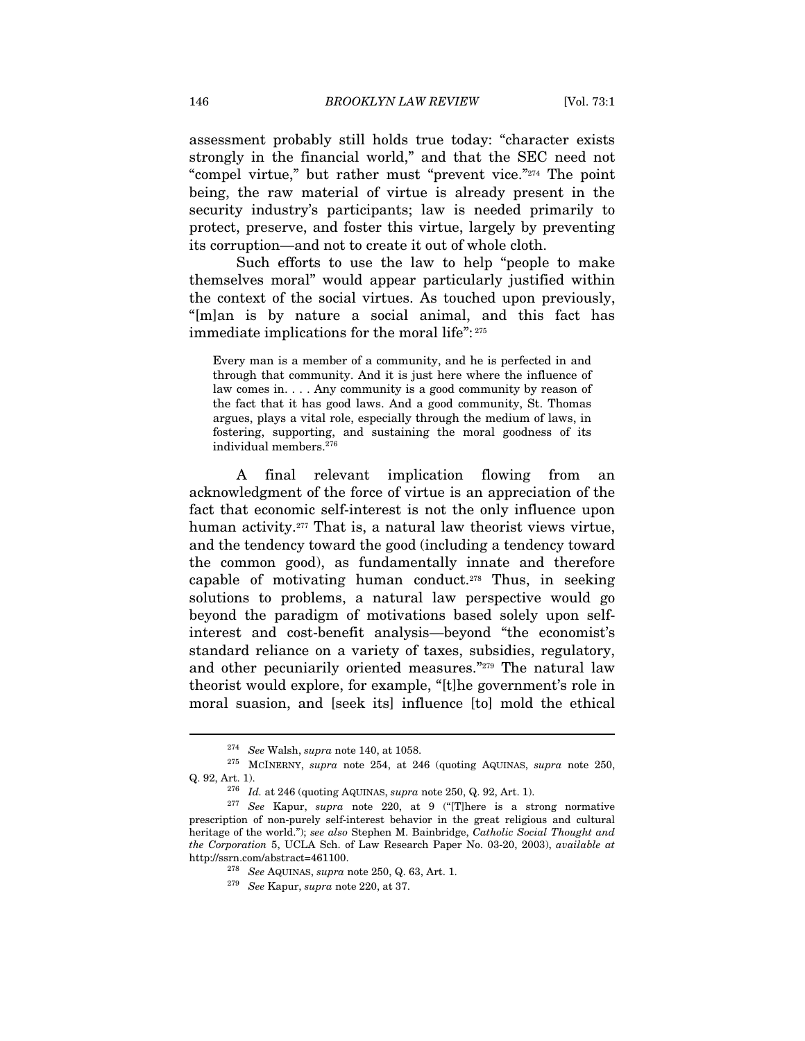assessment probably still holds true today: "character exists strongly in the financial world," and that the SEC need not "compel virtue," but rather must "prevent vice."[274] The point being, the raw material of virtue is already present in the security industry's participants; law is needed primarily to protect, preserve, and foster this virtue, largely by preventing its corruption—and not to create it out of whole cloth.

Such efforts to use the law to help "people to make themselves moral" would appear particularly justified within the context of the social virtues. As touched upon previously, "[m]an is by nature a social animal, and this fact has immediate implications for the moral life":[275]

> Every man is a member of a community, and he is perfected in and through that community. And it is just here where the influence of law comes in. . . . Any community is a good community by reason of the fact that it has good laws. And a good community, St. Thomas argues, plays a vital role, especially through the medium of laws, in fostering, supporting, and sustaining the moral goodness of its individual members.[276]

A final relevant implication flowing from an acknowledgment of the force of virtue is an appreciation of the fact that economic self-interest is not the only influence upon human activity.[277] That is, a natural law theorist views virtue, and the tendency toward the good (including a tendency toward the common good), as fundamentally innate and therefore capable of motivating human conduct.[278] Thus, in seeking solutions to problems, a natural law perspective would go beyond the paradigm of motivations based solely upon self-interest and cost-benefit analysis—beyond "the economist's standard reliance on a variety of taxes, subsidies, regulatory, and other pecuniarily oriented measures."[279] The natural law theorist would explore, for example, "[t]he government's role in moral suasion, and [seek its] influence [to] mold the ethical

---

[274] *See* Walsh, *supra* note 140, at 1058.

[275] MCINERNY, *supra* note 254, at 246 (quoting AQUINAS, *supra* note 250, Q. 92, Art. 1).

[276] *Id.* at 246 (quoting AQUINAS, *supra* note 250, Q. 92, Art. 1).

[277] *See* Kapur, *supra* note 220, at 9 ("[T]here is a strong normative prescription of non-purely self-interest behavior in the great religious and cultural heritage of the world."); *see also* Stephen M. Bainbridge, *Catholic Social Thought and the Corporation* 5, UCLA Sch. of Law Research Paper No. 03-20, 2003), *available at* http://ssrn.com/abstract=461100.

[278] *See* AQUINAS, *supra* note 250, Q. 63, Art. 1.

[279] *See* Kapur, *supra* note 220, at 37.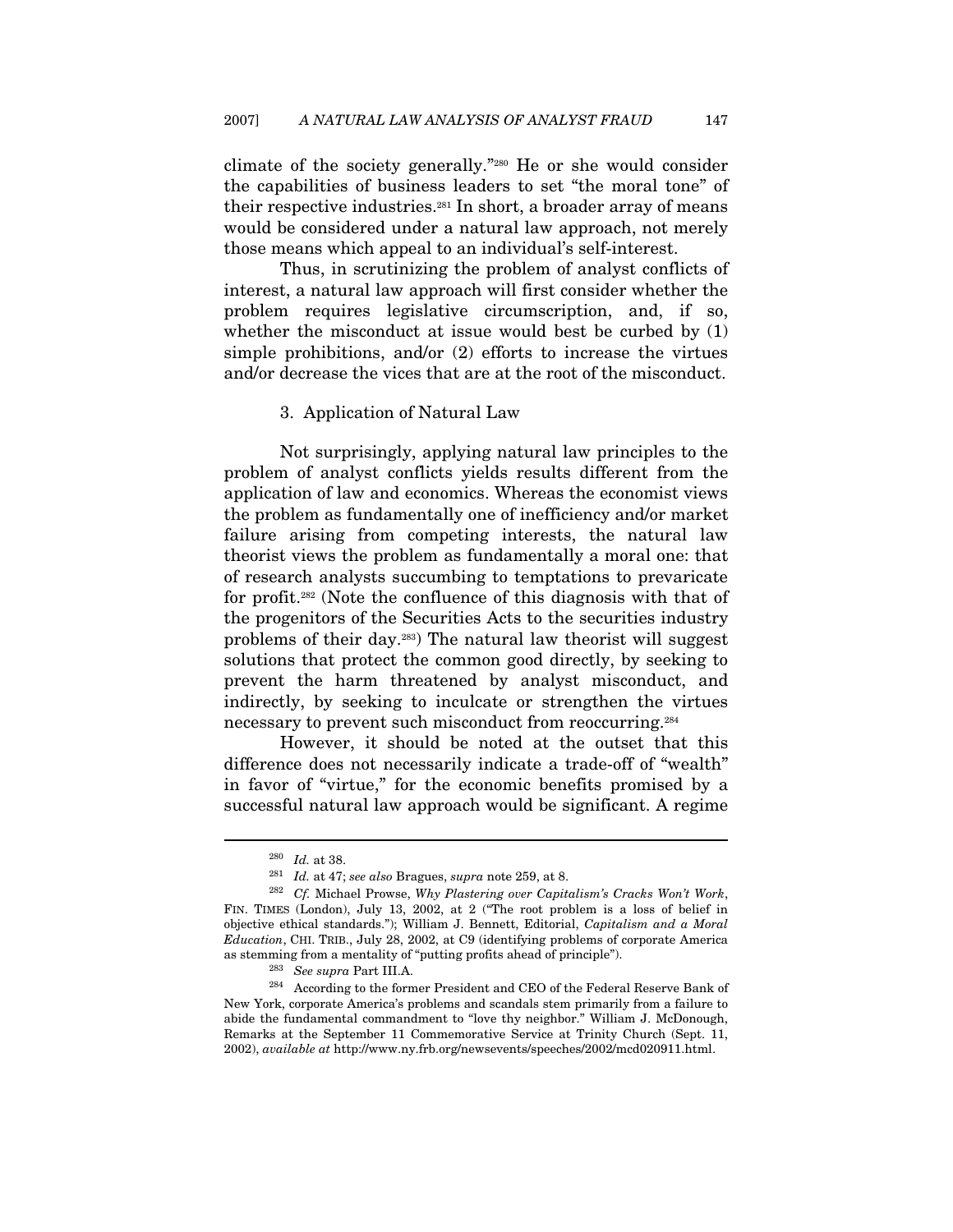climate of the society generally."[280] He or she would consider the capabilities of business leaders to set "the moral tone" of their respective industries.[281] In short, a broader array of means would be considered under a natural law approach, not merely those means which appeal to an individual's self-interest.

Thus, in scrutinizing the problem of analyst conflicts of interest, a natural law approach will first consider whether the problem requires legislative circumscription, and, if so, whether the misconduct at issue would best be curbed by (1) simple prohibitions, and/or (2) efforts to increase the virtues and/or decrease the vices that are at the root of the misconduct.

### 3. Application of Natural Law

Not surprisingly, applying natural law principles to the problem of analyst conflicts yields results different from the application of law and economics. Whereas the economist views the problem as fundamentally one of inefficiency and/or market failure arising from competing interests, the natural law theorist views the problem as fundamentally a moral one: that of research analysts succumbing to temptations to prevaricate for profit.[282] (Note the confluence of this diagnosis with that of the progenitors of the Securities Acts to the securities industry problems of their day.[283]) The natural law theorist will suggest solutions that protect the common good directly, by seeking to prevent the harm threatened by analyst misconduct, and indirectly, by seeking to inculcate or strengthen the virtues necessary to prevent such misconduct from reoccurring.[284]

However, it should be noted at the outset that this difference does not necessarily indicate a trade-off of "wealth" in favor of "virtue," for the economic benefits promised by a successful natural law approach would be significant. A regime

---

[280] *Id.* at 38.

[281] *Id.* at 47; *see also* Bragues, *supra* note 259, at 8.

[282] *Cf.* Michael Prowse, *Why Plastering over Capitalism's Cracks Won't Work*, FIN. TIMES (London), July 13, 2002, at 2 ("The root problem is a loss of belief in objective ethical standards."); William J. Bennett, Editorial, *Capitalism and a Moral Education*, CHI. TRIB., July 28, 2002, at C9 (identifying problems of corporate America as stemming from a mentality of "putting profits ahead of principle").

[283] *See supra* Part III.A.

[284] According to the former President and CEO of the Federal Reserve Bank of New York, corporate America's problems and scandals stem primarily from a failure to abide the fundamental commandment to "love thy neighbor." William J. McDonough, Remarks at the September 11 Commemorative Service at Trinity Church (Sept. 11, 2002), *available at* http://www.ny.frb.org/newsevents/speeches/2002/mcd020911.html.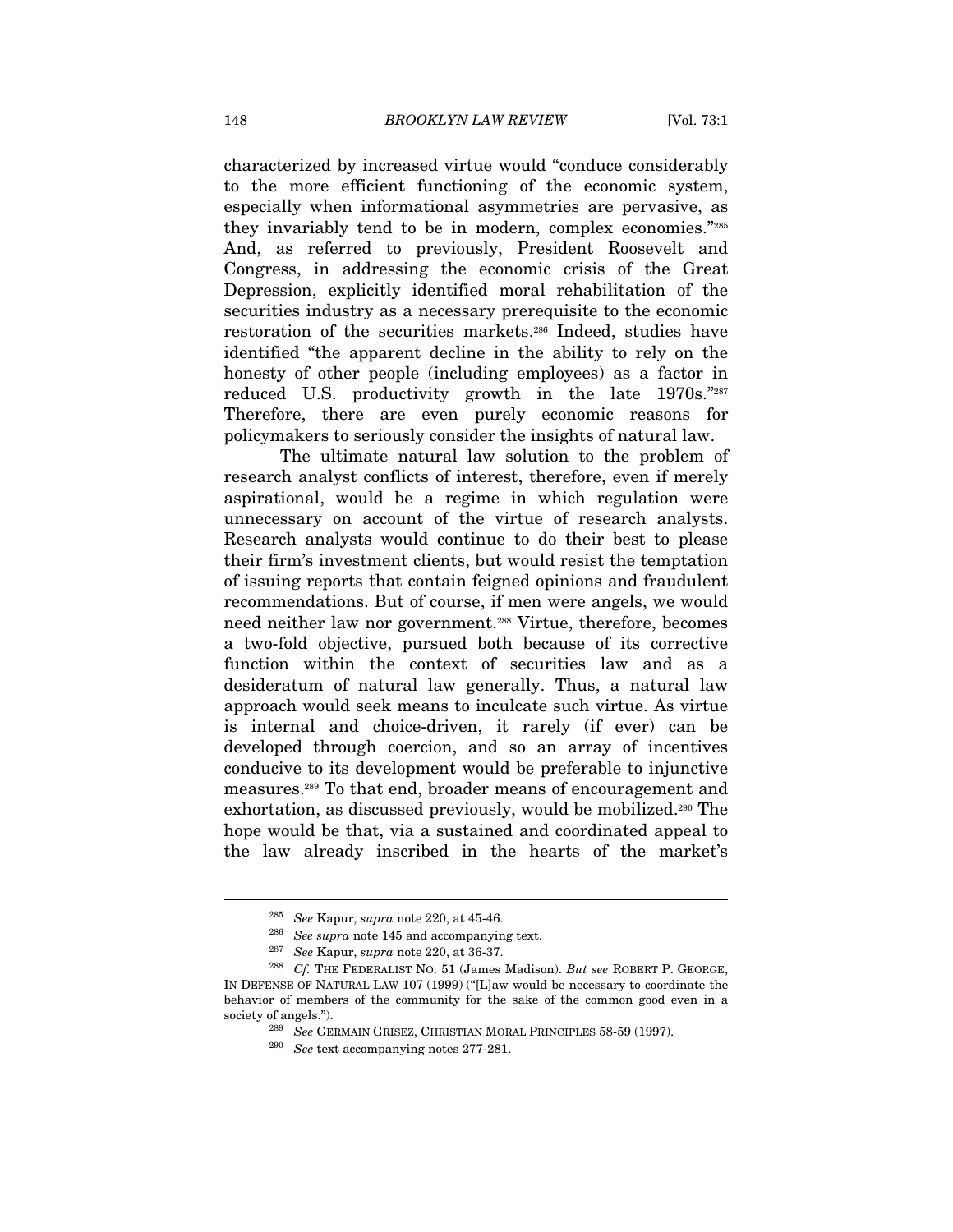characterized by increased virtue would "conduce considerably to the more efficient functioning of the economic system, especially when informational asymmetries are pervasive, as they invariably tend to be in modern, complex economies."[285] And, as referred to previously, President Roosevelt and Congress, in addressing the economic crisis of the Great Depression, explicitly identified moral rehabilitation of the securities industry as a necessary prerequisite to the economic restoration of the securities markets.[286] Indeed, studies have identified "the apparent decline in the ability to rely on the honesty of other people (including employees) as a factor in reduced U.S. productivity growth in the late 1970s."[287] Therefore, there are even purely economic reasons for policymakers to seriously consider the insights of natural law.

The ultimate natural law solution to the problem of research analyst conflicts of interest, therefore, even if merely aspirational, would be a regime in which regulation were unnecessary on account of the virtue of research analysts. Research analysts would continue to do their best to please their firm's investment clients, but would resist the temptation of issuing reports that contain feigned opinions and fraudulent recommendations. But of course, if men were angels, we would need neither law nor government.[288] Virtue, therefore, becomes a two-fold objective, pursued both because of its corrective function within the context of securities law and as a desideratum of natural law generally. Thus, a natural law approach would seek means to inculcate such virtue. As virtue is internal and choice-driven, it rarely (if ever) can be developed through coercion, and so an array of incentives conducive to its development would be preferable to injunctive measures.[289] To that end, broader means of encouragement and exhortation, as discussed previously, would be mobilized.[290] The hope would be that, via a sustained and coordinated appeal to the law already inscribed in the hearts of the market's

---

[285] *See* Kapur, *supra* note 220, at 45-46.

[286] *See supra* note 145 and accompanying text.

[287] *See* Kapur, *supra* note 220, at 36-37.

[288] *Cf.* THE FEDERALIST NO. 51 (James Madison). *But see* ROBERT P. GEORGE, IN DEFENSE OF NATURAL LAW 107 (1999) ("[L]aw would be necessary to coordinate the behavior of members of the community for the sake of the common good even in a society of angels.").

[289] *See* GERMAIN GRISEZ, CHRISTIAN MORAL PRINCIPLES 58-59 (1997).

[290] *See* text accompanying notes 277-281.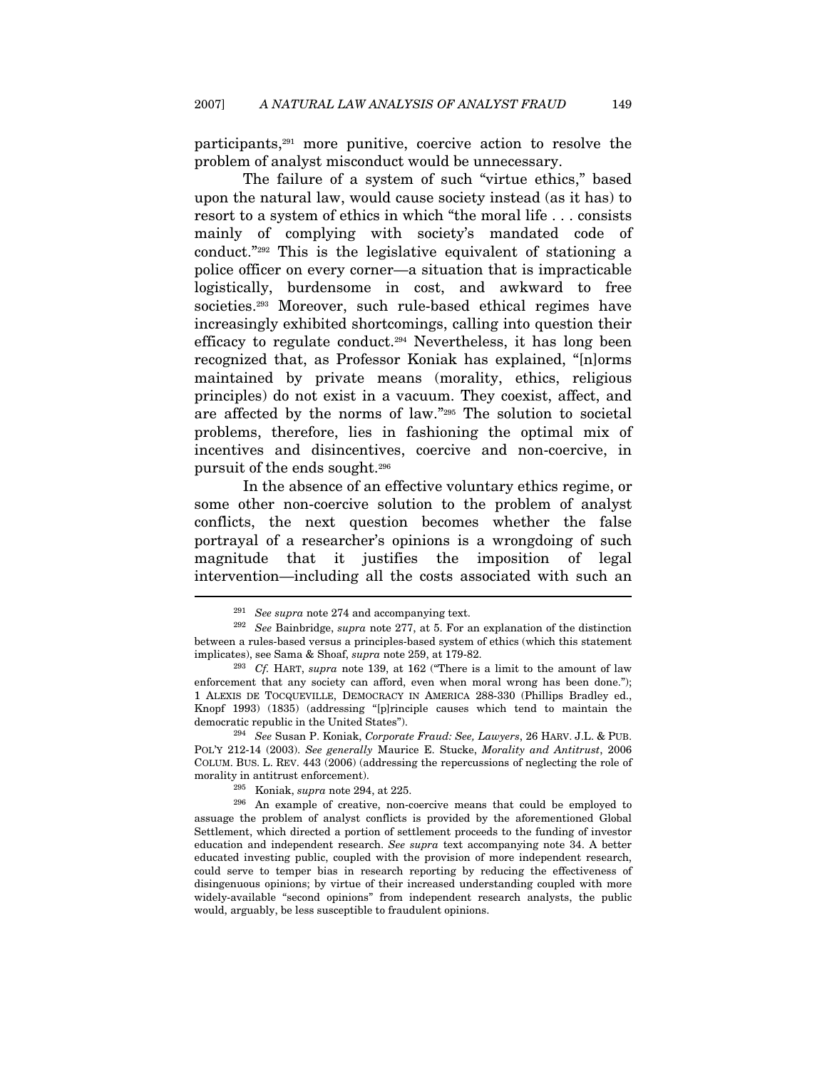participants,[291] more punitive, coercive action to resolve the problem of analyst misconduct would be unnecessary.

The failure of a system of such "virtue ethics," based upon the natural law, would cause society instead (as it has) to resort to a system of ethics in which "the moral life . . . consists mainly of complying with society's mandated code of conduct."[292] This is the legislative equivalent of stationing a police officer on every corner—a situation that is impracticable logistically, burdensome in cost, and awkward to free societies.[293] Moreover, such rule-based ethical regimes have increasingly exhibited shortcomings, calling into question their efficacy to regulate conduct.[294] Nevertheless, it has long been recognized that, as Professor Koniak has explained, "[n]orms maintained by private means (morality, ethics, religious principles) do not exist in a vacuum. They coexist, affect, and are affected by the norms of law."[295] The solution to societal problems, therefore, lies in fashioning the optimal mix of incentives and disincentives, coercive and non-coercive, in pursuit of the ends sought.[296]

In the absence of an effective voluntary ethics regime, or some other non-coercive solution to the problem of analyst conflicts, the next question becomes whether the false portrayal of a researcher's opinions is a wrongdoing of such magnitude that it justifies the imposition of legal intervention—including all the costs associated with such an

---

[291] *See supra* note 274 and accompanying text.

[292] *See* Bainbridge, *supra* note 277, at 5. For an explanation of the distinction between a rules-based versus a principles-based system of ethics (which this statement implicates), see Sama & Shoaf, *supra* note 259, at 179-82.

[293] *Cf.* HART, *supra* note 139, at 162 ("There is a limit to the amount of law enforcement that any society can afford, even when moral wrong has been done."); 1 ALEXIS DE TOCQUEVILLE, DEMOCRACY IN AMERICA 288-330 (Phillips Bradley ed., Knopf 1993) (1835) (addressing "[p]rinciple causes which tend to maintain the democratic republic in the United States").

[294] *See* Susan P. Koniak, *Corporate Fraud: See, Lawyers*, 26 HARV. J.L. & PUB. POL'Y 212-14 (2003). *See generally* Maurice E. Stucke, *Morality and Antitrust*, 2006 COLUM. BUS. L. REV. 443 (2006) (addressing the repercussions of neglecting the role of morality in antitrust enforcement).

[295] Koniak, *supra* note 294, at 225.

[296] An example of creative, non-coercive means that could be employed to assuage the problem of analyst conflicts is provided by the aforementioned Global Settlement, which directed a portion of settlement proceeds to the funding of investor education and independent research. *See supra* text accompanying note 34. A better educated investing public, coupled with the provision of more independent research, could serve to temper bias in research reporting by reducing the effectiveness of disingenuous opinions; by virtue of their increased understanding coupled with more widely-available "second opinions" from independent research analysts, the public would, arguably, be less susceptible to fraudulent opinions.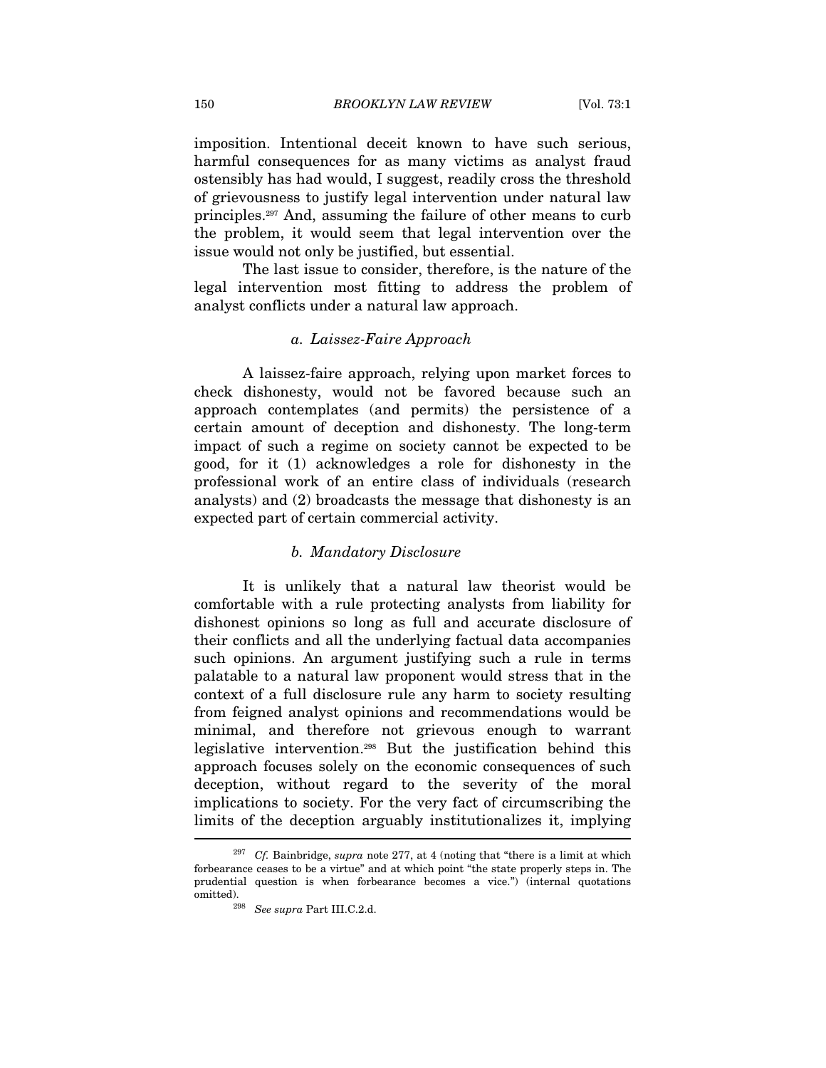imposition. Intentional deceit known to have such serious, harmful consequences for as many victims as analyst fraud ostensibly has had would, I suggest, readily cross the threshold of grievousness to justify legal intervention under natural law principles.[297] And, assuming the failure of other means to curb the problem, it would seem that legal intervention over the issue would not only be justified, but essential.

The last issue to consider, therefore, is the nature of the legal intervention most fitting to address the problem of analyst conflicts under a natural law approach.

#### *a. Laissez-Faire Approach*

A laissez-faire approach, relying upon market forces to check dishonesty, would not be favored because such an approach contemplates (and permits) the persistence of a certain amount of deception and dishonesty. The long-term impact of such a regime on society cannot be expected to be good, for it (1) acknowledges a role for dishonesty in the professional work of an entire class of individuals (research analysts) and (2) broadcasts the message that dishonesty is an expected part of certain commercial activity.

#### *b. Mandatory Disclosure*

It is unlikely that a natural law theorist would be comfortable with a rule protecting analysts from liability for dishonest opinions so long as full and accurate disclosure of their conflicts and all the underlying factual data accompanies such opinions. An argument justifying such a rule in terms palatable to a natural law proponent would stress that in the context of a full disclosure rule any harm to society resulting from feigned analyst opinions and recommendations would be minimal, and therefore not grievous enough to warrant legislative intervention.[298] But the justification behind this approach focuses solely on the economic consequences of such deception, without regard to the severity of the moral implications to society. For the very fact of circumscribing the limits of the deception arguably institutionalizes it, implying

---

[297] *Cf.* Bainbridge, *supra* note 277, at 4 (noting that "there is a limit at which forbearance ceases to be a virtue" and at which point "the state properly steps in. The prudential question is when forbearance becomes a vice.") (internal quotations omitted).

[298] *See supra* Part III.C.2.d.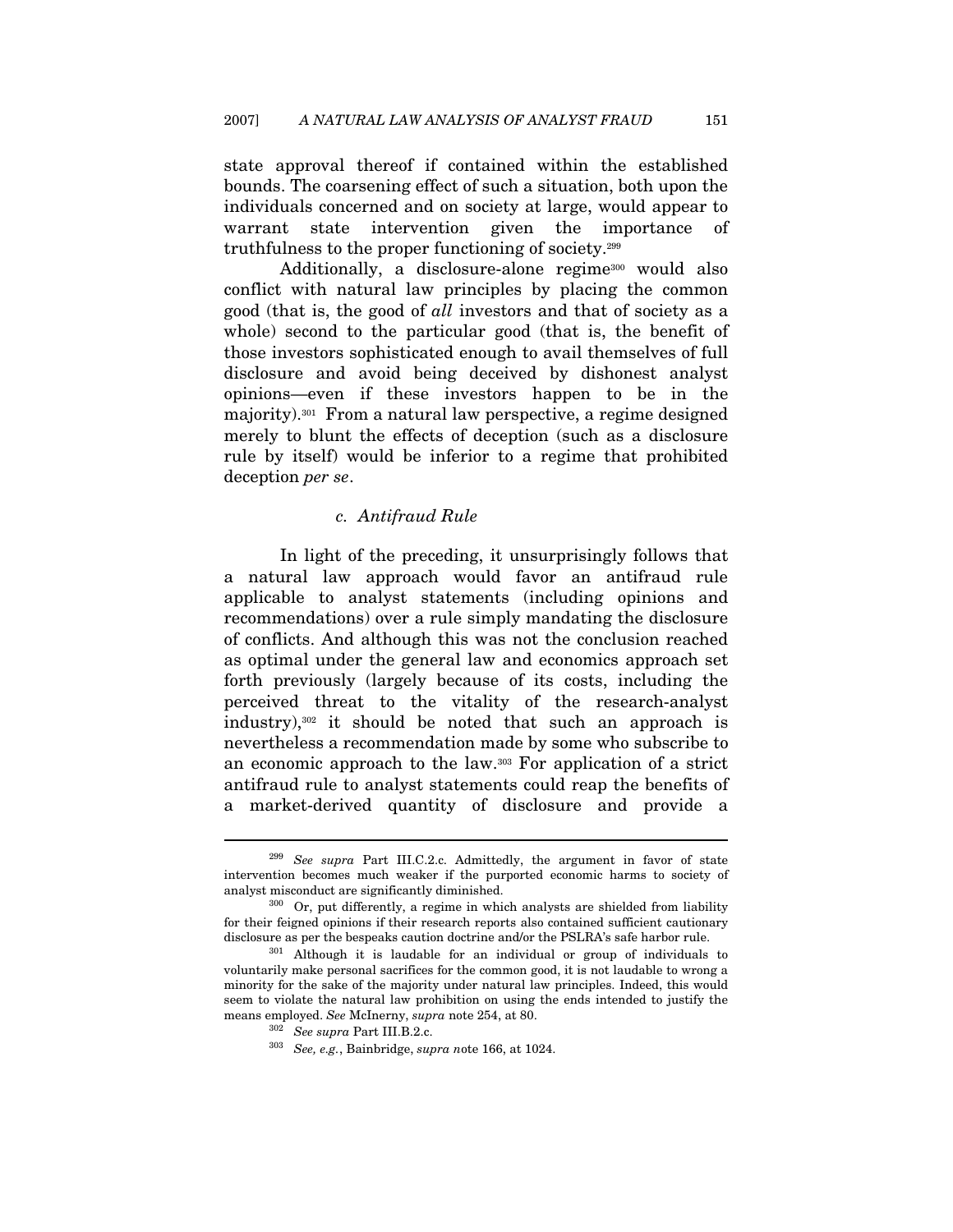state approval thereof if contained within the established bounds. The coarsening effect of such a situation, both upon the individuals concerned and on society at large, would appear to warrant state intervention given the importance of truthfulness to the proper functioning of society.[299]

Additionally, a disclosure-alone regime[300] would also conflict with natural law principles by placing the common good (that is, the good of *all* investors and that of society as a whole) second to the particular good (that is, the benefit of those investors sophisticated enough to avail themselves of full disclosure and avoid being deceived by dishonest analyst opinions—even if these investors happen to be in the majority).[301] From a natural law perspective, a regime designed merely to blunt the effects of deception (such as a disclosure rule by itself) would be inferior to a regime that prohibited deception *per se*.

#### c. Antifraud Rule

In light of the preceding, it unsurprisingly follows that a natural law approach would favor an antifraud rule applicable to analyst statements (including opinions and recommendations) over a rule simply mandating the disclosure of conflicts. And although this was not the conclusion reached as optimal under the general law and economics approach set forth previously (largely because of its costs, including the perceived threat to the vitality of the research-analyst industry),[302] it should be noted that such an approach is nevertheless a recommendation made by some who subscribe to an economic approach to the law.[303] For application of a strict antifraud rule to analyst statements could reap the benefits of a market-derived quantity of disclosure and provide a

---

[299] *See supra* Part III.C.2.c. Admittedly, the argument in favor of state intervention becomes much weaker if the purported economic harms to society of analyst misconduct are significantly diminished.

[300] Or, put differently, a regime in which analysts are shielded from liability for their feigned opinions if their research reports also contained sufficient cautionary disclosure as per the bespeaks caution doctrine and/or the PSLRA's safe harbor rule.

[301] Although it is laudable for an individual or group of individuals to voluntarily make personal sacrifices for the common good, it is not laudable to wrong a minority for the sake of the majority under natural law principles. Indeed, this would seem to violate the natural law prohibition on using the ends intended to justify the means employed. *See* McInerny, *supra* note 254, at 80.

[302] *See supra* Part III.B.2.c.

[303] *See, e.g.*, Bainbridge, *supra n*ote 166, at 1024.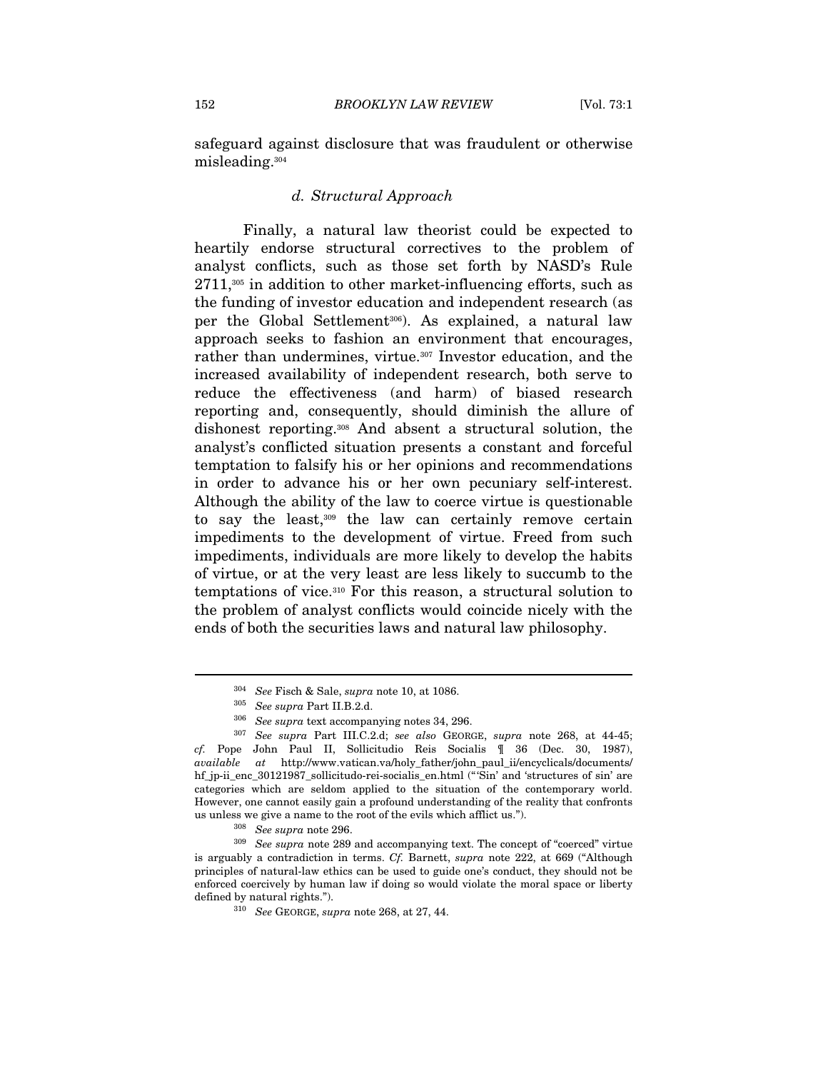safeguard against disclosure that was fraudulent or otherwise misleading.[304]

#### *d. Structural Approach*

Finally, a natural law theorist could be expected to heartily endorse structural correctives to the problem of analyst conflicts, such as those set forth by NASD's Rule 2711,[305] in addition to other market-influencing efforts, such as the funding of investor education and independent research (as per the Global Settlement[306]). As explained, a natural law approach seeks to fashion an environment that encourages, rather than undermines, virtue.[307] Investor education, and the increased availability of independent research, both serve to reduce the effectiveness (and harm) of biased research reporting and, consequently, should diminish the allure of dishonest reporting.[308] And absent a structural solution, the analyst's conflicted situation presents a constant and forceful temptation to falsify his or her opinions and recommendations in order to advance his or her own pecuniary self-interest. Although the ability of the law to coerce virtue is questionable to say the least,[309] the law can certainly remove certain impediments to the development of virtue. Freed from such impediments, individuals are more likely to develop the habits of virtue, or at the very least are less likely to succumb to the temptations of vice.[310] For this reason, a structural solution to the problem of analyst conflicts would coincide nicely with the ends of both the securities laws and natural law philosophy.

---

[304] *See* Fisch & Sale, *supra* note 10, at 1086.

[305] *See supra* Part II.B.2.d.

[306] *See supra* text accompanying notes 34, 296.

[307] *See supra* Part III.C.2.d; *see also* GEORGE, *supra* note 268, at 44-45; *cf.* Pope John Paul II, Sollicitudio Reis Socialis ¶ 36 (Dec. 30, 1987), *available at* http://www.vatican.va/holy_father/john_paul_ii/encyclicals/documents/hf_jp-ii_enc_30121987_sollicitudo-rei-socialis_en.html ("'Sin' and 'structures of sin' are categories which are seldom applied to the situation of the contemporary world. However, one cannot easily gain a profound understanding of the reality that confronts us unless we give a name to the root of the evils which afflict us.").

[308] *See supra* note 296.

[309] *See supra* note 289 and accompanying text. The concept of "coerced" virtue is arguably a contradiction in terms. *Cf.* Barnett, *supra* note 222, at 669 ("Although principles of natural-law ethics can be used to guide one's conduct, they should not be enforced coercively by human law if doing so would violate the moral space or liberty defined by natural rights.").

[310] *See* GEORGE, *supra* note 268, at 27, 44.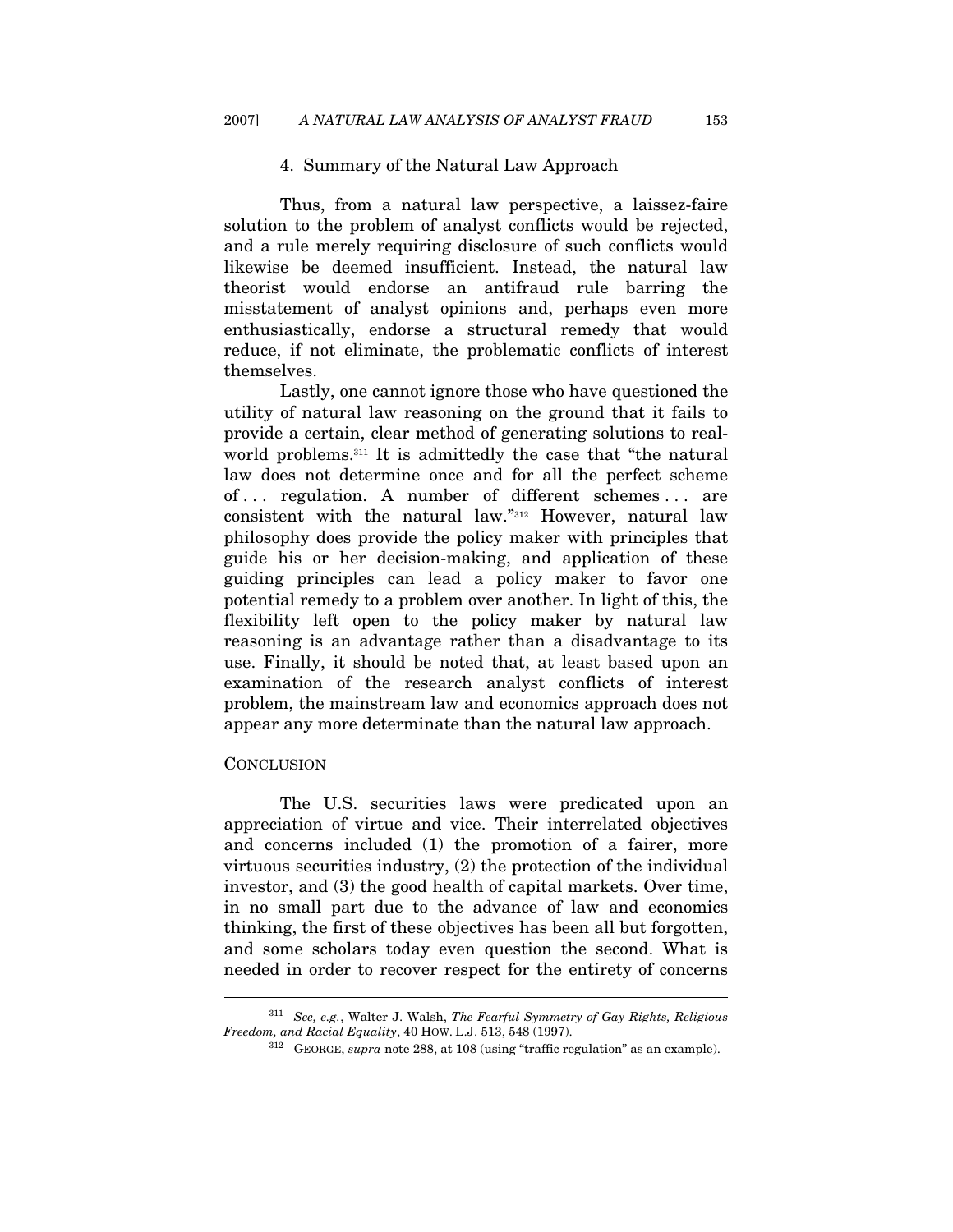### 4. Summary of the Natural Law Approach

Thus, from a natural law perspective, a laissez-faire solution to the problem of analyst conflicts would be rejected, and a rule merely requiring disclosure of such conflicts would likewise be deemed insufficient. Instead, the natural law theorist would endorse an antifraud rule barring the misstatement of analyst opinions and, perhaps even more enthusiastically, endorse a structural remedy that would reduce, if not eliminate, the problematic conflicts of interest themselves.

Lastly, one cannot ignore those who have questioned the utility of natural law reasoning on the ground that it fails to provide a certain, clear method of generating solutions to real-world problems.[311] It is admittedly the case that "the natural law does not determine once and for all the perfect scheme of . . . regulation. A number of different schemes . . . are consistent with the natural law."[312] However, natural law philosophy does provide the policy maker with principles that guide his or her decision-making, and application of these guiding principles can lead a policy maker to favor one potential remedy to a problem over another. In light of this, the flexibility left open to the policy maker by natural law reasoning is an advantage rather than a disadvantage to its use. Finally, it should be noted that, at least based upon an examination of the research analyst conflicts of interest problem, the mainstream law and economics approach does not appear any more determinate than the natural law approach.

## CONCLUSION

The U.S. securities laws were predicated upon an appreciation of virtue and vice. Their interrelated objectives and concerns included (1) the promotion of a fairer, more virtuous securities industry, (2) the protection of the individual investor, and (3) the good health of capital markets. Over time, in no small part due to the advance of law and economics thinking, the first of these objectives has been all but forgotten, and some scholars today even question the second. What is needed in order to recover respect for the entirety of concerns

---

[311] *See, e.g.*, Walter J. Walsh, *The Fearful Symmetry of Gay Rights, Religious Freedom, and Racial Equality*, 40 HOW. L.J. 513, 548 (1997).

[312] GEORGE, *supra* note 288, at 108 (using "traffic regulation" as an example).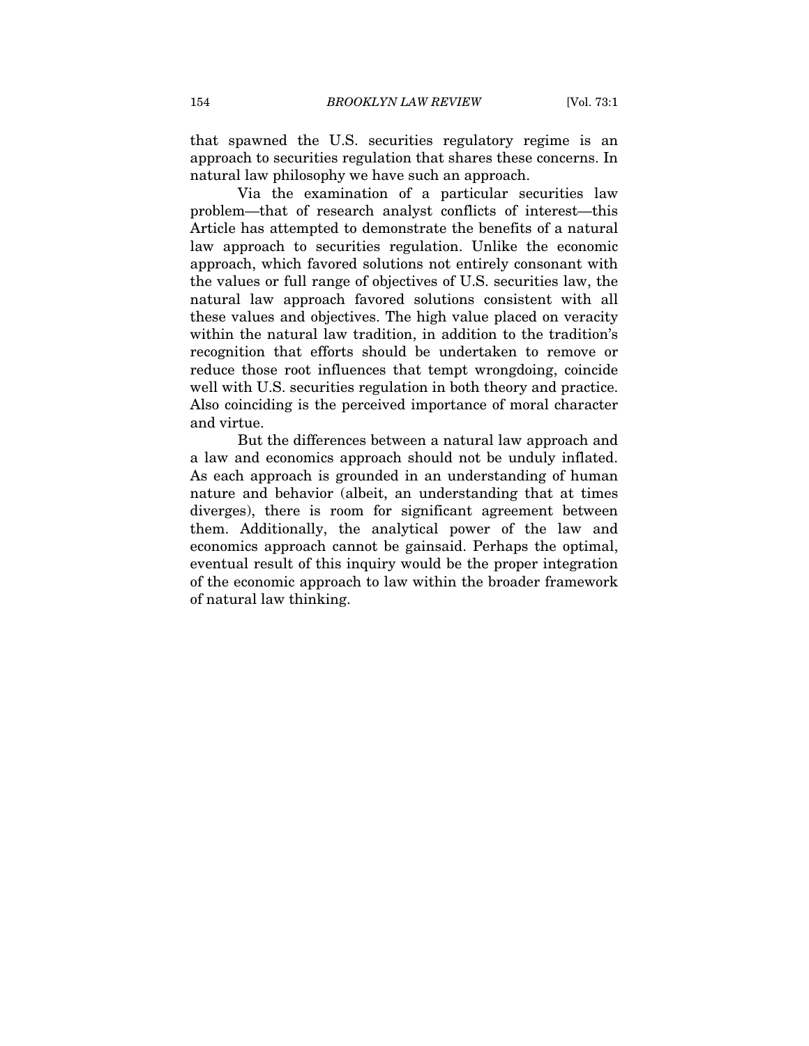that spawned the U.S. securities regulatory regime is an approach to securities regulation that shares these concerns. In natural law philosophy we have such an approach.

Via the examination of a particular securities law problem—that of research analyst conflicts of interest—this Article has attempted to demonstrate the benefits of a natural law approach to securities regulation. Unlike the economic approach, which favored solutions not entirely consonant with the values or full range of objectives of U.S. securities law, the natural law approach favored solutions consistent with all these values and objectives. The high value placed on veracity within the natural law tradition, in addition to the tradition's recognition that efforts should be undertaken to remove or reduce those root influences that tempt wrongdoing, coincide well with U.S. securities regulation in both theory and practice. Also coinciding is the perceived importance of moral character and virtue.

But the differences between a natural law approach and a law and economics approach should not be unduly inflated. As each approach is grounded in an understanding of human nature and behavior (albeit, an understanding that at times diverges), there is room for significant agreement between them. Additionally, the analytical power of the law and economics approach cannot be gainsaid. Perhaps the optimal, eventual result of this inquiry would be the proper integration of the economic approach to law within the broader framework of natural law thinking.